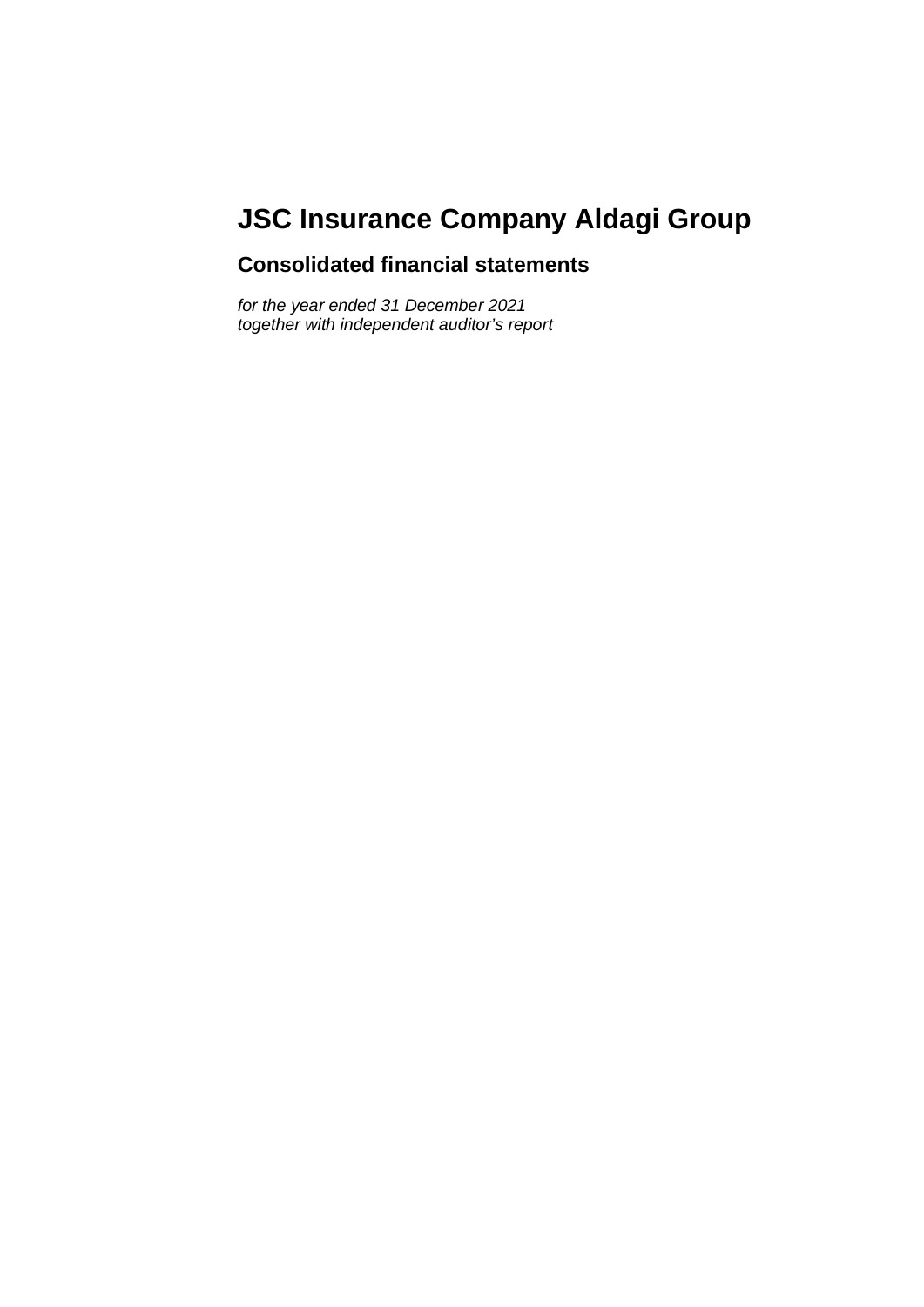# JSC Insurance Company Aldagi Group

## Consolidated financial statements

*for the year ended 31 December 2021*
*together with independent auditor's report*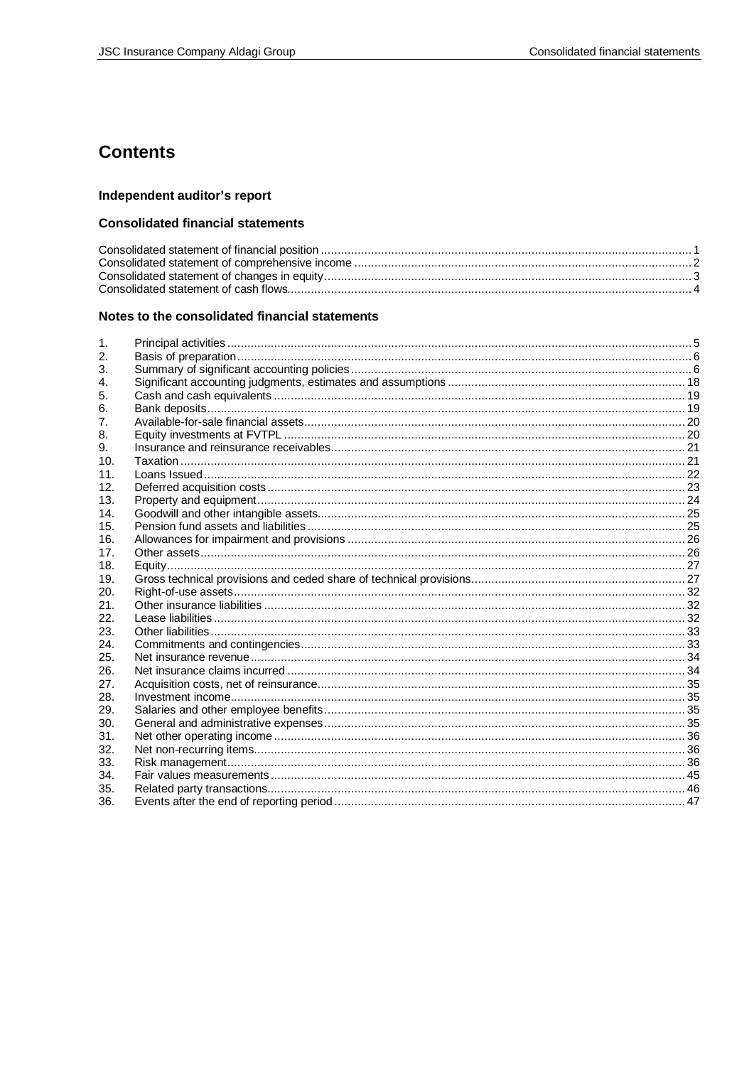# Contents

### Independent auditor's report

### Consolidated financial statements

| | |
|---|---|
| Consolidated statement of financial position | 1 |
| Consolidated statement of comprehensive income | 2 |
| Consolidated statement of changes in equity | 3 |
| Consolidated statement of cash flows | 4 |

### Notes to the consolidated financial statements

| | | |
|---|---|---|
| 1. | Principal activities | 5 |
| 2. | Basis of preparation | 6 |
| 3. | Summary of significant accounting policies | 6 |
| 4. | Significant accounting judgments, estimates and assumptions | 18 |
| 5. | Cash and cash equivalents | 19 |
| 6. | Bank deposits | 19 |
| 7. | Available-for-sale financial assets | 20 |
| 8. | Equity investments at FVTPL | 20 |
| 9. | Insurance and reinsurance receivables | 21 |
| 10. | Taxation | 21 |
| 11. | Loans Issued | 22 |
| 12. | Deferred acquisition costs | 23 |
| 13. | Property and equipment | 24 |
| 14. | Goodwill and other intangible assets | 25 |
| 15. | Pension fund assets and liabilities | 25 |
| 16. | Allowances for impairment and provisions | 26 |
| 17. | Other assets | 26 |
| 18. | Equity | 27 |
| 19. | Gross technical provisions and ceded share of technical provisions | 27 |
| 20. | Right-of-use assets | 32 |
| 21. | Other insurance liabilities | 32 |
| 22. | Lease liabilities | 32 |
| 23. | Other liabilities | 33 |
| 24. | Commitments and contingencies | 33 |
| 25. | Net insurance revenue | 34 |
| 26. | Net insurance claims incurred | 34 |
| 27. | Acquisition costs, net of reinsurance | 35 |
| 28. | Investment income | 35 |
| 29. | Salaries and other employee benefits | 35 |
| 30. | General and administrative expenses | 35 |
| 31. | Net other operating income | 36 |
| 32. | Net non-recurring items | 36 |
| 33. | Risk management | 36 |
| 34. | Fair values measurements | 45 |
| 35. | Related party transactions | 46 |
| 36. | Events after the end of reporting period | 47 |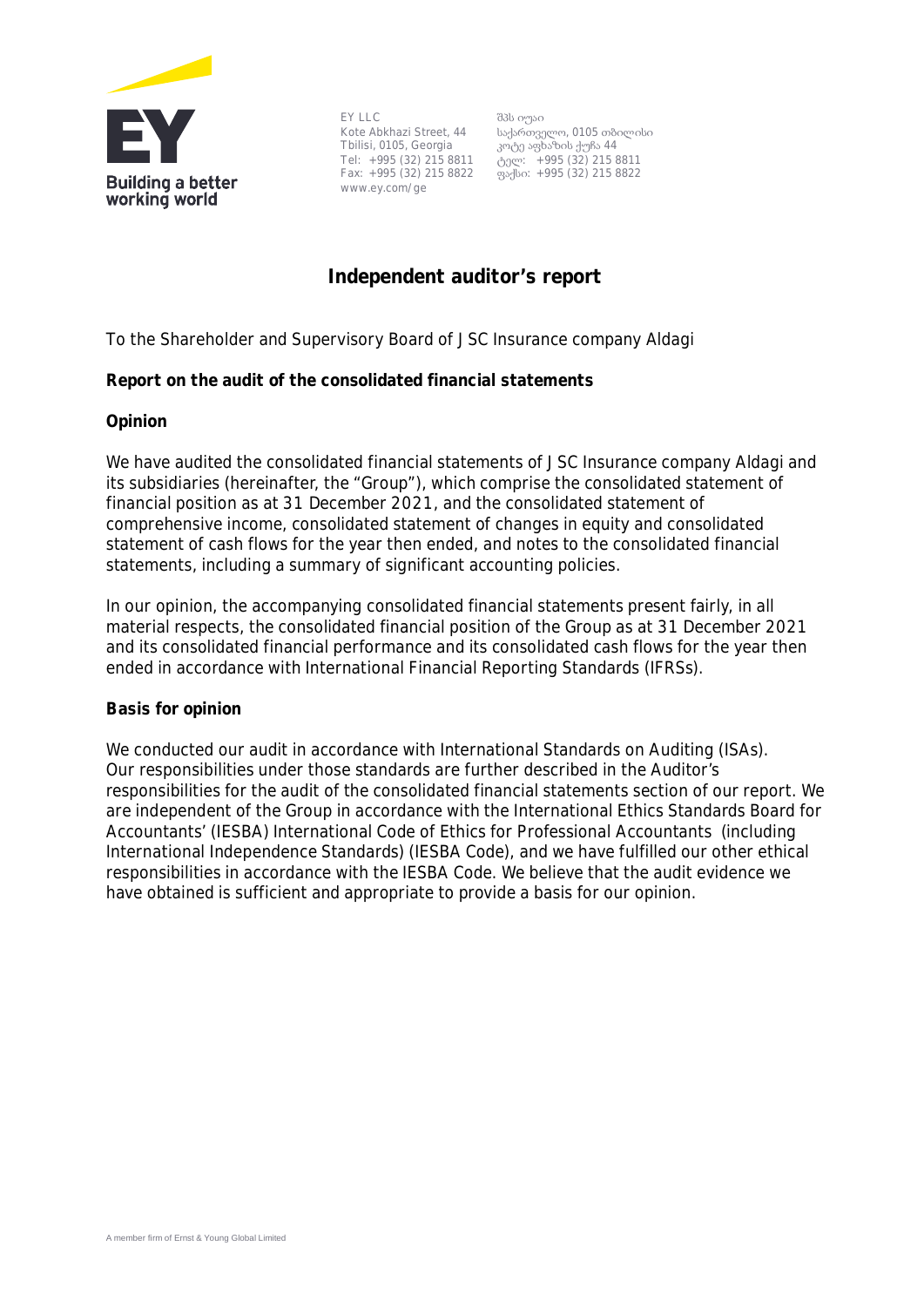EY LLC
Kote Abkhazi Street, 44
Tbilisi, 0105, Georgia
Tel: +995 (32) 215 8811
Fax: +995 (32) 215 8822
www.ey.com/ge

შპს იუაი
საქართველო, 0105 თბილისი
კოტე აფხაზის ქუჩა 44
ტელ: +995 (32) 215 8811
ფაქსი: +995 (32) 215 8822

# Independent auditor's report

To the Shareholder and Supervisory Board of JSC Insurance company Aldagi

## Report on the audit of the consolidated financial statements

### Opinion

We have audited the consolidated financial statements of JSC Insurance company Aldagi and its subsidiaries (hereinafter, the "Group"), which comprise the consolidated statement of financial position as at 31 December 2021, and the consolidated statement of comprehensive income, consolidated statement of changes in equity and consolidated statement of cash flows for the year then ended, and notes to the consolidated financial statements, including a summary of significant accounting policies.

In our opinion, the accompanying consolidated financial statements present fairly, in all material respects, the consolidated financial position of the Group as at 31 December 2021 and its consolidated financial performance and its consolidated cash flows for the year then ended in accordance with International Financial Reporting Standards (IFRSs).

### Basis for opinion

We conducted our audit in accordance with International Standards on Auditing (ISAs). Our responsibilities under those standards are further described in the Auditor's responsibilities for the audit of the consolidated financial statements section of our report. We are independent of the Group in accordance with the International Ethics Standards Board for Accountants' (IESBA) International Code of Ethics for Professional Accountants (including International Independence Standards) (IESBA Code), and we have fulfilled our other ethical responsibilities in accordance with the IESBA Code. We believe that the audit evidence we have obtained is sufficient and appropriate to provide a basis for our opinion.

A member firm of Ernst & Young Global Limited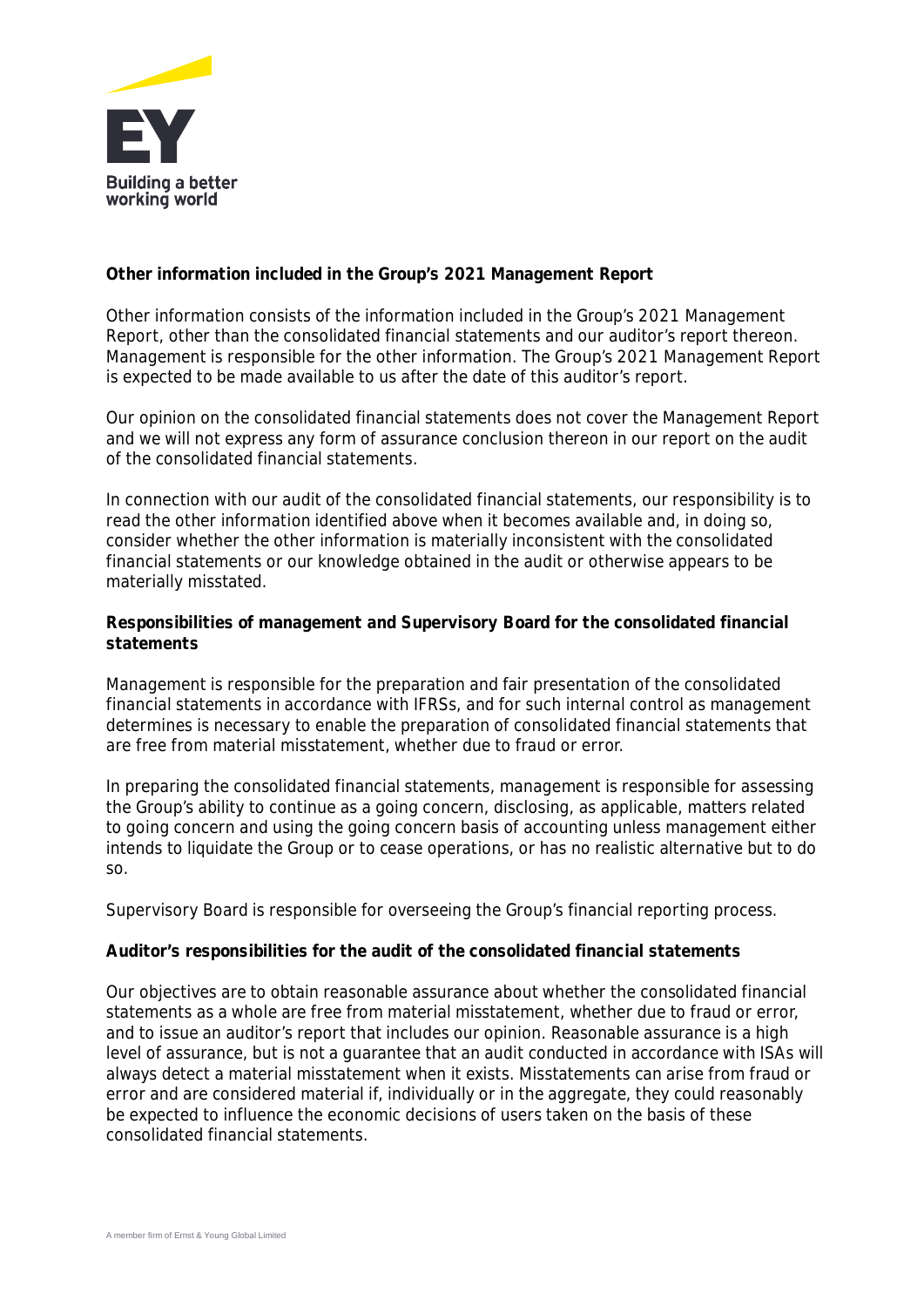**Other information included in the Group's 2021 Management Report**

Other information consists of the information included in the Group's 2021 Management Report, other than the consolidated financial statements and our auditor's report thereon. Management is responsible for the other information. The Group's 2021 Management Report is expected to be made available to us after the date of this auditor's report.

Our opinion on the consolidated financial statements does not cover the Management Report and we will not express any form of assurance conclusion thereon in our report on the audit of the consolidated financial statements.

In connection with our audit of the consolidated financial statements, our responsibility is to read the other information identified above when it becomes available and, in doing so, consider whether the other information is materially inconsistent with the consolidated financial statements or our knowledge obtained in the audit or otherwise appears to be materially misstated.

**Responsibilities of management and Supervisory Board for the consolidated financial statements**

Management is responsible for the preparation and fair presentation of the consolidated financial statements in accordance with IFRSs, and for such internal control as management determines is necessary to enable the preparation of consolidated financial statements that are free from material misstatement, whether due to fraud or error.

In preparing the consolidated financial statements, management is responsible for assessing the Group's ability to continue as a going concern, disclosing, as applicable, matters related to going concern and using the going concern basis of accounting unless management either intends to liquidate the Group or to cease operations, or has no realistic alternative but to do so.

Supervisory Board is responsible for overseeing the Group's financial reporting process.

**Auditor's responsibilities for the audit of the consolidated financial statements**

Our objectives are to obtain reasonable assurance about whether the consolidated financial statements as a whole are free from material misstatement, whether due to fraud or error, and to issue an auditor's report that includes our opinion. Reasonable assurance is a high level of assurance, but is not a guarantee that an audit conducted in accordance with ISAs will always detect a material misstatement when it exists. Misstatements can arise from fraud or error and are considered material if, individually or in the aggregate, they could reasonably be expected to influence the economic decisions of users taken on the basis of these consolidated financial statements.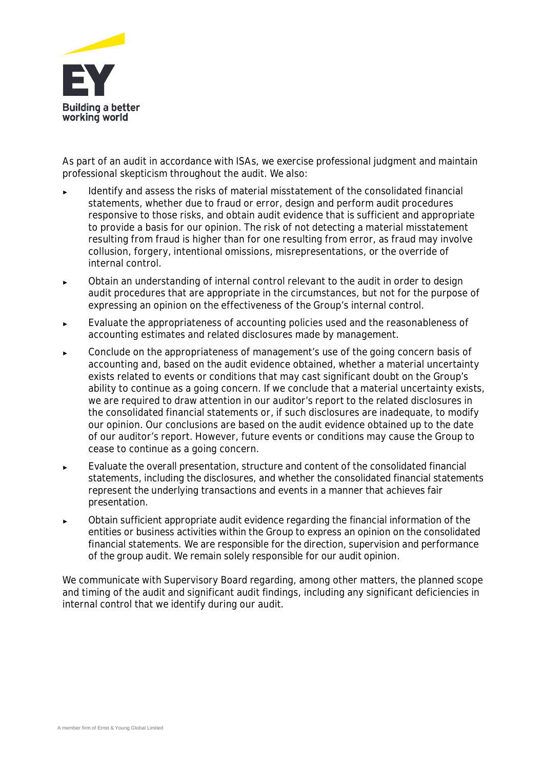As part of an audit in accordance with ISAs, we exercise professional judgment and maintain professional skepticism throughout the audit. We also:

- Identify and assess the risks of material misstatement of the consolidated financial statements, whether due to fraud or error, design and perform audit procedures responsive to those risks, and obtain audit evidence that is sufficient and appropriate to provide a basis for our opinion. The risk of not detecting a material misstatement resulting from fraud is higher than for one resulting from error, as fraud may involve collusion, forgery, intentional omissions, misrepresentations, or the override of internal control.
- Obtain an understanding of internal control relevant to the audit in order to design audit procedures that are appropriate in the circumstances, but not for the purpose of expressing an opinion on the effectiveness of the Group's internal control.
- Evaluate the appropriateness of accounting policies used and the reasonableness of accounting estimates and related disclosures made by management.
- Conclude on the appropriateness of management's use of the going concern basis of accounting and, based on the audit evidence obtained, whether a material uncertainty exists related to events or conditions that may cast significant doubt on the Group's ability to continue as a going concern. If we conclude that a material uncertainty exists, we are required to draw attention in our auditor's report to the related disclosures in the consolidated financial statements or, if such disclosures are inadequate, to modify our opinion. Our conclusions are based on the audit evidence obtained up to the date of our auditor's report. However, future events or conditions may cause the Group to cease to continue as a going concern.
- Evaluate the overall presentation, structure and content of the consolidated financial statements, including the disclosures, and whether the consolidated financial statements represent the underlying transactions and events in a manner that achieves fair presentation.
- Obtain sufficient appropriate audit evidence regarding the financial information of the entities or business activities within the Group to express an opinion on the consolidated financial statements. We are responsible for the direction, supervision and performance of the group audit. We remain solely responsible for our audit opinion.

We communicate with Supervisory Board regarding, among other matters, the planned scope and timing of the audit and significant audit findings, including any significant deficiencies in internal control that we identify during our audit.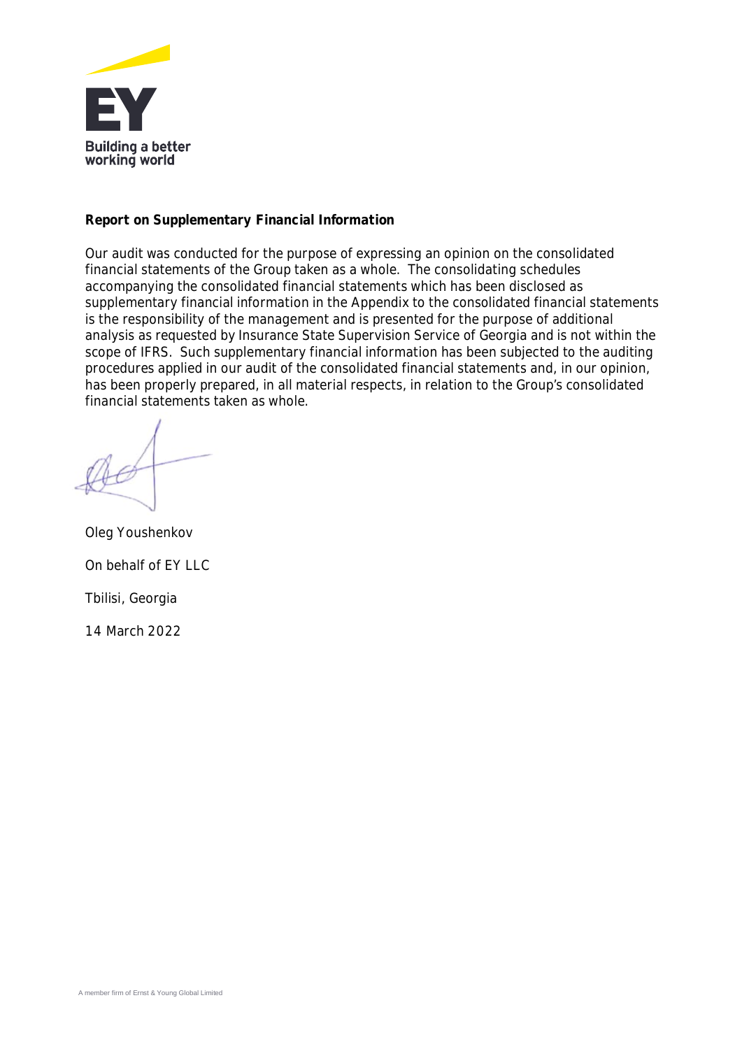**Report on Supplementary Financial Information**

Our audit was conducted for the purpose of expressing an opinion on the consolidated financial statements of the Group taken as a whole. The consolidating schedules accompanying the consolidated financial statements which has been disclosed as supplementary financial information in the Appendix to the consolidated financial statements is the responsibility of the management and is presented for the purpose of additional analysis as requested by Insurance State Supervision Service of Georgia and is not within the scope of IFRS. Such supplementary financial information has been subjected to the auditing procedures applied in our audit of the consolidated financial statements and, in our opinion, has been properly prepared, in all material respects, in relation to the Group's consolidated financial statements taken as whole.

Oleg Youshenkov

On behalf of EY LLC

Tbilisi, Georgia

14 March 2022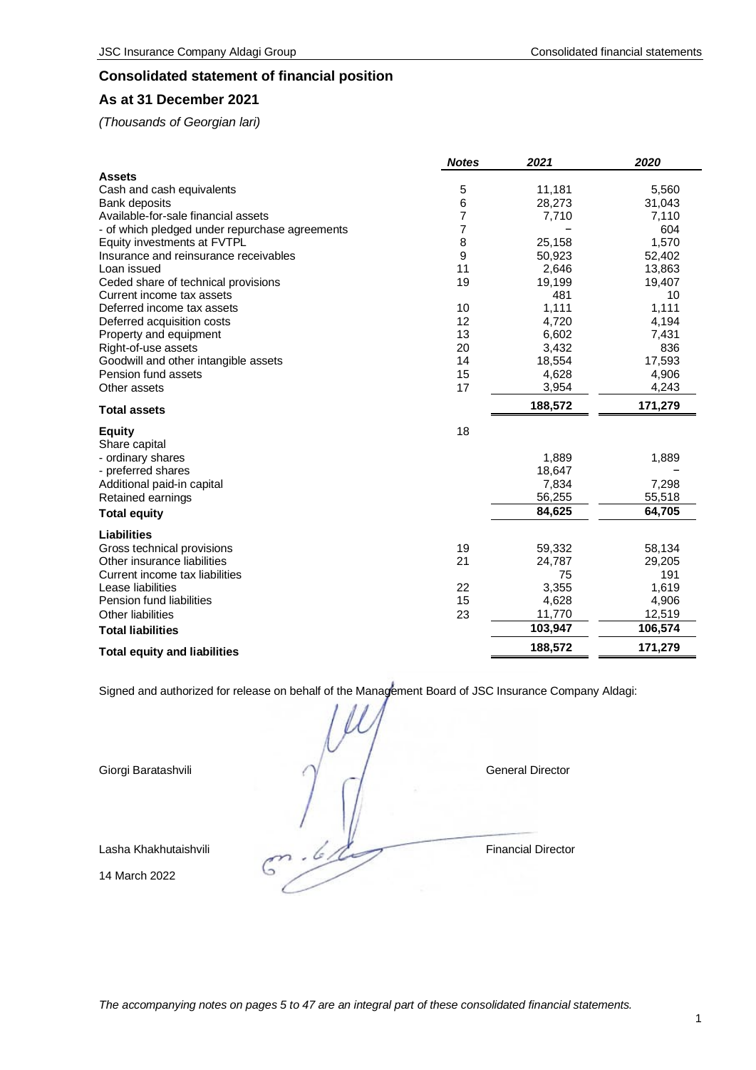## Consolidated statement of financial position

## As at 31 December 2021

*(Thousands of Georgian lari)*

| | *Notes* | *2021* | *2020* |
|---|---|---|---|
| **Assets** | | | |
| Cash and cash equivalents | 5 | 11,181 | 5,560 |
| Bank deposits | 6 | 28,273 | 31,043 |
| Available-for-sale financial assets | 7 | 7,710 | 7,110 |
| - of which pledged under repurchase agreements | 7 | – | 604 |
| Equity investments at FVTPL | 8 | 25,158 | 1,570 |
| Insurance and reinsurance receivables | 9 | 50,923 | 52,402 |
| Loan issued | 11 | 2,646 | 13,863 |
| Ceded share of technical provisions | 19 | 19,199 | 19,407 |
| Current income tax assets | | 481 | 10 |
| Deferred income tax assets | 10 | 1,111 | 1,111 |
| Deferred acquisition costs | 12 | 4,720 | 4,194 |
| Property and equipment | 13 | 6,602 | 7,431 |
| Right-of-use assets | 20 | 3,432 | 836 |
| Goodwill and other intangible assets | 14 | 18,554 | 17,593 |
| Pension fund assets | 15 | 4,628 | 4,906 |
| Other assets | 17 | 3,954 | 4,243 |
| **Total assets** | | **188,572** | **171,279** |
| **Equity** | 18 | | |
| Share capital | | | |
| - ordinary shares | | 1,889 | 1,889 |
| - preferred shares | | 18,647 | – |
| Additional paid-in capital | | 7,834 | 7,298 |
| Retained earnings | | 56,255 | 55,518 |
| **Total equity** | | **84,625** | **64,705** |
| **Liabilities** | | | |
| Gross technical provisions | 19 | 59,332 | 58,134 |
| Other insurance liabilities | 21 | 24,787 | 29,205 |
| Current income tax liabilities | | 75 | 191 |
| Lease liabilities | 22 | 3,355 | 1,619 |
| Pension fund liabilities | 15 | 4,628 | 4,906 |
| Other liabilities | 23 | 11,770 | 12,519 |
| **Total liabilities** | | **103,947** | **106,574** |
| **Total equity and liabilities** | | **188,572** | **171,279** |

Signed and authorized for release on behalf of the Management Board of JSC Insurance Company Aldagi:

Giorgi Baratashvili — General Director

Lasha Khakhutaishvili — Financial Director

14 March 2022

*The accompanying notes on pages 5 to 47 are an integral part of these consolidated financial statements.*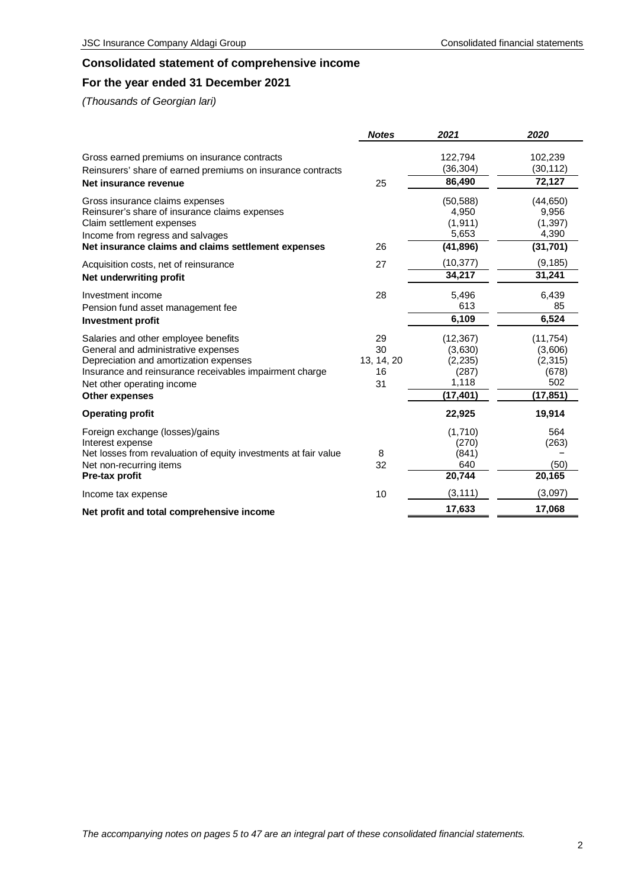## Consolidated statement of comprehensive income

## For the year ended 31 December 2021

*(Thousands of Georgian lari)*

| | *Notes* | *2021* | *2020* |
|---|---|---|---|
| Gross earned premiums on insurance contracts | | 122,794 | 102,239 |
| Reinsurers' share of earned premiums on insurance contracts | | (36,304) | (30,112) |
| **Net insurance revenue** | 25 | **86,490** | **72,127** |
| Gross insurance claims expenses | | (50,588) | (44,650) |
| Reinsurer's share of insurance claims expenses | | 4,950 | 9,956 |
| Claim settlement expenses | | (1,911) | (1,397) |
| Income from regress and salvages | | 5,653 | 4,390 |
| **Net insurance claims and claims settlement expenses** | 26 | **(41,896)** | **(31,701)** |
| Acquisition costs, net of reinsurance | 27 | (10,377) | (9,185) |
| **Net underwriting profit** | | **34,217** | **31,241** |
| Investment income | 28 | 5,496 | 6,439 |
| Pension fund asset management fee | | 613 | 85 |
| **Investment profit** | | **6,109** | **6,524** |
| Salaries and other employee benefits | 29 | (12,367) | (11,754) |
| General and administrative expenses | 30 | (3,630) | (3,606) |
| Depreciation and amortization expenses | 13, 14, 20 | (2,235) | (2,315) |
| Insurance and reinsurance receivables impairment charge | 16 | (287) | (678) |
| Net other operating income | 31 | 1,118 | 502 |
| **Other expenses** | | **(17,401)** | **(17,851)** |
| **Operating profit** | | **22,925** | **19,914** |
| Foreign exchange (losses)/gains | | (1,710) | 564 |
| Interest expense | | (270) | (263) |
| Net losses from revaluation of equity investments at fair value | 8 | (841) | – |
| Net non-recurring items | 32 | 640 | (50) |
| **Pre-tax profit** | | **20,744** | **20,165** |
| Income tax expense | 10 | (3,111) | (3,097) |
| **Net profit and total comprehensive income** | | **17,633** | **17,068** |

*The accompanying notes on pages 5 to 47 are an integral part of these consolidated financial statements.*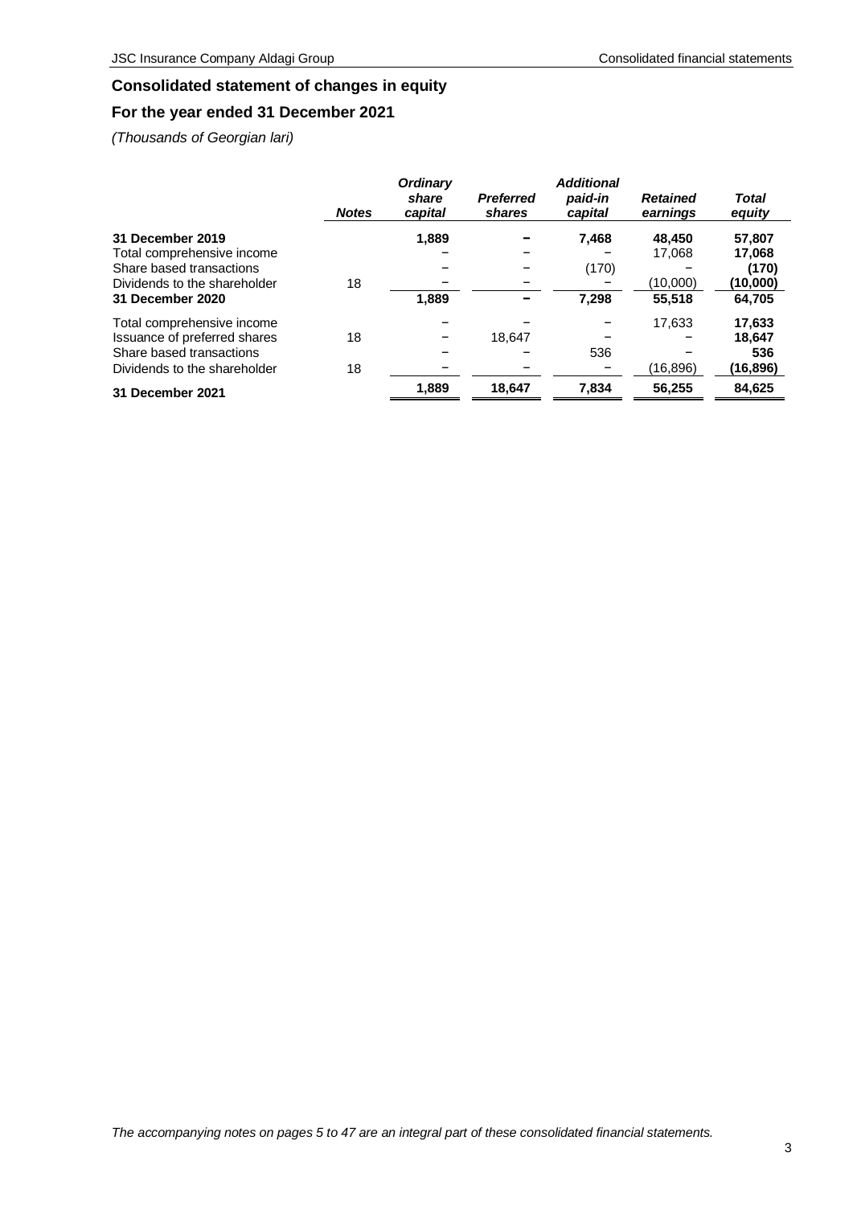## Consolidated statement of changes in equity

## For the year ended 31 December 2021

*(Thousands of Georgian lari)*

| | *Notes* | *Ordinary share capital* | *Preferred shares* | *Additional paid-in capital* | *Retained earnings* | *Total equity* |
|---|---|---|---|---|---|---|
| **31 December 2019** | | **1,889** | **–** | **7,468** | **48,450** | **57,807** |
| Total comprehensive income | | – | – | – | 17,068 | **17,068** |
| Share based transactions | | – | – | (170) | – | **(170)** |
| Dividends to the shareholder | 18 | – | – | – | (10,000) | **(10,000)** |
| **31 December 2020** | | **1,889** | **–** | **7,298** | **55,518** | **64,705** |
| Total comprehensive income | | – | – | – | 17,633 | **17,633** |
| Issuance of preferred shares | 18 | – | 18,647 | – | – | **18,647** |
| Share based transactions | | – | – | 536 | – | **536** |
| Dividends to the shareholder | 18 | – | – | – | (16,896) | **(16,896)** |
| **31 December 2021** | | **1,889** | **18,647** | **7,834** | **56,255** | **84,625** |

*The accompanying notes on pages 5 to 47 are an integral part of these consolidated financial statements.*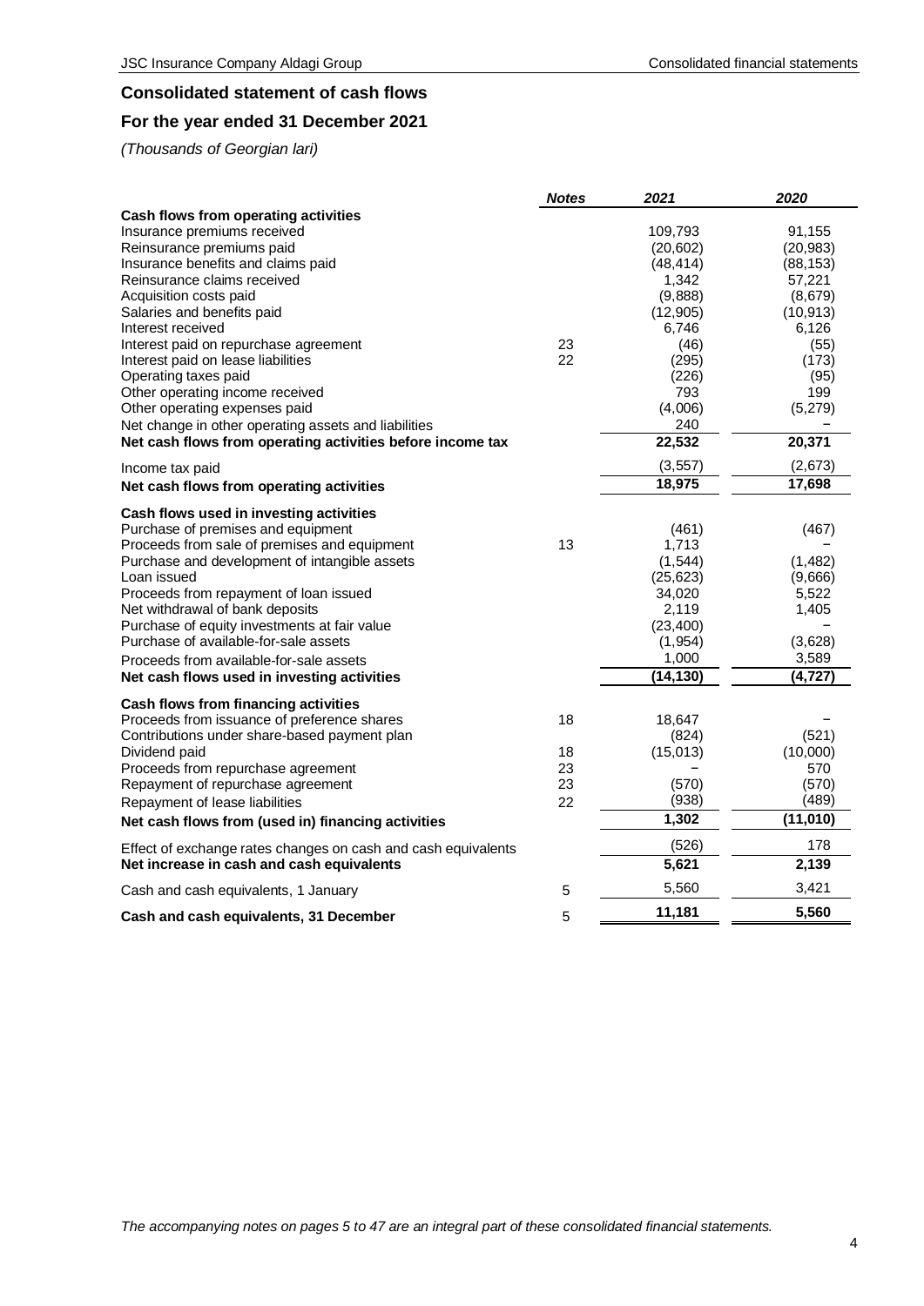## Consolidated statement of cash flows

## For the year ended 31 December 2021

*(Thousands of Georgian lari)*

| | *Notes* | *2021* | *2020* |
|---|---|---|---|
| **Cash flows from operating activities** | | | |
| Insurance premiums received | | 109,793 | 91,155 |
| Reinsurance premiums paid | | (20,602) | (20,983) |
| Insurance benefits and claims paid | | (48,414) | (88,153) |
| Reinsurance claims received | | 1,342 | 57,221 |
| Acquisition costs paid | | (9,888) | (8,679) |
| Salaries and benefits paid | | (12,905) | (10,913) |
| Interest received | | 6,746 | 6,126 |
| Interest paid on repurchase agreement | 23 | (46) | (55) |
| Interest paid on lease liabilities | 22 | (295) | (173) |
| Operating taxes paid | | (226) | (95) |
| Other operating income received | | 793 | 199 |
| Other operating expenses paid | | (4,006) | (5,279) |
| Net change in other operating assets and liabilities | | 240 | – |
| **Net cash flows from operating activities before income tax** | | **22,532** | **20,371** |
| Income tax paid | | (3,557) | (2,673) |
| **Net cash flows from operating activities** | | **18,975** | **17,698** |
| **Cash flows used in investing activities** | | | |
| Purchase of premises and equipment | | (461) | (467) |
| Proceeds from sale of premises and equipment | 13 | 1,713 | – |
| Purchase and development of intangible assets | | (1,544) | (1,482) |
| Loan issued | | (25,623) | (9,666) |
| Proceeds from repayment of loan issued | | 34,020 | 5,522 |
| Net withdrawal of bank deposits | | 2,119 | 1,405 |
| Purchase of equity investments at fair value | | (23,400) | – |
| Purchase of available-for-sale assets | | (1,954) | (3,628) |
| Proceeds from available-for-sale assets | | 1,000 | 3,589 |
| **Net cash flows used in investing activities** | | **(14,130)** | **(4,727)** |
| **Cash flows from financing activities** | | | |
| Proceeds from issuance of preference shares | 18 | 18,647 | – |
| Contributions under share-based payment plan | | (824) | (521) |
| Dividend paid | 18 | (15,013) | (10,000) |
| Proceeds from repurchase agreement | 23 | – | 570 |
| Repayment of repurchase agreement | 23 | (570) | (570) |
| Repayment of lease liabilities | 22 | (938) | (489) |
| **Net cash flows from (used in) financing activities** | | **1,302** | **(11,010)** |
| Effect of exchange rates changes on cash and cash equivalents | | (526) | 178 |
| **Net increase in cash and cash equivalents** | | **5,621** | **2,139** |
| Cash and cash equivalents, 1 January | 5 | 5,560 | 3,421 |
| **Cash and cash equivalents, 31 December** | 5 | **11,181** | **5,560** |

*The accompanying notes on pages 5 to 47 are an integral part of these consolidated financial statements.*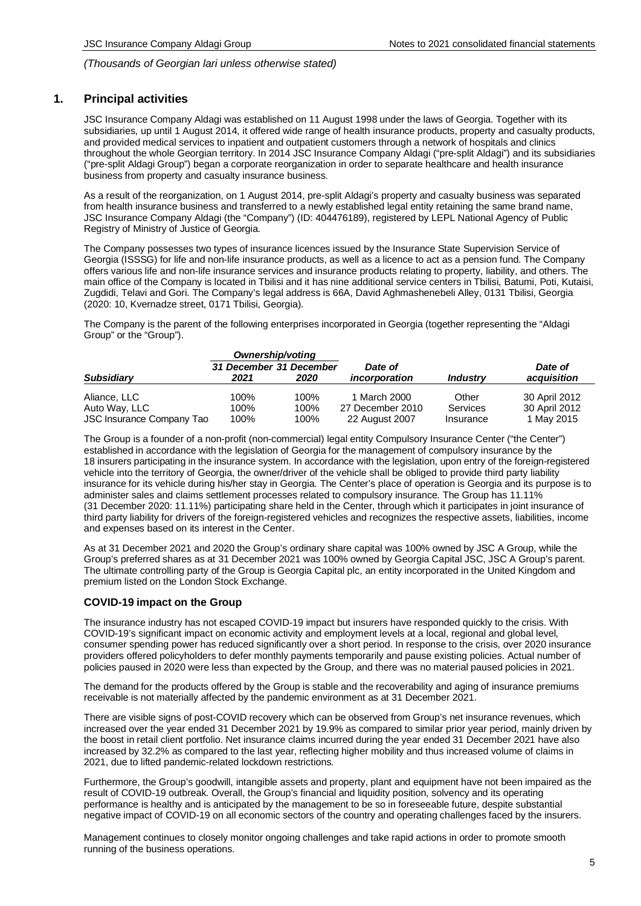*(Thousands of Georgian lari unless otherwise stated)*

## 1. Principal activities

JSC Insurance Company Aldagi was established on 11 August 1998 under the laws of Georgia. Together with its subsidiaries, up until 1 August 2014, it offered wide range of health insurance products, property and casualty products, and provided medical services to inpatient and outpatient customers through a network of hospitals and clinics throughout the whole Georgian territory. In 2014 JSC Insurance Company Aldagi ("pre-split Aldagi") and its subsidiaries ("pre-split Aldagi Group") began a corporate reorganization in order to separate healthcare and health insurance business from property and casualty insurance business.

As a result of the reorganization, on 1 August 2014, pre-split Aldagi's property and casualty business was separated from health insurance business and transferred to a newly established legal entity retaining the same brand name, JSC Insurance Company Aldagi (the "Company") (ID: 404476189), registered by LEPL National Agency of Public Registry of Ministry of Justice of Georgia.

The Company possesses two types of insurance licences issued by the Insurance State Supervision Service of Georgia (ISSSG) for life and non-life insurance products, as well as a licence to act as a pension fund. The Company offers various life and non-life insurance services and insurance products relating to property, liability, and others. The main office of the Company is located in Tbilisi and it has nine additional service centers in Tbilisi, Batumi, Poti, Kutaisi, Zugdidi, Telavi and Gori. The Company's legal address is 66A, David Aghmashenebeli Alley, 0131 Tbilisi, Georgia (2020: 10, Kvernadze street, 0171 Tbilisi, Georgia).

The Company is the parent of the following enterprises incorporated in Georgia (together representing the "Aldagi Group" or the "Group").

| | *Ownership/voting* | | | | |
|---|---|---|---|---|---|
| ***Subsidiary*** | ***31 December 2021*** | ***31 December 2020*** | ***Date of incorporation*** | ***Industry*** | ***Date of acquisition*** |
| Aliance, LLC | 100% | 100% | 1 March 2000 | Other | 30 April 2012 |
| Auto Way, LLC | 100% | 100% | 27 December 2010 | Services | 30 April 2012 |
| JSC Insurance Company Tao | 100% | 100% | 22 August 2007 | Insurance | 1 May 2015 |

The Group is a founder of a non-profit (non-commercial) legal entity Compulsory Insurance Center ("the Center") established in accordance with the legislation of Georgia for the management of compulsory insurance by the 18 insurers participating in the insurance system. In accordance with the legislation, upon entry of the foreign-registered vehicle into the territory of Georgia, the owner/driver of the vehicle shall be obliged to provide third party liability insurance for its vehicle during his/her stay in Georgia. The Center's place of operation is Georgia and its purpose is to administer sales and claims settlement processes related to compulsory insurance. The Group has 11.11% (31 December 2020: 11.11%) participating share held in the Center, through which it participates in joint insurance of third party liability for drivers of the foreign-registered vehicles and recognizes the respective assets, liabilities, income and expenses based on its interest in the Center.

As at 31 December 2021 and 2020 the Group's ordinary share capital was 100% owned by JSC A Group, while the Group's preferred shares as at 31 December 2021 was 100% owned by Georgia Capital JSC, JSC A Group's parent. The ultimate controlling party of the Group is Georgia Capital plc, an entity incorporated in the United Kingdom and premium listed on the London Stock Exchange.

### COVID-19 impact on the Group

The insurance industry has not escaped COVID-19 impact but insurers have responded quickly to the crisis. With COVID-19's significant impact on economic activity and employment levels at a local, regional and global level, consumer spending power has reduced significantly over a short period. In response to the crisis, over 2020 insurance providers offered policyholders to defer monthly payments temporarily and pause existing policies. Actual number of policies paused in 2020 were less than expected by the Group, and there was no material paused policies in 2021.

The demand for the products offered by the Group is stable and the recoverability and aging of insurance premiums receivable is not materially affected by the pandemic environment as at 31 December 2021.

There are visible signs of post-COVID recovery which can be observed from Group's net insurance revenues, which increased over the year ended 31 December 2021 by 19.9% as compared to similar prior year period, mainly driven by the boost in retail client portfolio. Net insurance claims incurred during the year ended 31 December 2021 have also increased by 32.2% as compared to the last year, reflecting higher mobility and thus increased volume of claims in 2021, due to lifted pandemic-related lockdown restrictions.

Furthermore, the Group's goodwill, intangible assets and property, plant and equipment have not been impaired as the result of COVID-19 outbreak. Overall, the Group's financial and liquidity position, solvency and its operating performance is healthy and is anticipated by the management to be so in foreseeable future, despite substantial negative impact of COVID-19 on all economic sectors of the country and operating challenges faced by the insurers.

Management continues to closely monitor ongoing challenges and take rapid actions in order to promote smooth running of the business operations.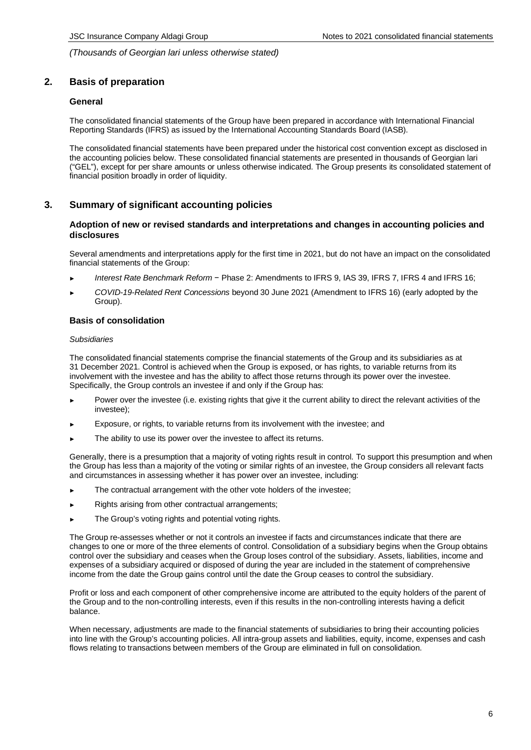*(Thousands of Georgian lari unless otherwise stated)*

## 2. Basis of preparation

### General

The consolidated financial statements of the Group have been prepared in accordance with International Financial Reporting Standards (IFRS) as issued by the International Accounting Standards Board (IASB).

The consolidated financial statements have been prepared under the historical cost convention except as disclosed in the accounting policies below. These consolidated financial statements are presented in thousands of Georgian lari ("GEL"), except for per share amounts or unless otherwise indicated. The Group presents its consolidated statement of financial position broadly in order of liquidity.

## 3. Summary of significant accounting policies

### Adoption of new or revised standards and interpretations and changes in accounting policies and disclosures

Several amendments and interpretations apply for the first time in 2021, but do not have an impact on the consolidated financial statements of the Group:

- *Interest Rate Benchmark Reform* − Phase 2: Amendments to IFRS 9, IAS 39, IFRS 7, IFRS 4 and IFRS 16;
- *COVID-19-Related Rent Concessions* beyond 30 June 2021 (Amendment to IFRS 16) (early adopted by the Group).

### Basis of consolidation

*Subsidiaries*

The consolidated financial statements comprise the financial statements of the Group and its subsidiaries as at 31 December 2021. Control is achieved when the Group is exposed, or has rights, to variable returns from its involvement with the investee and has the ability to affect those returns through its power over the investee. Specifically, the Group controls an investee if and only if the Group has:

- Power over the investee (i.e. existing rights that give it the current ability to direct the relevant activities of the investee);
- Exposure, or rights, to variable returns from its involvement with the investee; and
- The ability to use its power over the investee to affect its returns.

Generally, there is a presumption that a majority of voting rights result in control. To support this presumption and when the Group has less than a majority of the voting or similar rights of an investee, the Group considers all relevant facts and circumstances in assessing whether it has power over an investee, including:

- The contractual arrangement with the other vote holders of the investee;
- Rights arising from other contractual arrangements;
- The Group's voting rights and potential voting rights.

The Group re-assesses whether or not it controls an investee if facts and circumstances indicate that there are changes to one or more of the three elements of control. Consolidation of a subsidiary begins when the Group obtains control over the subsidiary and ceases when the Group loses control of the subsidiary. Assets, liabilities, income and expenses of a subsidiary acquired or disposed of during the year are included in the statement of comprehensive income from the date the Group gains control until the date the Group ceases to control the subsidiary.

Profit or loss and each component of other comprehensive income are attributed to the equity holders of the parent of the Group and to the non-controlling interests, even if this results in the non-controlling interests having a deficit balance.

When necessary, adjustments are made to the financial statements of subsidiaries to bring their accounting policies into line with the Group's accounting policies. All intra-group assets and liabilities, equity, income, expenses and cash flows relating to transactions between members of the Group are eliminated in full on consolidation.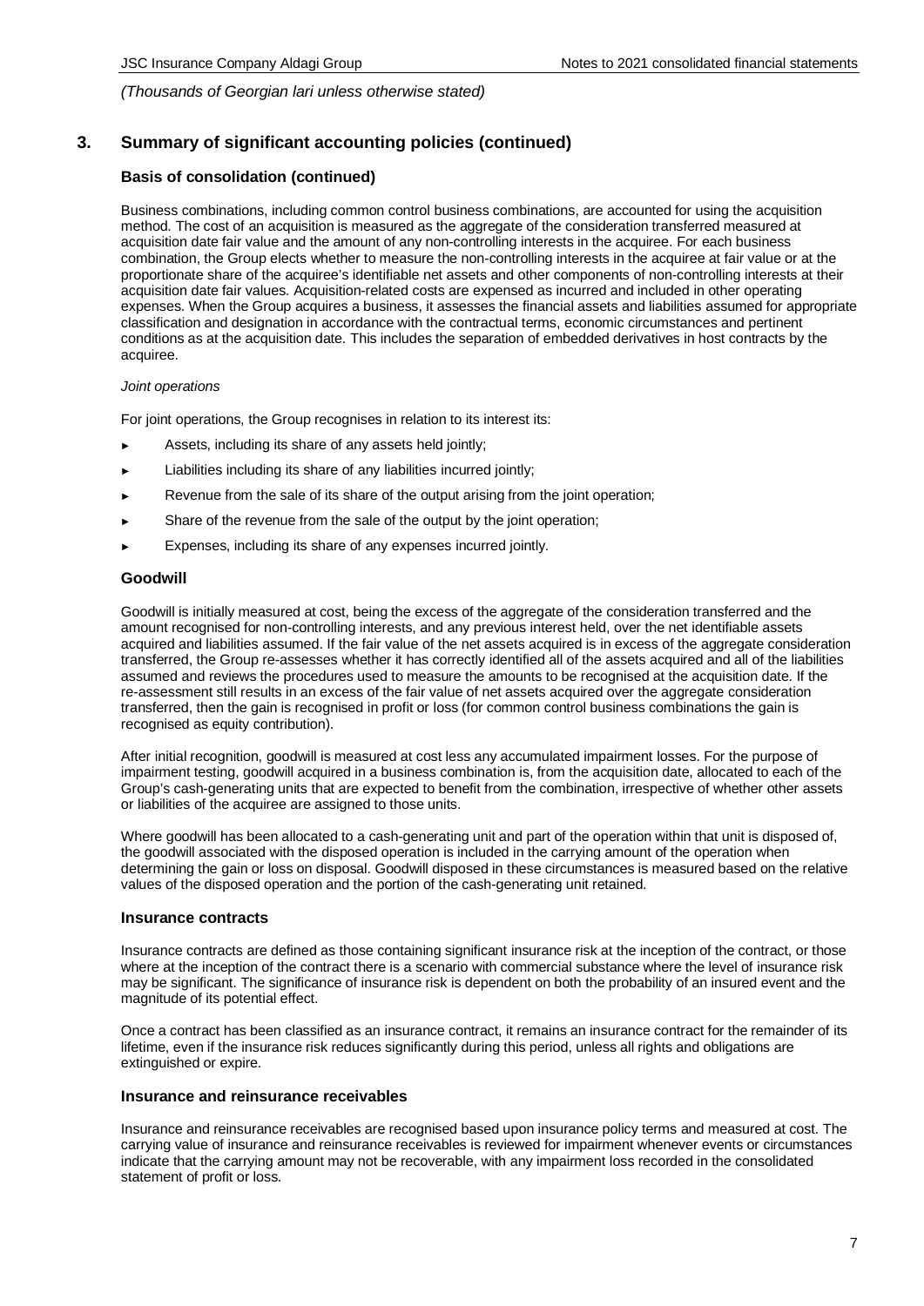*(Thousands of Georgian lari unless otherwise stated)*

## 3. Summary of significant accounting policies (continued)

### Basis of consolidation (continued)

Business combinations, including common control business combinations, are accounted for using the acquisition method. The cost of an acquisition is measured as the aggregate of the consideration transferred measured at acquisition date fair value and the amount of any non-controlling interests in the acquiree. For each business combination, the Group elects whether to measure the non-controlling interests in the acquiree at fair value or at the proportionate share of the acquiree's identifiable net assets and other components of non-controlling interests at their acquisition date fair values. Acquisition-related costs are expensed as incurred and included in other operating expenses. When the Group acquires a business, it assesses the financial assets and liabilities assumed for appropriate classification and designation in accordance with the contractual terms, economic circumstances and pertinent conditions as at the acquisition date. This includes the separation of embedded derivatives in host contracts by the acquiree.

*Joint operations*

For joint operations, the Group recognises in relation to its interest its:

- Assets, including its share of any assets held jointly;
- Liabilities including its share of any liabilities incurred jointly;
- Revenue from the sale of its share of the output arising from the joint operation;
- Share of the revenue from the sale of the output by the joint operation;
- Expenses, including its share of any expenses incurred jointly.

### Goodwill

Goodwill is initially measured at cost, being the excess of the aggregate of the consideration transferred and the amount recognised for non-controlling interests, and any previous interest held, over the net identifiable assets acquired and liabilities assumed. If the fair value of the net assets acquired is in excess of the aggregate consideration transferred, the Group re-assesses whether it has correctly identified all of the assets acquired and all of the liabilities assumed and reviews the procedures used to measure the amounts to be recognised at the acquisition date. If the re-assessment still results in an excess of the fair value of net assets acquired over the aggregate consideration transferred, then the gain is recognised in profit or loss (for common control business combinations the gain is recognised as equity contribution).

After initial recognition, goodwill is measured at cost less any accumulated impairment losses. For the purpose of impairment testing, goodwill acquired in a business combination is, from the acquisition date, allocated to each of the Group's cash-generating units that are expected to benefit from the combination, irrespective of whether other assets or liabilities of the acquiree are assigned to those units.

Where goodwill has been allocated to a cash-generating unit and part of the operation within that unit is disposed of, the goodwill associated with the disposed operation is included in the carrying amount of the operation when determining the gain or loss on disposal. Goodwill disposed in these circumstances is measured based on the relative values of the disposed operation and the portion of the cash-generating unit retained.

### Insurance contracts

Insurance contracts are defined as those containing significant insurance risk at the inception of the contract, or those where at the inception of the contract there is a scenario with commercial substance where the level of insurance risk may be significant. The significance of insurance risk is dependent on both the probability of an insured event and the magnitude of its potential effect.

Once a contract has been classified as an insurance contract, it remains an insurance contract for the remainder of its lifetime, even if the insurance risk reduces significantly during this period, unless all rights and obligations are extinguished or expire.

### Insurance and reinsurance receivables

Insurance and reinsurance receivables are recognised based upon insurance policy terms and measured at cost. The carrying value of insurance and reinsurance receivables is reviewed for impairment whenever events or circumstances indicate that the carrying amount may not be recoverable, with any impairment loss recorded in the consolidated statement of profit or loss.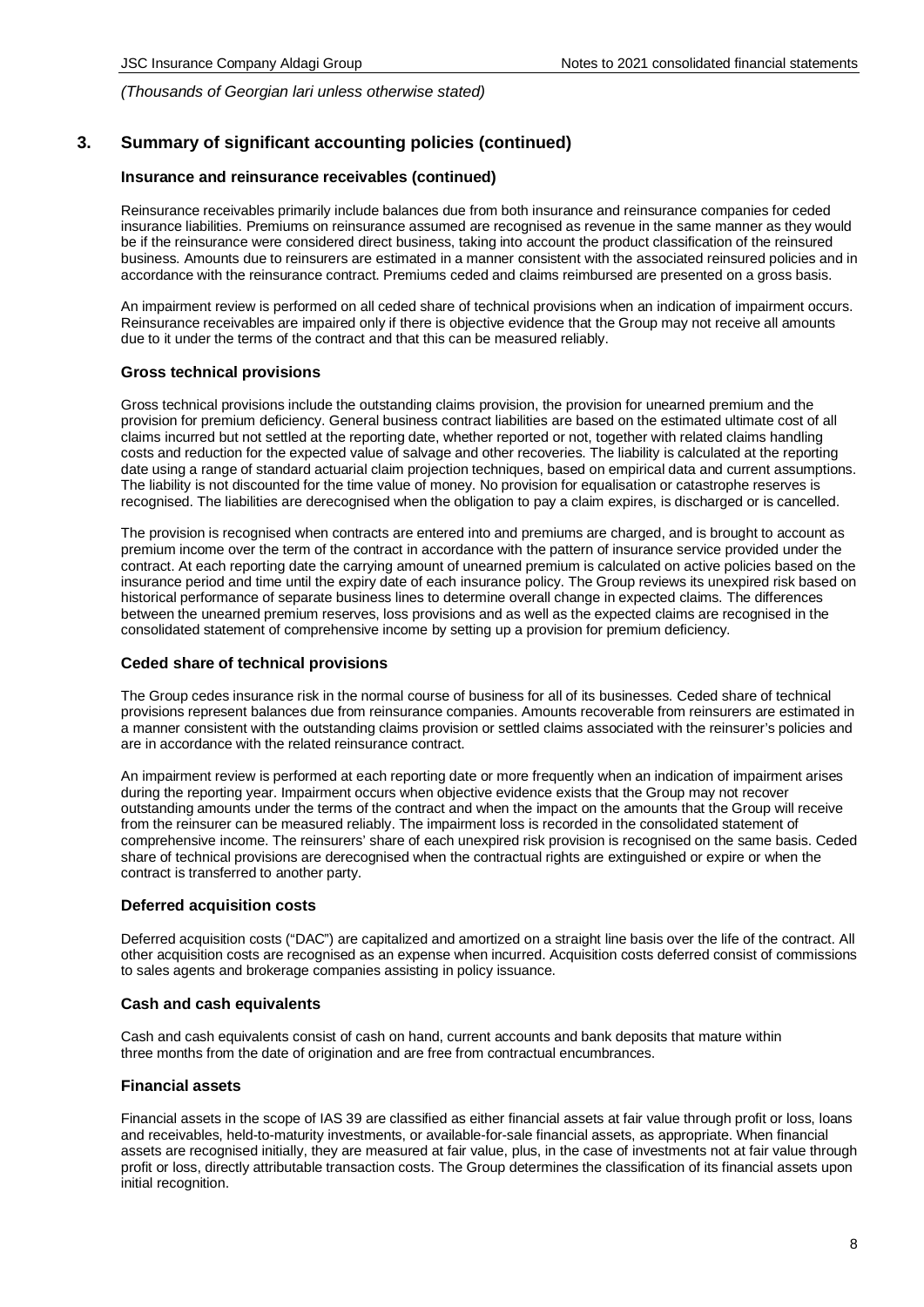## 3. Summary of significant accounting policies (continued)

### Insurance and reinsurance receivables (continued)

Reinsurance receivables primarily include balances due from both insurance and reinsurance companies for ceded insurance liabilities. Premiums on reinsurance assumed are recognised as revenue in the same manner as they would be if the reinsurance were considered direct business, taking into account the product classification of the reinsured business. Amounts due to reinsurers are estimated in a manner consistent with the associated reinsured policies and in accordance with the reinsurance contract. Premiums ceded and claims reimbursed are presented on a gross basis.

An impairment review is performed on all ceded share of technical provisions when an indication of impairment occurs. Reinsurance receivables are impaired only if there is objective evidence that the Group may not receive all amounts due to it under the terms of the contract and that this can be measured reliably.

### Gross technical provisions

Gross technical provisions include the outstanding claims provision, the provision for unearned premium and the provision for premium deficiency. General business contract liabilities are based on the estimated ultimate cost of all claims incurred but not settled at the reporting date, whether reported or not, together with related claims handling costs and reduction for the expected value of salvage and other recoveries. The liability is calculated at the reporting date using a range of standard actuarial claim projection techniques, based on empirical data and current assumptions. The liability is not discounted for the time value of money. No provision for equalisation or catastrophe reserves is recognised. The liabilities are derecognised when the obligation to pay a claim expires, is discharged or is cancelled.

The provision is recognised when contracts are entered into and premiums are charged, and is brought to account as premium income over the term of the contract in accordance with the pattern of insurance service provided under the contract. At each reporting date the carrying amount of unearned premium is calculated on active policies based on the insurance period and time until the expiry date of each insurance policy. The Group reviews its unexpired risk based on historical performance of separate business lines to determine overall change in expected claims. The differences between the unearned premium reserves, loss provisions and as well as the expected claims are recognised in the consolidated statement of comprehensive income by setting up a provision for premium deficiency.

### Ceded share of technical provisions

The Group cedes insurance risk in the normal course of business for all of its businesses. Ceded share of technical provisions represent balances due from reinsurance companies. Amounts recoverable from reinsurers are estimated in a manner consistent with the outstanding claims provision or settled claims associated with the reinsurer's policies and are in accordance with the related reinsurance contract.

An impairment review is performed at each reporting date or more frequently when an indication of impairment arises during the reporting year. Impairment occurs when objective evidence exists that the Group may not recover outstanding amounts under the terms of the contract and when the impact on the amounts that the Group will receive from the reinsurer can be measured reliably. The impairment loss is recorded in the consolidated statement of comprehensive income. The reinsurers' share of each unexpired risk provision is recognised on the same basis. Ceded share of technical provisions are derecognised when the contractual rights are extinguished or expire or when the contract is transferred to another party.

### Deferred acquisition costs

Deferred acquisition costs ("DAC") are capitalized and amortized on a straight line basis over the life of the contract. All other acquisition costs are recognised as an expense when incurred. Acquisition costs deferred consist of commissions to sales agents and brokerage companies assisting in policy issuance.

### Cash and cash equivalents

Cash and cash equivalents consist of cash on hand, current accounts and bank deposits that mature within three months from the date of origination and are free from contractual encumbrances.

### Financial assets

Financial assets in the scope of IAS 39 are classified as either financial assets at fair value through profit or loss, loans and receivables, held-to-maturity investments, or available-for-sale financial assets, as appropriate. When financial assets are recognised initially, they are measured at fair value, plus, in the case of investments not at fair value through profit or loss, directly attributable transaction costs. The Group determines the classification of its financial assets upon initial recognition.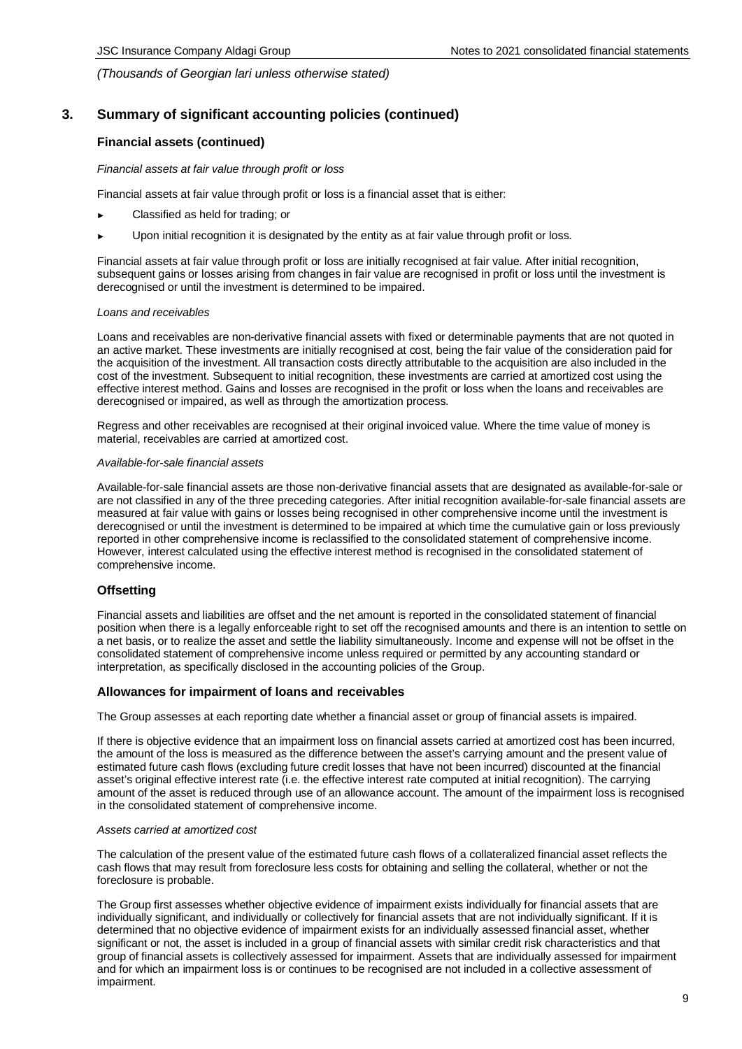*(Thousands of Georgian lari unless otherwise stated)*

## 3. Summary of significant accounting policies (continued)

### Financial assets (continued)

*Financial assets at fair value through profit or loss*

Financial assets at fair value through profit or loss is a financial asset that is either:

- Classified as held for trading; or
- Upon initial recognition it is designated by the entity as at fair value through profit or loss.

Financial assets at fair value through profit or loss are initially recognised at fair value. After initial recognition, subsequent gains or losses arising from changes in fair value are recognised in profit or loss until the investment is derecognised or until the investment is determined to be impaired.

*Loans and receivables*

Loans and receivables are non-derivative financial assets with fixed or determinable payments that are not quoted in an active market. These investments are initially recognised at cost, being the fair value of the consideration paid for the acquisition of the investment. All transaction costs directly attributable to the acquisition are also included in the cost of the investment. Subsequent to initial recognition, these investments are carried at amortized cost using the effective interest method. Gains and losses are recognised in the profit or loss when the loans and receivables are derecognised or impaired, as well as through the amortization process.

Regress and other receivables are recognised at their original invoiced value. Where the time value of money is material, receivables are carried at amortized cost.

*Available-for-sale financial assets*

Available-for-sale financial assets are those non-derivative financial assets that are designated as available-for-sale or are not classified in any of the three preceding categories. After initial recognition available-for-sale financial assets are measured at fair value with gains or losses being recognised in other comprehensive income until the investment is derecognised or until the investment is determined to be impaired at which time the cumulative gain or loss previously reported in other comprehensive income is reclassified to the consolidated statement of comprehensive income. However, interest calculated using the effective interest method is recognised in the consolidated statement of comprehensive income.

### Offsetting

Financial assets and liabilities are offset and the net amount is reported in the consolidated statement of financial position when there is a legally enforceable right to set off the recognised amounts and there is an intention to settle on a net basis, or to realize the asset and settle the liability simultaneously. Income and expense will not be offset in the consolidated statement of comprehensive income unless required or permitted by any accounting standard or interpretation, as specifically disclosed in the accounting policies of the Group.

### Allowances for impairment of loans and receivables

The Group assesses at each reporting date whether a financial asset or group of financial assets is impaired.

If there is objective evidence that an impairment loss on financial assets carried at amortized cost has been incurred, the amount of the loss is measured as the difference between the asset's carrying amount and the present value of estimated future cash flows (excluding future credit losses that have not been incurred) discounted at the financial asset's original effective interest rate (i.e. the effective interest rate computed at initial recognition). The carrying amount of the asset is reduced through use of an allowance account. The amount of the impairment loss is recognised in the consolidated statement of comprehensive income.

*Assets carried at amortized cost*

The calculation of the present value of the estimated future cash flows of a collateralized financial asset reflects the cash flows that may result from foreclosure less costs for obtaining and selling the collateral, whether or not the foreclosure is probable.

The Group first assesses whether objective evidence of impairment exists individually for financial assets that are individually significant, and individually or collectively for financial assets that are not individually significant. If it is determined that no objective evidence of impairment exists for an individually assessed financial asset, whether significant or not, the asset is included in a group of financial assets with similar credit risk characteristics and that group of financial assets is collectively assessed for impairment. Assets that are individually assessed for impairment and for which an impairment loss is or continues to be recognised are not included in a collective assessment of impairment.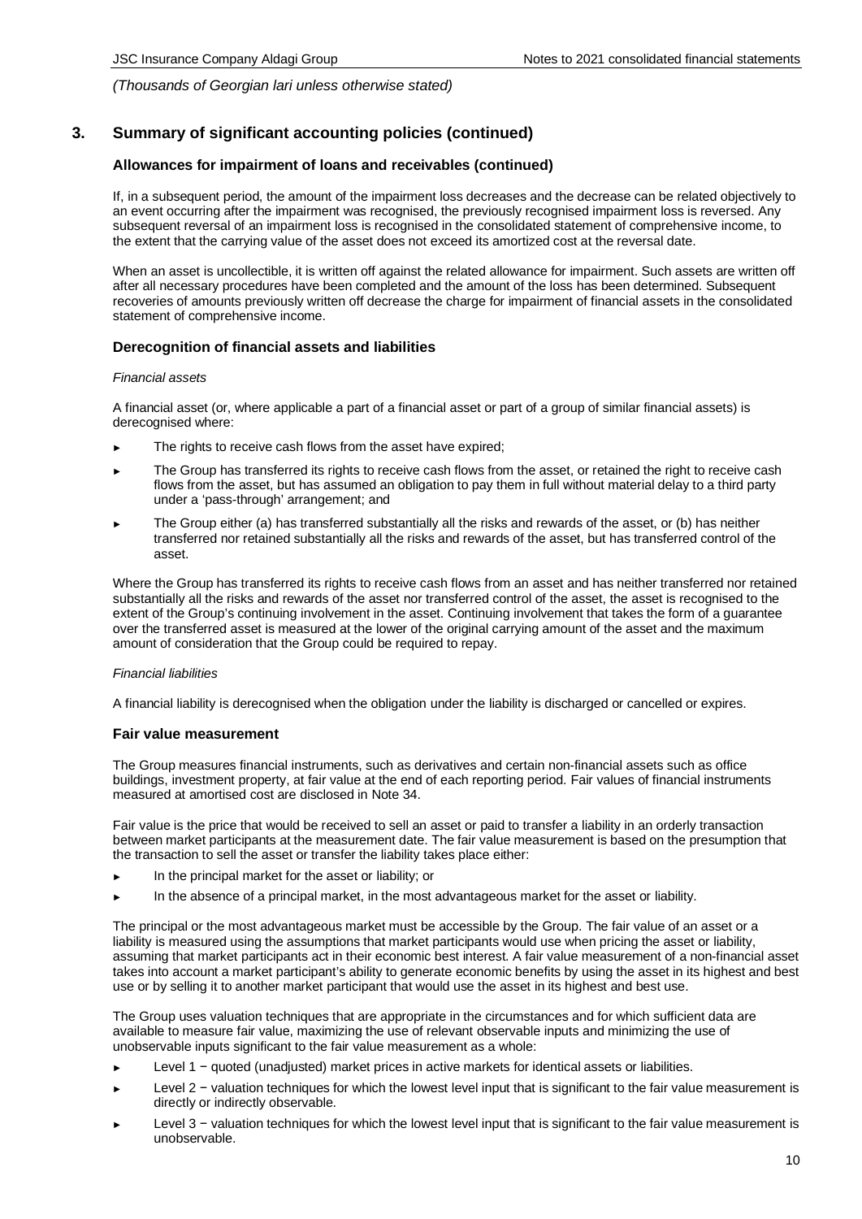*(Thousands of Georgian lari unless otherwise stated)*

## 3. Summary of significant accounting policies (continued)

### Allowances for impairment of loans and receivables (continued)

If, in a subsequent period, the amount of the impairment loss decreases and the decrease can be related objectively to an event occurring after the impairment was recognised, the previously recognised impairment loss is reversed. Any subsequent reversal of an impairment loss is recognised in the consolidated statement of comprehensive income, to the extent that the carrying value of the asset does not exceed its amortized cost at the reversal date.

When an asset is uncollectible, it is written off against the related allowance for impairment. Such assets are written off after all necessary procedures have been completed and the amount of the loss has been determined. Subsequent recoveries of amounts previously written off decrease the charge for impairment of financial assets in the consolidated statement of comprehensive income.

### Derecognition of financial assets and liabilities

*Financial assets*

A financial asset (or, where applicable a part of a financial asset or part of a group of similar financial assets) is derecognised where:

- The rights to receive cash flows from the asset have expired;
- The Group has transferred its rights to receive cash flows from the asset, or retained the right to receive cash flows from the asset, but has assumed an obligation to pay them in full without material delay to a third party under a 'pass-through' arrangement; and
- The Group either (a) has transferred substantially all the risks and rewards of the asset, or (b) has neither transferred nor retained substantially all the risks and rewards of the asset, but has transferred control of the asset.

Where the Group has transferred its rights to receive cash flows from an asset and has neither transferred nor retained substantially all the risks and rewards of the asset nor transferred control of the asset, the asset is recognised to the extent of the Group's continuing involvement in the asset. Continuing involvement that takes the form of a guarantee over the transferred asset is measured at the lower of the original carrying amount of the asset and the maximum amount of consideration that the Group could be required to repay.

*Financial liabilities*

A financial liability is derecognised when the obligation under the liability is discharged or cancelled or expires.

### Fair value measurement

The Group measures financial instruments, such as derivatives and certain non-financial assets such as office buildings, investment property, at fair value at the end of each reporting period. Fair values of financial instruments measured at amortised cost are disclosed in Note 34.

Fair value is the price that would be received to sell an asset or paid to transfer a liability in an orderly transaction between market participants at the measurement date. The fair value measurement is based on the presumption that the transaction to sell the asset or transfer the liability takes place either:

- In the principal market for the asset or liability; or
- In the absence of a principal market, in the most advantageous market for the asset or liability.

The principal or the most advantageous market must be accessible by the Group. The fair value of an asset or a liability is measured using the assumptions that market participants would use when pricing the asset or liability, assuming that market participants act in their economic best interest. A fair value measurement of a non-financial asset takes into account a market participant's ability to generate economic benefits by using the asset in its highest and best use or by selling it to another market participant that would use the asset in its highest and best use.

The Group uses valuation techniques that are appropriate in the circumstances and for which sufficient data are available to measure fair value, maximizing the use of relevant observable inputs and minimizing the use of unobservable inputs significant to the fair value measurement as a whole:

- Level 1 − quoted (unadjusted) market prices in active markets for identical assets or liabilities.
- Level 2 − valuation techniques for which the lowest level input that is significant to the fair value measurement is directly or indirectly observable.
- Level 3 − valuation techniques for which the lowest level input that is significant to the fair value measurement is unobservable.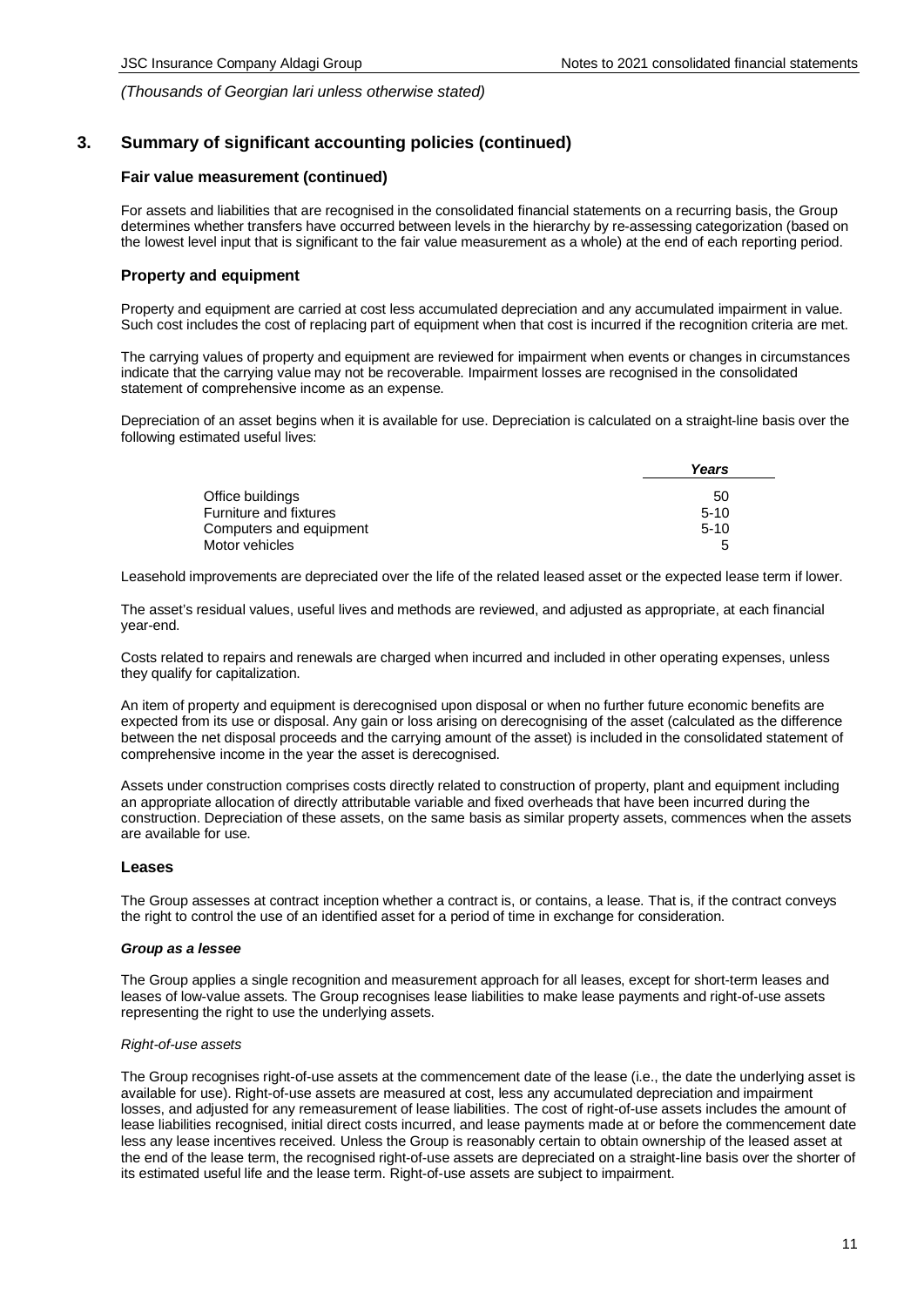*(Thousands of Georgian lari unless otherwise stated)*

## 3. Summary of significant accounting policies (continued)

### Fair value measurement (continued)

For assets and liabilities that are recognised in the consolidated financial statements on a recurring basis, the Group determines whether transfers have occurred between levels in the hierarchy by re-assessing categorization (based on the lowest level input that is significant to the fair value measurement as a whole) at the end of each reporting period.

### Property and equipment

Property and equipment are carried at cost less accumulated depreciation and any accumulated impairment in value. Such cost includes the cost of replacing part of equipment when that cost is incurred if the recognition criteria are met.

The carrying values of property and equipment are reviewed for impairment when events or changes in circumstances indicate that the carrying value may not be recoverable. Impairment losses are recognised in the consolidated statement of comprehensive income as an expense.

Depreciation of an asset begins when it is available for use. Depreciation is calculated on a straight-line basis over the following estimated useful lives:

| | *Years* |
|---|---|
| Office buildings | 50 |
| Furniture and fixtures | 5-10 |
| Computers and equipment | 5-10 |
| Motor vehicles | 5 |

Leasehold improvements are depreciated over the life of the related leased asset or the expected lease term if lower.

The asset's residual values, useful lives and methods are reviewed, and adjusted as appropriate, at each financial year-end.

Costs related to repairs and renewals are charged when incurred and included in other operating expenses, unless they qualify for capitalization.

An item of property and equipment is derecognised upon disposal or when no further future economic benefits are expected from its use or disposal. Any gain or loss arising on derecognising of the asset (calculated as the difference between the net disposal proceeds and the carrying amount of the asset) is included in the consolidated statement of comprehensive income in the year the asset is derecognised.

Assets under construction comprises costs directly related to construction of property, plant and equipment including an appropriate allocation of directly attributable variable and fixed overheads that have been incurred during the construction. Depreciation of these assets, on the same basis as similar property assets, commences when the assets are available for use.

### Leases

The Group assesses at contract inception whether a contract is, or contains, a lease. That is, if the contract conveys the right to control the use of an identified asset for a period of time in exchange for consideration.

***Group as a lessee***

The Group applies a single recognition and measurement approach for all leases, except for short-term leases and leases of low-value assets. The Group recognises lease liabilities to make lease payments and right-of-use assets representing the right to use the underlying assets.

*Right-of-use assets*

The Group recognises right-of-use assets at the commencement date of the lease (i.e., the date the underlying asset is available for use). Right-of-use assets are measured at cost, less any accumulated depreciation and impairment losses, and adjusted for any remeasurement of lease liabilities. The cost of right-of-use assets includes the amount of lease liabilities recognised, initial direct costs incurred, and lease payments made at or before the commencement date less any lease incentives received. Unless the Group is reasonably certain to obtain ownership of the leased asset at the end of the lease term, the recognised right-of-use assets are depreciated on a straight-line basis over the shorter of its estimated useful life and the lease term. Right-of-use assets are subject to impairment.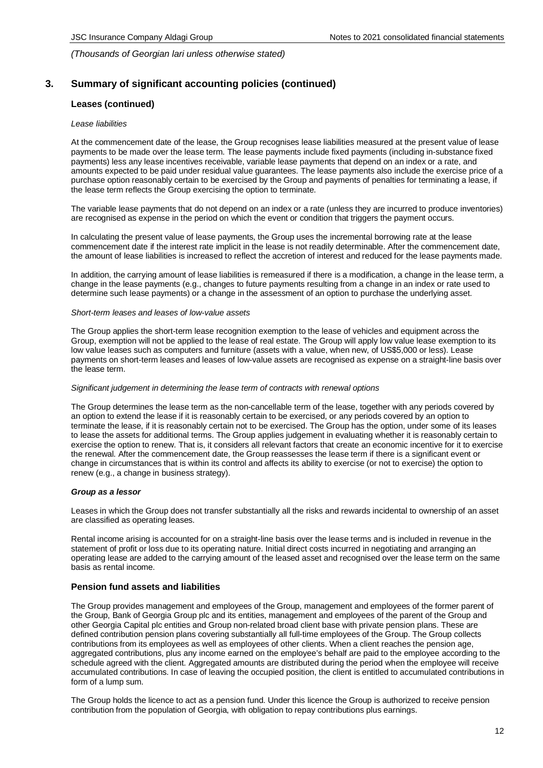## 3. Summary of significant accounting policies (continued)

### Leases (continued)

*Lease liabilities*

At the commencement date of the lease, the Group recognises lease liabilities measured at the present value of lease payments to be made over the lease term. The lease payments include fixed payments (including in-substance fixed payments) less any lease incentives receivable, variable lease payments that depend on an index or a rate, and amounts expected to be paid under residual value guarantees. The lease payments also include the exercise price of a purchase option reasonably certain to be exercised by the Group and payments of penalties for terminating a lease, if the lease term reflects the Group exercising the option to terminate.

The variable lease payments that do not depend on an index or a rate (unless they are incurred to produce inventories) are recognised as expense in the period on which the event or condition that triggers the payment occurs.

In calculating the present value of lease payments, the Group uses the incremental borrowing rate at the lease commencement date if the interest rate implicit in the lease is not readily determinable. After the commencement date, the amount of lease liabilities is increased to reflect the accretion of interest and reduced for the lease payments made.

In addition, the carrying amount of lease liabilities is remeasured if there is a modification, a change in the lease term, a change in the lease payments (e.g., changes to future payments resulting from a change in an index or rate used to determine such lease payments) or a change in the assessment of an option to purchase the underlying asset.

*Short-term leases and leases of low-value assets*

The Group applies the short-term lease recognition exemption to the lease of vehicles and equipment across the Group, exemption will not be applied to the lease of real estate. The Group will apply low value lease exemption to its low value leases such as computers and furniture (assets with a value, when new, of US$5,000 or less). Lease payments on short-term leases and leases of low-value assets are recognised as expense on a straight-line basis over the lease term.

*Significant judgement in determining the lease term of contracts with renewal options*

The Group determines the lease term as the non-cancellable term of the lease, together with any periods covered by an option to extend the lease if it is reasonably certain to be exercised, or any periods covered by an option to terminate the lease, if it is reasonably certain not to be exercised. The Group has the option, under some of its leases to lease the assets for additional terms. The Group applies judgement in evaluating whether it is reasonably certain to exercise the option to renew. That is, it considers all relevant factors that create an economic incentive for it to exercise the renewal. After the commencement date, the Group reassesses the lease term if there is a significant event or change in circumstances that is within its control and affects its ability to exercise (or not to exercise) the option to renew (e.g., a change in business strategy).

***Group as a lessor***

Leases in which the Group does not transfer substantially all the risks and rewards incidental to ownership of an asset are classified as operating leases.

Rental income arising is accounted for on a straight-line basis over the lease terms and is included in revenue in the statement of profit or loss due to its operating nature. Initial direct costs incurred in negotiating and arranging an operating lease are added to the carrying amount of the leased asset and recognised over the lease term on the same basis as rental income.

### Pension fund assets and liabilities

The Group provides management and employees of the Group, management and employees of the former parent of the Group, Bank of Georgia Group plc and its entities, management and employees of the parent of the Group and other Georgia Capital plc entities and Group non-related broad client base with private pension plans. These are defined contribution pension plans covering substantially all full-time employees of the Group. The Group collects contributions from its employees as well as employees of other clients. When a client reaches the pension age, aggregated contributions, plus any income earned on the employee's behalf are paid to the employee according to the schedule agreed with the client. Aggregated amounts are distributed during the period when the employee will receive accumulated contributions. In case of leaving the occupied position, the client is entitled to accumulated contributions in form of a lump sum.

The Group holds the licence to act as a pension fund. Under this licence the Group is authorized to receive pension contribution from the population of Georgia, with obligation to repay contributions plus earnings.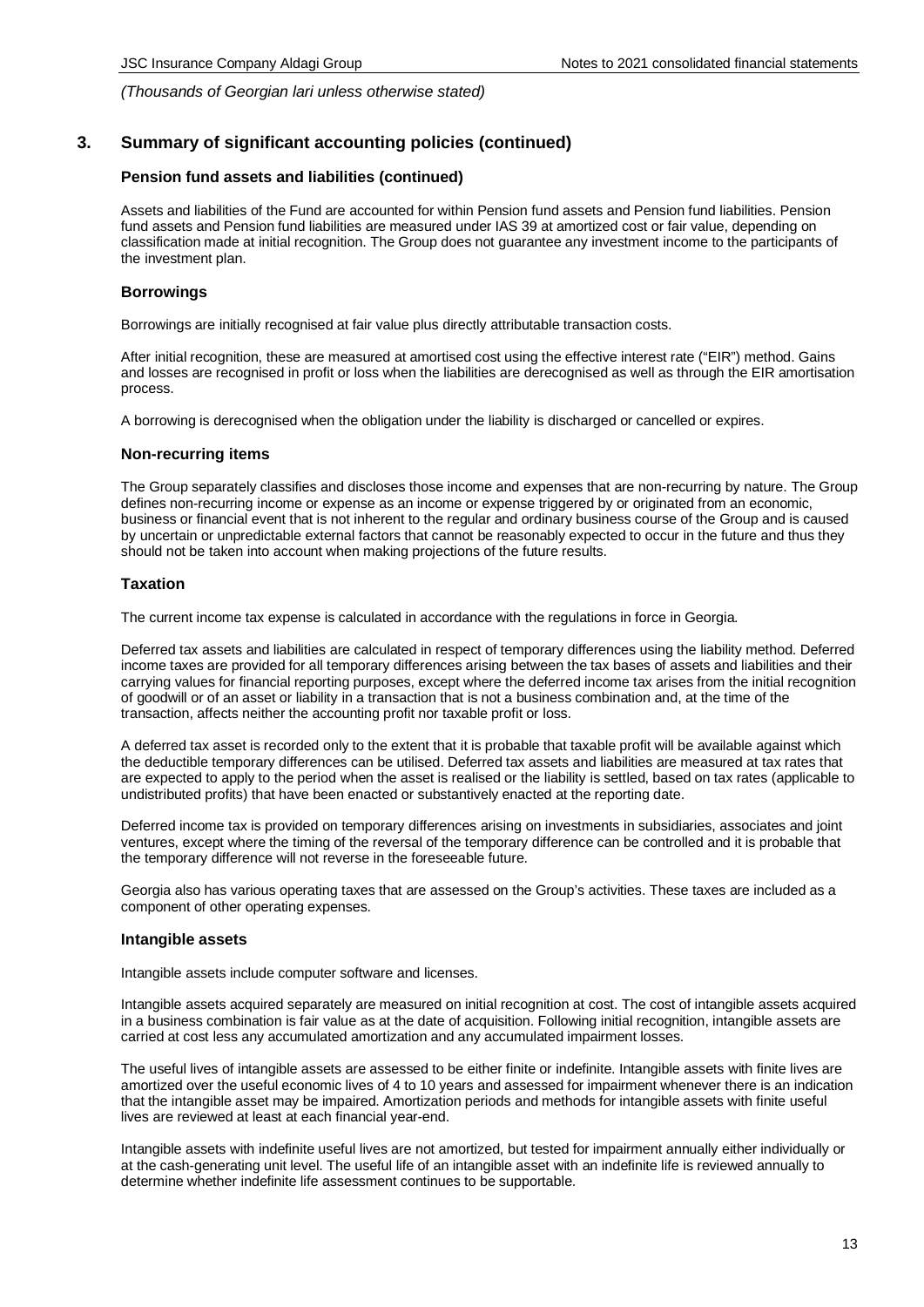*(Thousands of Georgian lari unless otherwise stated)*

## 3. Summary of significant accounting policies (continued)

### Pension fund assets and liabilities (continued)

Assets and liabilities of the Fund are accounted for within Pension fund assets and Pension fund liabilities. Pension fund assets and Pension fund liabilities are measured under IAS 39 at amortized cost or fair value, depending on classification made at initial recognition. The Group does not guarantee any investment income to the participants of the investment plan.

### Borrowings

Borrowings are initially recognised at fair value plus directly attributable transaction costs.

After initial recognition, these are measured at amortised cost using the effective interest rate ("EIR") method. Gains and losses are recognised in profit or loss when the liabilities are derecognised as well as through the EIR amortisation process.

A borrowing is derecognised when the obligation under the liability is discharged or cancelled or expires.

### Non-recurring items

The Group separately classifies and discloses those income and expenses that are non-recurring by nature. The Group defines non-recurring income or expense as an income or expense triggered by or originated from an economic, business or financial event that is not inherent to the regular and ordinary business course of the Group and is caused by uncertain or unpredictable external factors that cannot be reasonably expected to occur in the future and thus they should not be taken into account when making projections of the future results.

### Taxation

The current income tax expense is calculated in accordance with the regulations in force in Georgia.

Deferred tax assets and liabilities are calculated in respect of temporary differences using the liability method. Deferred income taxes are provided for all temporary differences arising between the tax bases of assets and liabilities and their carrying values for financial reporting purposes, except where the deferred income tax arises from the initial recognition of goodwill or of an asset or liability in a transaction that is not a business combination and, at the time of the transaction, affects neither the accounting profit nor taxable profit or loss.

A deferred tax asset is recorded only to the extent that it is probable that taxable profit will be available against which the deductible temporary differences can be utilised. Deferred tax assets and liabilities are measured at tax rates that are expected to apply to the period when the asset is realised or the liability is settled, based on tax rates (applicable to undistributed profits) that have been enacted or substantively enacted at the reporting date.

Deferred income tax is provided on temporary differences arising on investments in subsidiaries, associates and joint ventures, except where the timing of the reversal of the temporary difference can be controlled and it is probable that the temporary difference will not reverse in the foreseeable future.

Georgia also has various operating taxes that are assessed on the Group's activities. These taxes are included as a component of other operating expenses.

### Intangible assets

Intangible assets include computer software and licenses.

Intangible assets acquired separately are measured on initial recognition at cost. The cost of intangible assets acquired in a business combination is fair value as at the date of acquisition. Following initial recognition, intangible assets are carried at cost less any accumulated amortization and any accumulated impairment losses.

The useful lives of intangible assets are assessed to be either finite or indefinite. Intangible assets with finite lives are amortized over the useful economic lives of 4 to 10 years and assessed for impairment whenever there is an indication that the intangible asset may be impaired. Amortization periods and methods for intangible assets with finite useful lives are reviewed at least at each financial year-end.

Intangible assets with indefinite useful lives are not amortized, but tested for impairment annually either individually or at the cash-generating unit level. The useful life of an intangible asset with an indefinite life is reviewed annually to determine whether indefinite life assessment continues to be supportable.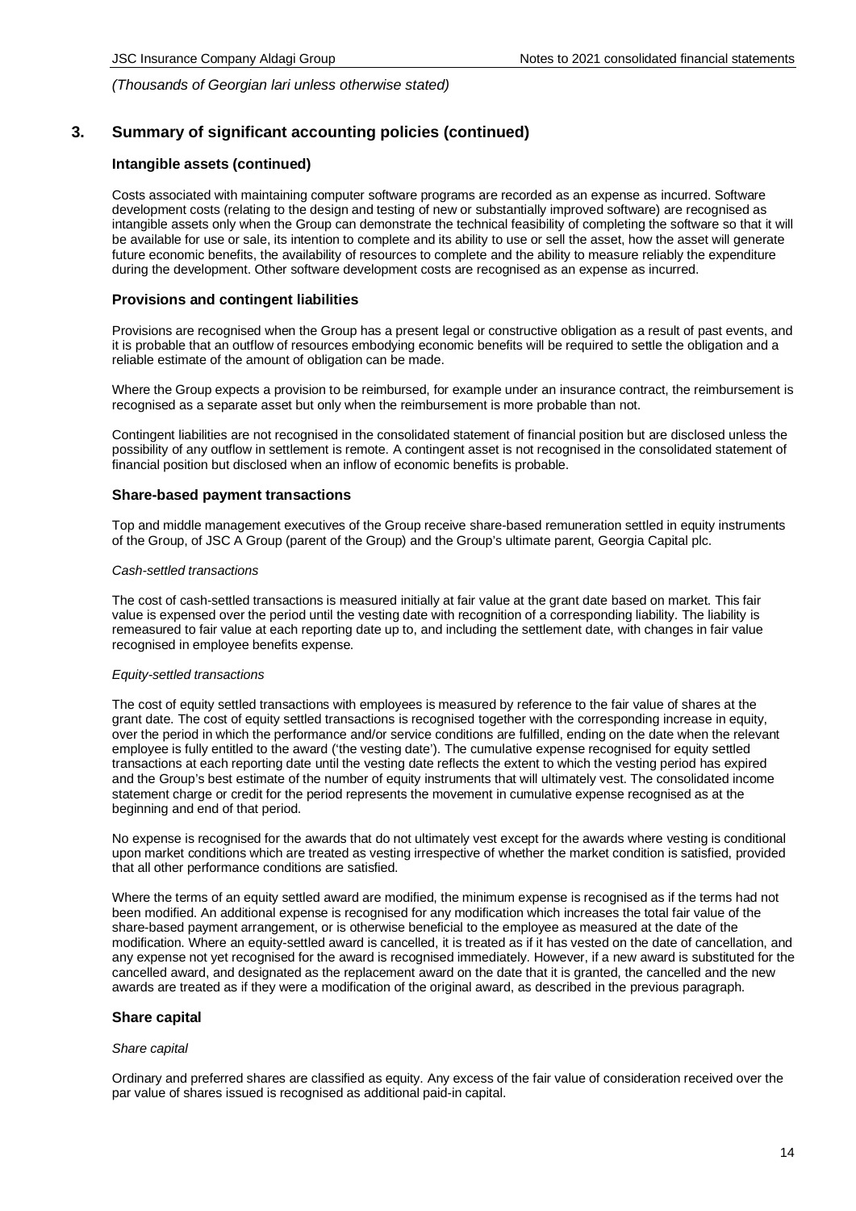*(Thousands of Georgian lari unless otherwise stated)*

## 3. Summary of significant accounting policies (continued)

### Intangible assets (continued)

Costs associated with maintaining computer software programs are recorded as an expense as incurred. Software development costs (relating to the design and testing of new or substantially improved software) are recognised as intangible assets only when the Group can demonstrate the technical feasibility of completing the software so that it will be available for use or sale, its intention to complete and its ability to use or sell the asset, how the asset will generate future economic benefits, the availability of resources to complete and the ability to measure reliably the expenditure during the development. Other software development costs are recognised as an expense as incurred.

### Provisions and contingent liabilities

Provisions are recognised when the Group has a present legal or constructive obligation as a result of past events, and it is probable that an outflow of resources embodying economic benefits will be required to settle the obligation and a reliable estimate of the amount of obligation can be made.

Where the Group expects a provision to be reimbursed, for example under an insurance contract, the reimbursement is recognised as a separate asset but only when the reimbursement is more probable than not.

Contingent liabilities are not recognised in the consolidated statement of financial position but are disclosed unless the possibility of any outflow in settlement is remote. A contingent asset is not recognised in the consolidated statement of financial position but disclosed when an inflow of economic benefits is probable.

### Share-based payment transactions

Top and middle management executives of the Group receive share-based remuneration settled in equity instruments of the Group, of JSC A Group (parent of the Group) and the Group's ultimate parent, Georgia Capital plc.

*Cash-settled transactions*

The cost of cash-settled transactions is measured initially at fair value at the grant date based on market. This fair value is expensed over the period until the vesting date with recognition of a corresponding liability. The liability is remeasured to fair value at each reporting date up to, and including the settlement date, with changes in fair value recognised in employee benefits expense.

*Equity-settled transactions*

The cost of equity settled transactions with employees is measured by reference to the fair value of shares at the grant date. The cost of equity settled transactions is recognised together with the corresponding increase in equity, over the period in which the performance and/or service conditions are fulfilled, ending on the date when the relevant employee is fully entitled to the award ('the vesting date'). The cumulative expense recognised for equity settled transactions at each reporting date until the vesting date reflects the extent to which the vesting period has expired and the Group's best estimate of the number of equity instruments that will ultimately vest. The consolidated income statement charge or credit for the period represents the movement in cumulative expense recognised as at the beginning and end of that period.

No expense is recognised for the awards that do not ultimately vest except for the awards where vesting is conditional upon market conditions which are treated as vesting irrespective of whether the market condition is satisfied, provided that all other performance conditions are satisfied.

Where the terms of an equity settled award are modified, the minimum expense is recognised as if the terms had not been modified. An additional expense is recognised for any modification which increases the total fair value of the share-based payment arrangement, or is otherwise beneficial to the employee as measured at the date of the modification. Where an equity-settled award is cancelled, it is treated as if it has vested on the date of cancellation, and any expense not yet recognised for the award is recognised immediately. However, if a new award is substituted for the cancelled award, and designated as the replacement award on the date that it is granted, the cancelled and the new awards are treated as if they were a modification of the original award, as described in the previous paragraph.

### Share capital

*Share capital*

Ordinary and preferred shares are classified as equity. Any excess of the fair value of consideration received over the par value of shares issued is recognised as additional paid-in capital.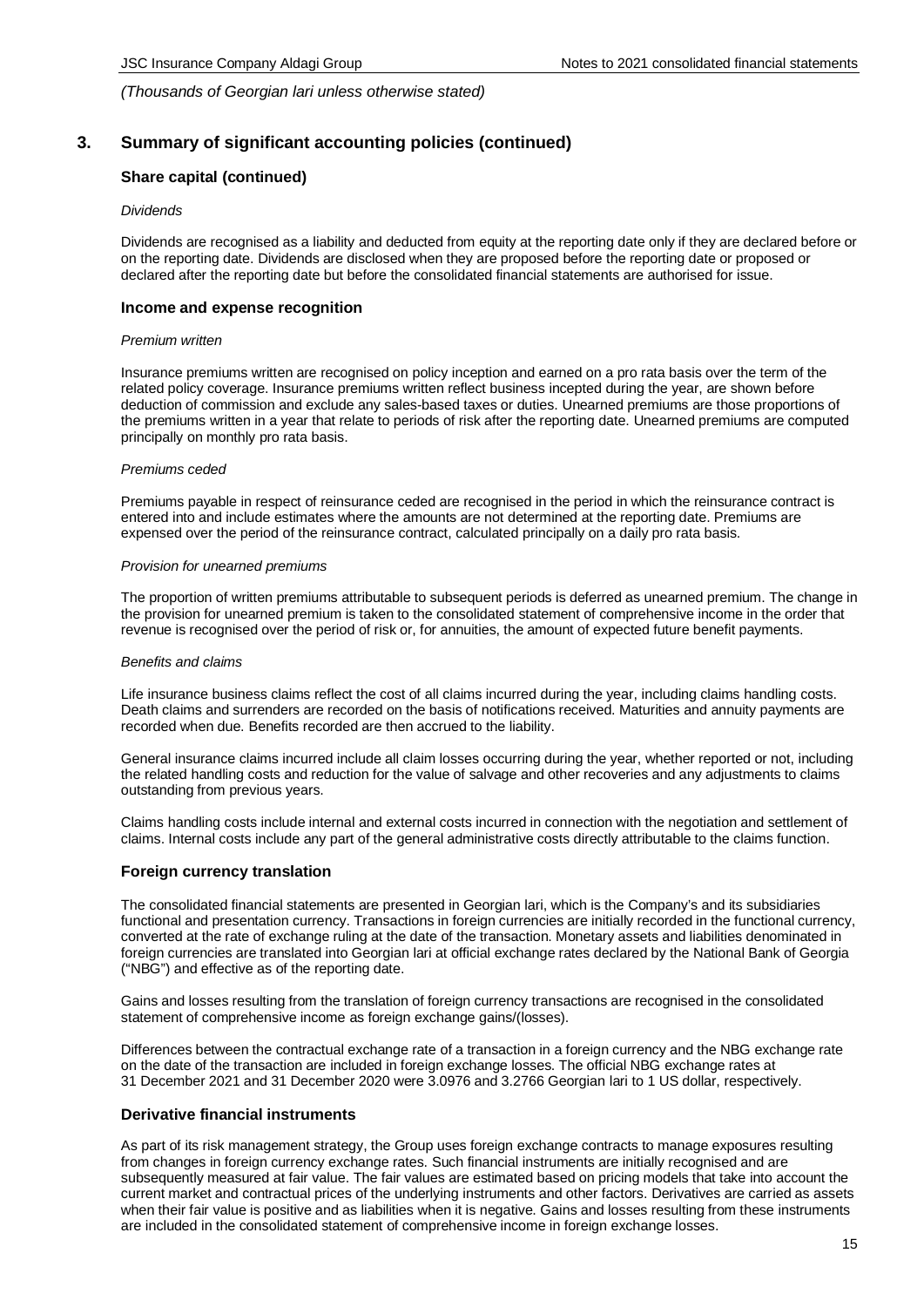*(Thousands of Georgian lari unless otherwise stated)*

## 3. Summary of significant accounting policies (continued)

### Share capital (continued)

*Dividends*

Dividends are recognised as a liability and deducted from equity at the reporting date only if they are declared before or on the reporting date. Dividends are disclosed when they are proposed before the reporting date or proposed or declared after the reporting date but before the consolidated financial statements are authorised for issue.

### Income and expense recognition

*Premium written*

Insurance premiums written are recognised on policy inception and earned on a pro rata basis over the term of the related policy coverage. Insurance premiums written reflect business incepted during the year, are shown before deduction of commission and exclude any sales-based taxes or duties. Unearned premiums are those proportions of the premiums written in a year that relate to periods of risk after the reporting date. Unearned premiums are computed principally on monthly pro rata basis.

*Premiums ceded*

Premiums payable in respect of reinsurance ceded are recognised in the period in which the reinsurance contract is entered into and include estimates where the amounts are not determined at the reporting date. Premiums are expensed over the period of the reinsurance contract, calculated principally on a daily pro rata basis.

*Provision for unearned premiums*

The proportion of written premiums attributable to subsequent periods is deferred as unearned premium. The change in the provision for unearned premium is taken to the consolidated statement of comprehensive income in the order that revenue is recognised over the period of risk or, for annuities, the amount of expected future benefit payments.

*Benefits and claims*

Life insurance business claims reflect the cost of all claims incurred during the year, including claims handling costs. Death claims and surrenders are recorded on the basis of notifications received. Maturities and annuity payments are recorded when due. Benefits recorded are then accrued to the liability.

General insurance claims incurred include all claim losses occurring during the year, whether reported or not, including the related handling costs and reduction for the value of salvage and other recoveries and any adjustments to claims outstanding from previous years.

Claims handling costs include internal and external costs incurred in connection with the negotiation and settlement of claims. Internal costs include any part of the general administrative costs directly attributable to the claims function.

### Foreign currency translation

The consolidated financial statements are presented in Georgian lari, which is the Company's and its subsidiaries functional and presentation currency. Transactions in foreign currencies are initially recorded in the functional currency, converted at the rate of exchange ruling at the date of the transaction. Monetary assets and liabilities denominated in foreign currencies are translated into Georgian lari at official exchange rates declared by the National Bank of Georgia ("NBG") and effective as of the reporting date.

Gains and losses resulting from the translation of foreign currency transactions are recognised in the consolidated statement of comprehensive income as foreign exchange gains/(losses).

Differences between the contractual exchange rate of a transaction in a foreign currency and the NBG exchange rate on the date of the transaction are included in foreign exchange losses. The official NBG exchange rates at 31 December 2021 and 31 December 2020 were 3.0976 and 3.2766 Georgian lari to 1 US dollar, respectively.

### Derivative financial instruments

As part of its risk management strategy, the Group uses foreign exchange contracts to manage exposures resulting from changes in foreign currency exchange rates. Such financial instruments are initially recognised and are subsequently measured at fair value. The fair values are estimated based on pricing models that take into account the current market and contractual prices of the underlying instruments and other factors. Derivatives are carried as assets when their fair value is positive and as liabilities when it is negative. Gains and losses resulting from these instruments are included in the consolidated statement of comprehensive income in foreign exchange losses.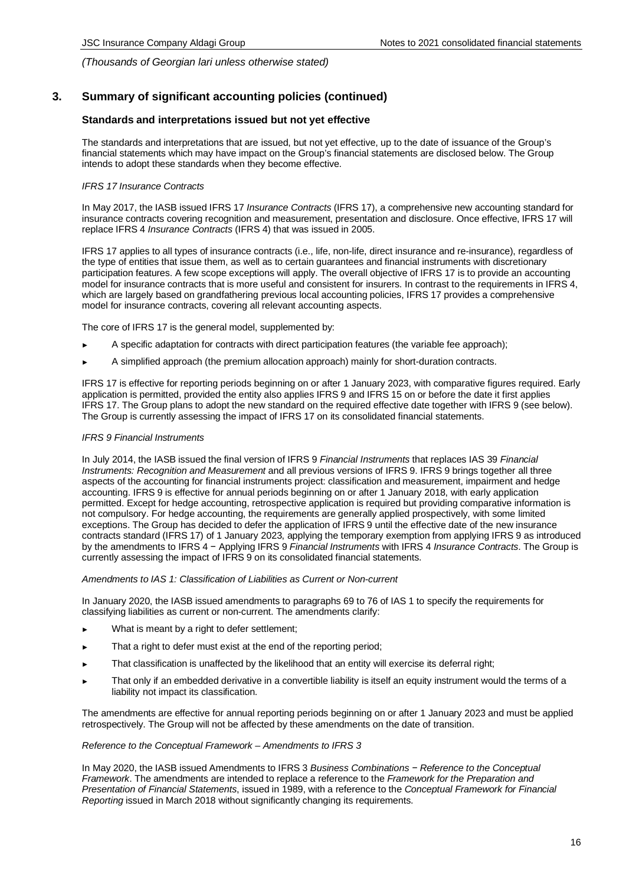## 3. Summary of significant accounting policies (continued)

### Standards and interpretations issued but not yet effective

The standards and interpretations that are issued, but not yet effective, up to the date of issuance of the Group's financial statements which may have impact on the Group's financial statements are disclosed below. The Group intends to adopt these standards when they become effective.

*IFRS 17 Insurance Contracts*

In May 2017, the IASB issued IFRS 17 *Insurance Contracts* (IFRS 17), a comprehensive new accounting standard for insurance contracts covering recognition and measurement, presentation and disclosure. Once effective, IFRS 17 will replace IFRS 4 *Insurance Contracts* (IFRS 4) that was issued in 2005.

IFRS 17 applies to all types of insurance contracts (i.e., life, non-life, direct insurance and re-insurance), regardless of the type of entities that issue them, as well as to certain guarantees and financial instruments with discretionary participation features. A few scope exceptions will apply. The overall objective of IFRS 17 is to provide an accounting model for insurance contracts that is more useful and consistent for insurers. In contrast to the requirements in IFRS 4, which are largely based on grandfathering previous local accounting policies, IFRS 17 provides a comprehensive model for insurance contracts, covering all relevant accounting aspects.

The core of IFRS 17 is the general model, supplemented by:

- A specific adaptation for contracts with direct participation features (the variable fee approach);
- A simplified approach (the premium allocation approach) mainly for short-duration contracts.

IFRS 17 is effective for reporting periods beginning on or after 1 January 2023, with comparative figures required. Early application is permitted, provided the entity also applies IFRS 9 and IFRS 15 on or before the date it first applies IFRS 17. The Group plans to adopt the new standard on the required effective date together with IFRS 9 (see below). The Group is currently assessing the impact of IFRS 17 on its consolidated financial statements.

*IFRS 9 Financial Instruments*

In July 2014, the IASB issued the final version of IFRS 9 *Financial Instruments* that replaces IAS 39 *Financial Instruments: Recognition and Measurement* and all previous versions of IFRS 9. IFRS 9 brings together all three aspects of the accounting for financial instruments project: classification and measurement, impairment and hedge accounting. IFRS 9 is effective for annual periods beginning on or after 1 January 2018, with early application permitted. Except for hedge accounting, retrospective application is required but providing comparative information is not compulsory. For hedge accounting, the requirements are generally applied prospectively, with some limited exceptions. The Group has decided to defer the application of IFRS 9 until the effective date of the new insurance contracts standard (IFRS 17) of 1 January 2023, applying the temporary exemption from applying IFRS 9 as introduced by the amendments to IFRS 4 − Applying IFRS 9 *Financial Instruments* with IFRS 4 *Insurance Contracts*. The Group is currently assessing the impact of IFRS 9 on its consolidated financial statements.

*Amendments to IAS 1: Classification of Liabilities as Current or Non-current*

In January 2020, the IASB issued amendments to paragraphs 69 to 76 of IAS 1 to specify the requirements for classifying liabilities as current or non-current. The amendments clarify:

- What is meant by a right to defer settlement;
- That a right to defer must exist at the end of the reporting period;
- That classification is unaffected by the likelihood that an entity will exercise its deferral right;
- That only if an embedded derivative in a convertible liability is itself an equity instrument would the terms of a liability not impact its classification.

The amendments are effective for annual reporting periods beginning on or after 1 January 2023 and must be applied retrospectively. The Group will not be affected by these amendments on the date of transition.

*Reference to the Conceptual Framework – Amendments to IFRS 3*

In May 2020, the IASB issued Amendments to IFRS 3 *Business Combinations − Reference to the Conceptual Framework*. The amendments are intended to replace a reference to the *Framework for the Preparation and Presentation of Financial Statements*, issued in 1989, with a reference to the *Conceptual Framework for Financial Reporting* issued in March 2018 without significantly changing its requirements.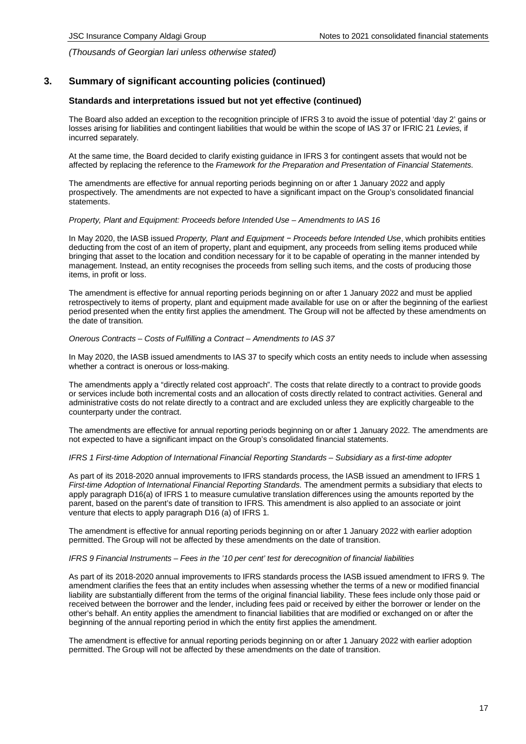## 3. Summary of significant accounting policies (continued)

### Standards and interpretations issued but not yet effective (continued)

The Board also added an exception to the recognition principle of IFRS 3 to avoid the issue of potential 'day 2' gains or losses arising for liabilities and contingent liabilities that would be within the scope of IAS 37 or IFRIC 21 *Levies*, if incurred separately.

At the same time, the Board decided to clarify existing guidance in IFRS 3 for contingent assets that would not be affected by replacing the reference to the *Framework for the Preparation and Presentation of Financial Statements*.

The amendments are effective for annual reporting periods beginning on or after 1 January 2022 and apply prospectively. The amendments are not expected to have a significant impact on the Group's consolidated financial statements.

*Property, Plant and Equipment: Proceeds before Intended Use – Amendments to IAS 16*

In May 2020, the IASB issued *Property, Plant and Equipment − Proceeds before Intended Use*, which prohibits entities deducting from the cost of an item of property, plant and equipment, any proceeds from selling items produced while bringing that asset to the location and condition necessary for it to be capable of operating in the manner intended by management. Instead, an entity recognises the proceeds from selling such items, and the costs of producing those items, in profit or loss.

The amendment is effective for annual reporting periods beginning on or after 1 January 2022 and must be applied retrospectively to items of property, plant and equipment made available for use on or after the beginning of the earliest period presented when the entity first applies the amendment. The Group will not be affected by these amendments on the date of transition.

*Onerous Contracts – Costs of Fulfilling a Contract – Amendments to IAS 37*

In May 2020, the IASB issued amendments to IAS 37 to specify which costs an entity needs to include when assessing whether a contract is onerous or loss-making.

The amendments apply a "directly related cost approach". The costs that relate directly to a contract to provide goods or services include both incremental costs and an allocation of costs directly related to contract activities. General and administrative costs do not relate directly to a contract and are excluded unless they are explicitly chargeable to the counterparty under the contract.

The amendments are effective for annual reporting periods beginning on or after 1 January 2022. The amendments are not expected to have a significant impact on the Group's consolidated financial statements.

*IFRS 1 First-time Adoption of International Financial Reporting Standards – Subsidiary as a first-time adopter*

As part of its 2018-2020 annual improvements to IFRS standards process, the IASB issued an amendment to IFRS 1 *First-time Adoption of International Financial Reporting Standards*. The amendment permits a subsidiary that elects to apply paragraph D16(a) of IFRS 1 to measure cumulative translation differences using the amounts reported by the parent, based on the parent's date of transition to IFRS. This amendment is also applied to an associate or joint venture that elects to apply paragraph D16 (a) of IFRS 1.

The amendment is effective for annual reporting periods beginning on or after 1 January 2022 with earlier adoption permitted. The Group will not be affected by these amendments on the date of transition.

*IFRS 9 Financial Instruments – Fees in the '10 per cent' test for derecognition of financial liabilities*

As part of its 2018-2020 annual improvements to IFRS standards process the IASB issued amendment to IFRS 9. The amendment clarifies the fees that an entity includes when assessing whether the terms of a new or modified financial liability are substantially different from the terms of the original financial liability. These fees include only those paid or received between the borrower and the lender, including fees paid or received by either the borrower or lender on the other's behalf. An entity applies the amendment to financial liabilities that are modified or exchanged on or after the beginning of the annual reporting period in which the entity first applies the amendment.

The amendment is effective for annual reporting periods beginning on or after 1 January 2022 with earlier adoption permitted. The Group will not be affected by these amendments on the date of transition.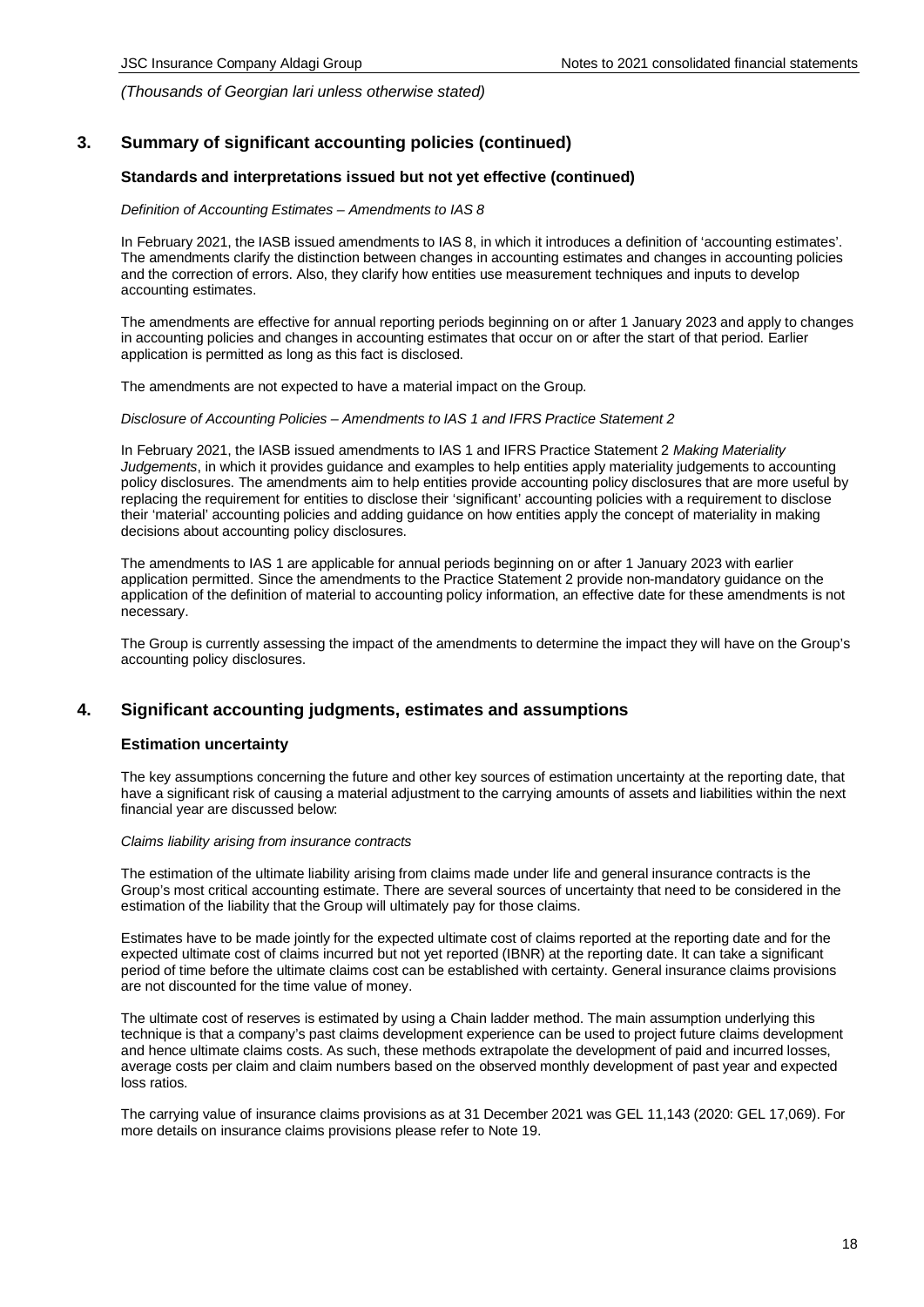*(Thousands of Georgian lari unless otherwise stated)*

## 3. Summary of significant accounting policies (continued)

### Standards and interpretations issued but not yet effective (continued)

*Definition of Accounting Estimates – Amendments to IAS 8*

In February 2021, the IASB issued amendments to IAS 8, in which it introduces a definition of 'accounting estimates'. The amendments clarify the distinction between changes in accounting estimates and changes in accounting policies and the correction of errors. Also, they clarify how entities use measurement techniques and inputs to develop accounting estimates.

The amendments are effective for annual reporting periods beginning on or after 1 January 2023 and apply to changes in accounting policies and changes in accounting estimates that occur on or after the start of that period. Earlier application is permitted as long as this fact is disclosed.

The amendments are not expected to have a material impact on the Group.

*Disclosure of Accounting Policies – Amendments to IAS 1 and IFRS Practice Statement 2*

In February 2021, the IASB issued amendments to IAS 1 and IFRS Practice Statement 2 *Making Materiality Judgements*, in which it provides guidance and examples to help entities apply materiality judgements to accounting policy disclosures. The amendments aim to help entities provide accounting policy disclosures that are more useful by replacing the requirement for entities to disclose their 'significant' accounting policies with a requirement to disclose their 'material' accounting policies and adding guidance on how entities apply the concept of materiality in making decisions about accounting policy disclosures.

The amendments to IAS 1 are applicable for annual periods beginning on or after 1 January 2023 with earlier application permitted. Since the amendments to the Practice Statement 2 provide non-mandatory guidance on the application of the definition of material to accounting policy information, an effective date for these amendments is not necessary.

The Group is currently assessing the impact of the amendments to determine the impact they will have on the Group's accounting policy disclosures.

## 4. Significant accounting judgments, estimates and assumptions

### Estimation uncertainty

The key assumptions concerning the future and other key sources of estimation uncertainty at the reporting date, that have a significant risk of causing a material adjustment to the carrying amounts of assets and liabilities within the next financial year are discussed below:

*Claims liability arising from insurance contracts*

The estimation of the ultimate liability arising from claims made under life and general insurance contracts is the Group's most critical accounting estimate. There are several sources of uncertainty that need to be considered in the estimation of the liability that the Group will ultimately pay for those claims.

Estimates have to be made jointly for the expected ultimate cost of claims reported at the reporting date and for the expected ultimate cost of claims incurred but not yet reported (IBNR) at the reporting date. It can take a significant period of time before the ultimate claims cost can be established with certainty. General insurance claims provisions are not discounted for the time value of money.

The ultimate cost of reserves is estimated by using a Chain ladder method. The main assumption underlying this technique is that a company's past claims development experience can be used to project future claims development and hence ultimate claims costs. As such, these methods extrapolate the development of paid and incurred losses, average costs per claim and claim numbers based on the observed monthly development of past year and expected loss ratios.

The carrying value of insurance claims provisions as at 31 December 2021 was GEL 11,143 (2020: GEL 17,069). For more details on insurance claims provisions please refer to Note 19.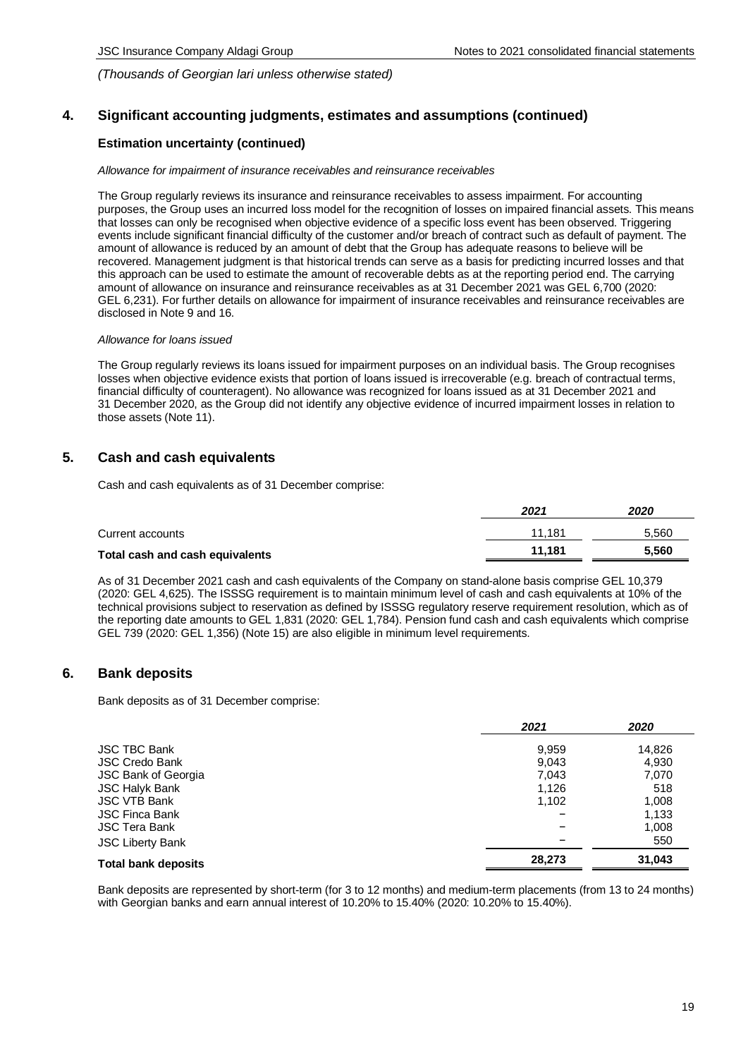*(Thousands of Georgian lari unless otherwise stated)*

## 4. Significant accounting judgments, estimates and assumptions (continued)

### Estimation uncertainty (continued)

*Allowance for impairment of insurance receivables and reinsurance receivables*

The Group regularly reviews its insurance and reinsurance receivables to assess impairment. For accounting purposes, the Group uses an incurred loss model for the recognition of losses on impaired financial assets. This means that losses can only be recognised when objective evidence of a specific loss event has been observed. Triggering events include significant financial difficulty of the customer and/or breach of contract such as default of payment. The amount of allowance is reduced by an amount of debt that the Group has adequate reasons to believe will be recovered. Management judgment is that historical trends can serve as a basis for predicting incurred losses and that this approach can be used to estimate the amount of recoverable debts as at the reporting period end. The carrying amount of allowance on insurance and reinsurance receivables as at 31 December 2021 was GEL 6,700 (2020: GEL 6,231). For further details on allowance for impairment of insurance receivables and reinsurance receivables are disclosed in Note 9 and 16.

*Allowance for loans issued*

The Group regularly reviews its loans issued for impairment purposes on an individual basis. The Group recognises losses when objective evidence exists that portion of loans issued is irrecoverable (e.g. breach of contractual terms, financial difficulty of counteragent). No allowance was recognized for loans issued as at 31 December 2021 and 31 December 2020, as the Group did not identify any objective evidence of incurred impairment losses in relation to those assets (Note 11).

## 5. Cash and cash equivalents

Cash and cash equivalents as of 31 December comprise:

| | *2021* | *2020* |
|---|---|---|
| Current accounts | 11,181 | 5,560 |
| **Total cash and cash equivalents** | **11,181** | **5,560** |

As of 31 December 2021 cash and cash equivalents of the Company on stand-alone basis comprise GEL 10,379 (2020: GEL 4,625). The ISSSG requirement is to maintain minimum level of cash and cash equivalents at 10% of the technical provisions subject to reservation as defined by ISSSG regulatory reserve requirement resolution, which as of the reporting date amounts to GEL 1,831 (2020: GEL 1,784). Pension fund cash and cash equivalents which comprise GEL 739 (2020: GEL 1,356) (Note 15) are also eligible in minimum level requirements.

## 6. Bank deposits

Bank deposits as of 31 December comprise:

| | *2021* | *2020* |
|---|---|---|
| JSC TBC Bank | 9,959 | 14,826 |
| JSC Credo Bank | 9,043 | 4,930 |
| JSC Bank of Georgia | 7,043 | 7,070 |
| JSC Halyk Bank | 1,126 | 518 |
| JSC VTB Bank | 1,102 | 1,008 |
| JSC Finca Bank | – | 1,133 |
| JSC Tera Bank | – | 1,008 |
| JSC Liberty Bank | – | 550 |
| **Total bank deposits** | **28,273** | **31,043** |

Bank deposits are represented by short-term (for 3 to 12 months) and medium-term placements (from 13 to 24 months) with Georgian banks and earn annual interest of 10.20% to 15.40% (2020: 10.20% to 15.40%).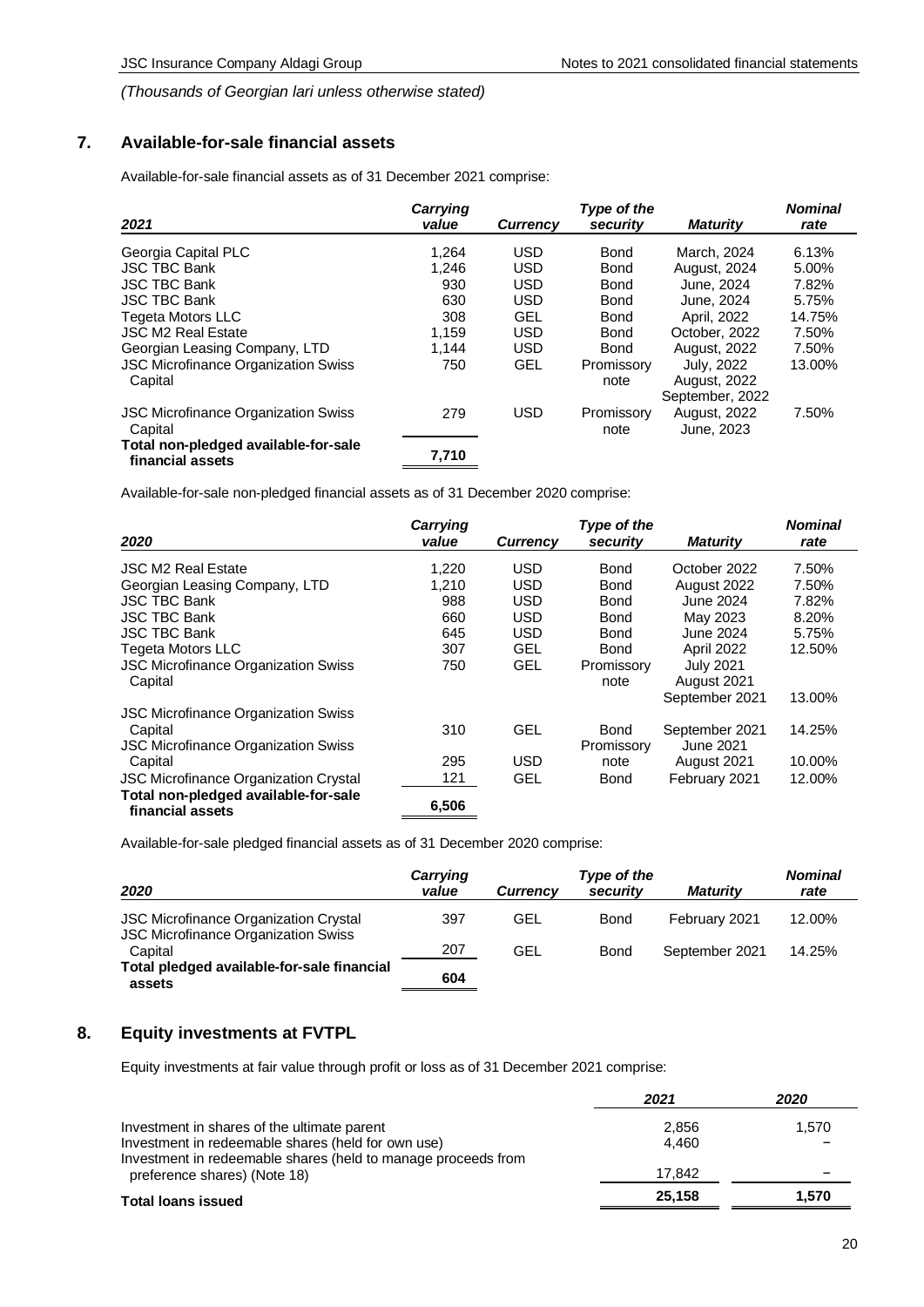*(Thousands of Georgian lari unless otherwise stated)*

## 7. Available-for-sale financial assets

Available-for-sale financial assets as of 31 December 2021 comprise:

| *2021* | *Carrying value* | *Currency* | *Type of the security* | *Maturity* | *Nominal rate* |
|---|---|---|---|---|---|
| Georgia Capital PLC | 1,264 | USD | Bond | March, 2024 | 6.13% |
| JSC TBC Bank | 1,246 | USD | Bond | August, 2024 | 5.00% |
| JSC TBC Bank | 930 | USD | Bond | June, 2024 | 7.82% |
| JSC TBC Bank | 630 | USD | Bond | June, 2024 | 5.75% |
| Tegeta Motors LLC | 308 | GEL | Bond | April, 2022 | 14.75% |
| JSC M2 Real Estate | 1,159 | USD | Bond | October, 2022 | 7.50% |
| Georgian Leasing Company, LTD | 1,144 | USD | Bond | August, 2022 | 7.50% |
| JSC Microfinance Organization Swiss Capital | 750 | GEL | Promissory note | July, 2022 August, 2022 September, 2022 | 13.00% |
| JSC Microfinance Organization Swiss Capital | 279 | USD | Promissory note | August, 2022 June, 2023 | 7.50% |
| **Total non-pledged available-for-sale financial assets** | **7,710** | | | | |

Available-for-sale non-pledged financial assets as of 31 December 2020 comprise:

| *2020* | *Carrying value* | *Currency* | *Type of the security* | *Maturity* | *Nominal rate* |
|---|---|---|---|---|---|
| JSC M2 Real Estate | 1,220 | USD | Bond | October 2022 | 7.50% |
| Georgian Leasing Company, LTD | 1,210 | USD | Bond | August 2022 | 7.50% |
| JSC TBC Bank | 988 | USD | Bond | June 2024 | 7.82% |
| JSC TBC Bank | 660 | USD | Bond | May 2023 | 8.20% |
| JSC TBC Bank | 645 | USD | Bond | June 2024 | 5.75% |
| Tegeta Motors LLC | 307 | GEL | Bond | April 2022 | 12.50% |
| JSC Microfinance Organization Swiss Capital | 750 | GEL | Promissory note | July 2021 August 2021 September 2021 | 13.00% |
| JSC Microfinance Organization Swiss Capital | 310 | GEL | Bond | September 2021 | 14.25% |
| JSC Microfinance Organization Swiss Capital | 295 | USD | Promissory note | June 2021 August 2021 | 10.00% |
| JSC Microfinance Organization Crystal | 121 | GEL | Bond | February 2021 | 12.00% |
| **Total non-pledged available-for-sale financial assets** | **6,506** | | | | |

Available-for-sale pledged financial assets as of 31 December 2020 comprise:

| *2020* | *Carrying value* | *Currency* | *Type of the security* | *Maturity* | *Nominal rate* |
|---|---|---|---|---|---|
| JSC Microfinance Organization Crystal | 397 | GEL | Bond | February 2021 | 12.00% |
| JSC Microfinance Organization Swiss Capital | 207 | GEL | Bond | September 2021 | 14.25% |
| **Total pledged available-for-sale financial assets** | **604** | | | | |

## 8. Equity investments at FVTPL

Equity investments at fair value through profit or loss as of 31 December 2021 comprise:

| | *2021* | *2020* |
|---|---|---|
| Investment in shares of the ultimate parent | 2,856 | 1,570 |
| Investment in redeemable shares (held for own use) | 4,460 | – |
| Investment in redeemable shares (held to manage proceeds from preference shares) (Note 18) | 17,842 | – |
| **Total loans issued** | **25,158** | **1,570** |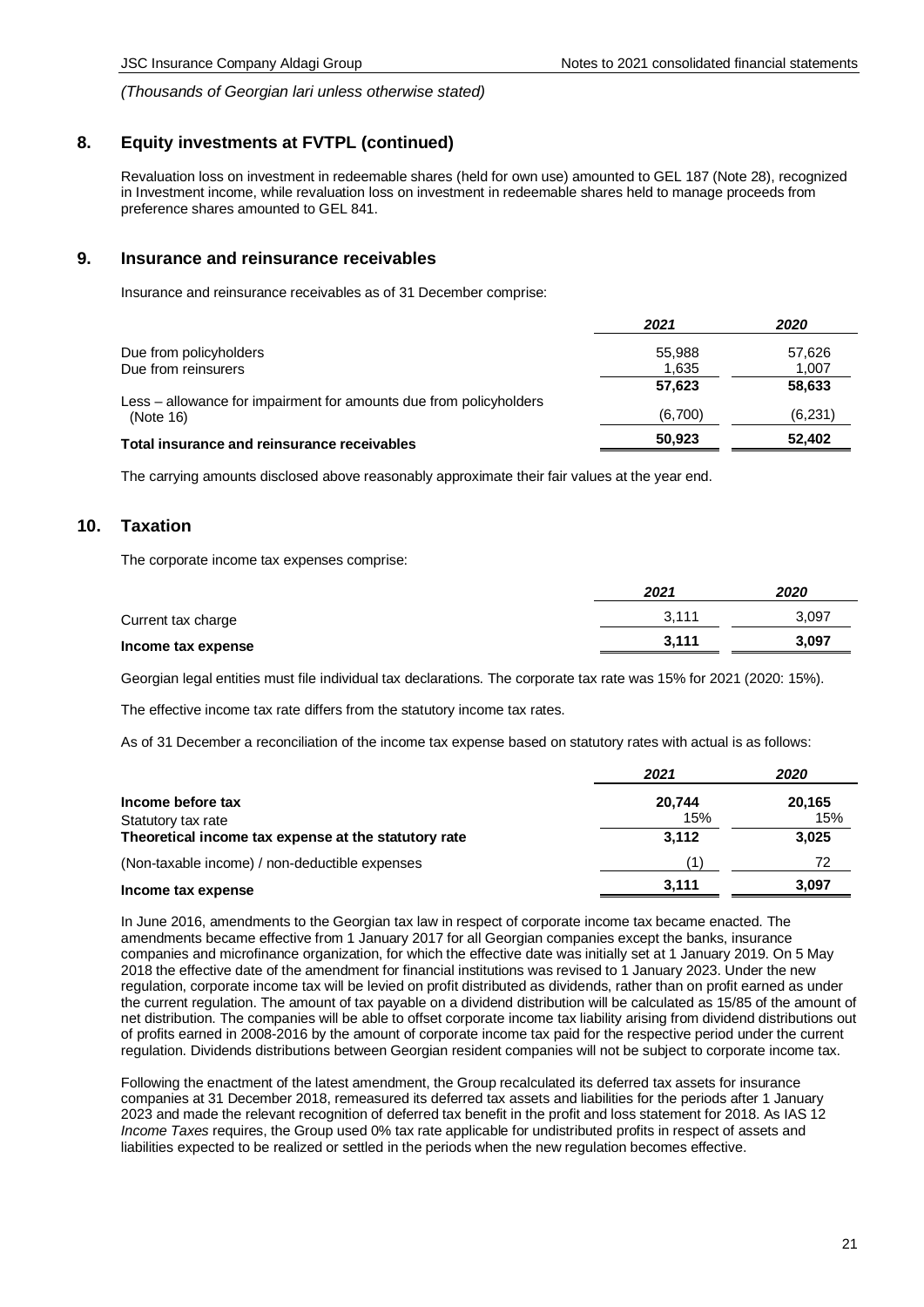*(Thousands of Georgian lari unless otherwise stated)*

## 8. Equity investments at FVTPL (continued)

Revaluation loss on investment in redeemable shares (held for own use) amounted to GEL 187 (Note 28), recognized in Investment income, while revaluation loss on investment in redeemable shares held to manage proceeds from preference shares amounted to GEL 841.

## 9. Insurance and reinsurance receivables

Insurance and reinsurance receivables as of 31 December comprise:

| | *2021* | *2020* |
|---|---|---|
| Due from policyholders | 55,988 | 57,626 |
| Due from reinsurers | 1,635 | 1,007 |
| | **57,623** | **58,633** |
| Less – allowance for impairment for amounts due from policyholders (Note 16) | (6,700) | (6,231) |
| **Total insurance and reinsurance receivables** | **50,923** | **52,402** |

The carrying amounts disclosed above reasonably approximate their fair values at the year end.

## 10. Taxation

The corporate income tax expenses comprise:

| | *2021* | *2020* |
|---|---|---|
| Current tax charge | 3,111 | 3,097 |
| **Income tax expense** | **3,111** | **3,097** |

Georgian legal entities must file individual tax declarations. The corporate tax rate was 15% for 2021 (2020: 15%).

The effective income tax rate differs from the statutory income tax rates.

As of 31 December a reconciliation of the income tax expense based on statutory rates with actual is as follows:

| | *2021* | *2020* |
|---|---|---|
| **Income before tax** | **20,744** | **20,165** |
| Statutory tax rate | 15% | 15% |
| **Theoretical income tax expense at the statutory rate** | **3,112** | **3,025** |
| (Non-taxable income) / non-deductible expenses | (1) | 72 |
| **Income tax expense** | **3,111** | **3,097** |

In June 2016, amendments to the Georgian tax law in respect of corporate income tax became enacted. The amendments became effective from 1 January 2017 for all Georgian companies except the banks, insurance companies and microfinance organization, for which the effective date was initially set at 1 January 2019. On 5 May 2018 the effective date of the amendment for financial institutions was revised to 1 January 2023. Under the new regulation, corporate income tax will be levied on profit distributed as dividends, rather than on profit earned as under the current regulation. The amount of tax payable on a dividend distribution will be calculated as 15/85 of the amount of net distribution. The companies will be able to offset corporate income tax liability arising from dividend distributions out of profits earned in 2008-2016 by the amount of corporate income tax paid for the respective period under the current regulation. Dividends distributions between Georgian resident companies will not be subject to corporate income tax.

Following the enactment of the latest amendment, the Group recalculated its deferred tax assets for insurance companies at 31 December 2018, remeasured its deferred tax assets and liabilities for the periods after 1 January 2023 and made the relevant recognition of deferred tax benefit in the profit and loss statement for 2018. As IAS 12 *Income Taxes* requires, the Group used 0% tax rate applicable for undistributed profits in respect of assets and liabilities expected to be realized or settled in the periods when the new regulation becomes effective.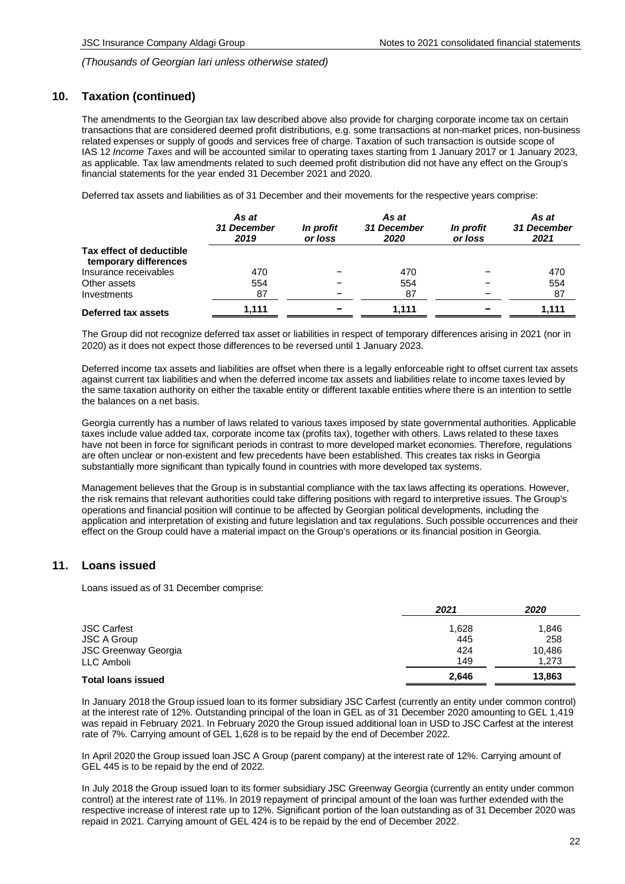*(Thousands of Georgian lari unless otherwise stated)*

## 10. Taxation (continued)

The amendments to the Georgian tax law described above also provide for charging corporate income tax on certain transactions that are considered deemed profit distributions, e.g. some transactions at non-market prices, non-business related expenses or supply of goods and services free of charge. Taxation of such transaction is outside scope of IAS 12 *Income Taxes* and will be accounted similar to operating taxes starting from 1 January 2017 or 1 January 2023, as applicable. Tax law amendments related to such deemed profit distribution did not have any effect on the Group's financial statements for the year ended 31 December 2021 and 2020.

Deferred tax assets and liabilities as of 31 December and their movements for the respective years comprise:

| | *As at 31 December 2019* | *In profit or loss* | *As at 31 December 2020* | *In profit or loss* | *As at 31 December 2021* |
|---|---|---|---|---|---|
| **Tax effect of deductible temporary differences** | | | | | |
| Insurance receivables | 470 | – | 470 | – | 470 |
| Other assets | 554 | – | 554 | – | 554 |
| Investments | 87 | – | 87 | – | 87 |
| **Deferred tax assets** | **1,111** | **–** | **1,111** | **–** | **1,111** |

The Group did not recognize deferred tax asset or liabilities in respect of temporary differences arising in 2021 (nor in 2020) as it does not expect those differences to be reversed until 1 January 2023.

Deferred income tax assets and liabilities are offset when there is a legally enforceable right to offset current tax assets against current tax liabilities and when the deferred income tax assets and liabilities relate to income taxes levied by the same taxation authority on either the taxable entity or different taxable entities where there is an intention to settle the balances on a net basis.

Georgia currently has a number of laws related to various taxes imposed by state governmental authorities. Applicable taxes include value added tax, corporate income tax (profits tax), together with others. Laws related to these taxes have not been in force for significant periods in contrast to more developed market economies. Therefore, regulations are often unclear or non-existent and few precedents have been established. This creates tax risks in Georgia substantially more significant than typically found in countries with more developed tax systems.

Management believes that the Group is in substantial compliance with the tax laws affecting its operations. However, the risk remains that relevant authorities could take differing positions with regard to interpretive issues. The Group's operations and financial position will continue to be affected by Georgian political developments, including the application and interpretation of existing and future legislation and tax regulations. Such possible occurrences and their effect on the Group could have a material impact on the Group's operations or its financial position in Georgia.

## 11. Loans issued

Loans issued as of 31 December comprise:

| | *2021* | *2020* |
|---|---|---|
| JSC Carfest | 1,628 | 1,846 |
| JSC A Group | 445 | 258 |
| JSC Greenway Georgia | 424 | 10,486 |
| LLC Amboli | 149 | 1,273 |
| **Total loans issued** | **2,646** | **13,863** |

In January 2018 the Group issued loan to its former subsidiary JSC Carfest (currently an entity under common control) at the interest rate of 12%. Outstanding principal of the loan in GEL as of 31 December 2020 amounting to GEL 1,419 was repaid in February 2021. In February 2020 the Group issued additional loan in USD to JSC Carfest at the interest rate of 7%. Carrying amount of GEL 1,628 is to be repaid by the end of December 2022.

In April 2020 the Group issued loan JSC A Group (parent company) at the interest rate of 12%. Carrying amount of GEL 445 is to be repaid by the end of 2022.

In July 2018 the Group issued loan to its former subsidiary JSC Greenway Georgia (currently an entity under common control) at the interest rate of 11%. In 2019 repayment of principal amount of the loan was further extended with the respective increase of interest rate up to 12%. Significant portion of the loan outstanding as of 31 December 2020 was repaid in 2021. Carrying amount of GEL 424 is to be repaid by the end of December 2022.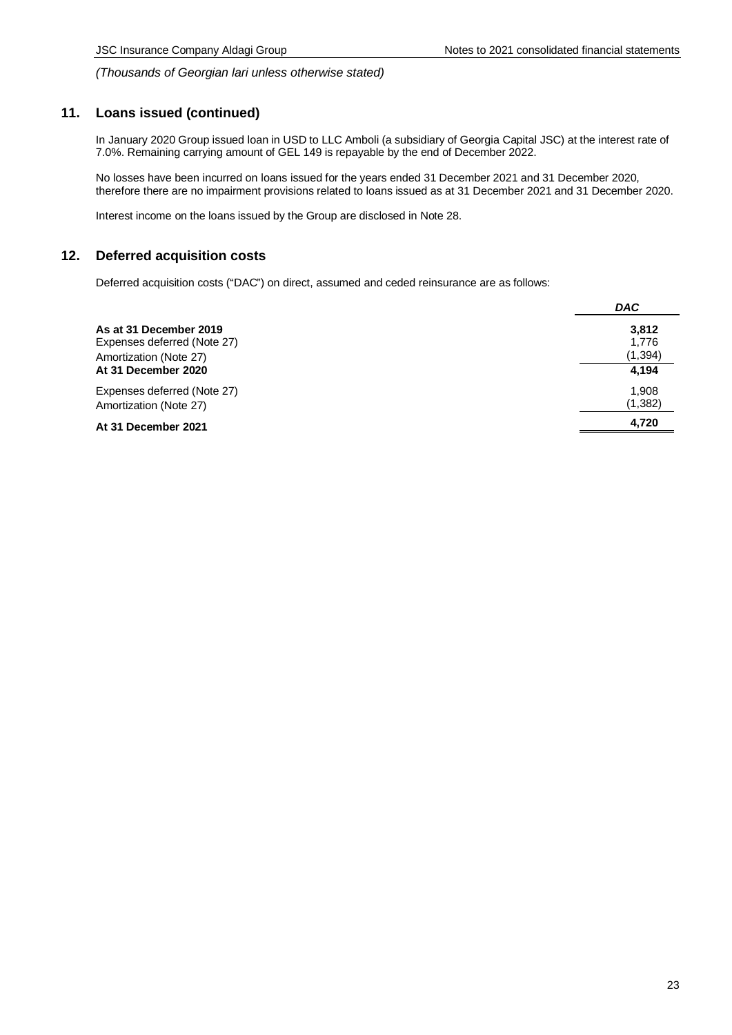*(Thousands of Georgian lari unless otherwise stated)*

## 11. Loans issued (continued)

In January 2020 Group issued loan in USD to LLC Amboli (a subsidiary of Georgia Capital JSC) at the interest rate of 7.0%. Remaining carrying amount of GEL 149 is repayable by the end of December 2022.

No losses have been incurred on loans issued for the years ended 31 December 2021 and 31 December 2020, therefore there are no impairment provisions related to loans issued as at 31 December 2021 and 31 December 2020.

Interest income on the loans issued by the Group are disclosed in Note 28.

## 12. Deferred acquisition costs

Deferred acquisition costs ("DAC") on direct, assumed and ceded reinsurance are as follows:

| | ***DAC*** |
|---|---|
| **As at 31 December 2019** | **3,812** |
| Expenses deferred (Note 27) | 1,776 |
| Amortization (Note 27) | (1,394) |
| **At 31 December 2020** | **4,194** |
| Expenses deferred (Note 27) | 1,908 |
| Amortization (Note 27) | (1,382) |
| **At 31 December 2021** | **4,720** |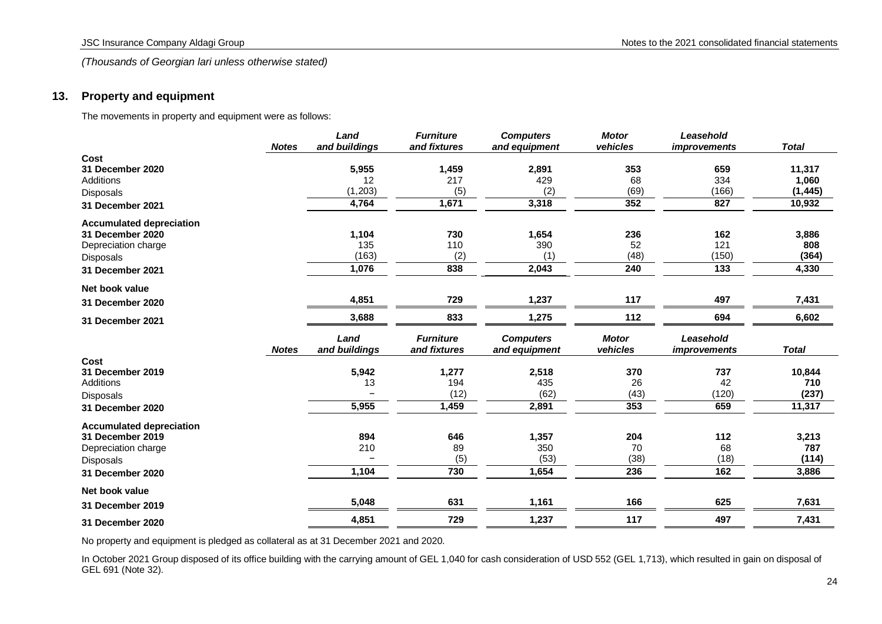*(Thousands of Georgian lari unless otherwise stated)*

## 13. Property and equipment

The movements in property and equipment were as follows:

| | Notes | Land and buildings | Furniture and fixtures | Computers and equipment | Motor vehicles | Leasehold improvements | Total |
|---|---|---|---|---|---|---|---|
| **Cost** | | | | | | | |
| **31 December 2020** | | **5,955** | **1,459** | **2,891** | **353** | **659** | **11,317** |
| Additions | | 12 | 217 | 429 | 68 | 334 | 1,060 |
| Disposals | | (1,203) | (5) | (2) | (69) | (166) | **(1,445)** |
| **31 December 2021** | | **4,764** | **1,671** | **3,318** | **352** | **827** | **10,932** |
| **Accumulated depreciation** | | | | | | | |
| **31 December 2020** | | **1,104** | **730** | **1,654** | **236** | **162** | **3,886** |
| Depreciation charge | | 135 | 110 | 390 | 52 | 121 | **808** |
| Disposals | | (163) | (2) | (1) | (48) | (150) | **(364)** |
| **31 December 2021** | | **1,076** | **838** | **2,043** | **240** | **133** | **4,330** |
| **Net book value** | | | | | | | |
| **31 December 2020** | | **4,851** | **729** | **1,237** | **117** | **497** | **7,431** |
| **31 December 2021** | | **3,688** | **833** | **1,275** | **112** | **694** | **6,602** |

| | Notes | Land and buildings | Furniture and fixtures | Computers and equipment | Motor vehicles | Leasehold improvements | Total |
|---|---|---|---|---|---|---|---|
| **Cost** | | | | | | | |
| **31 December 2019** | | **5,942** | **1,277** | **2,518** | **370** | **737** | **10,844** |
| Additions | | 13 | 194 | 435 | 26 | 42 | **710** |
| Disposals | | – | (12) | (62) | (43) | (120) | **(237)** |
| **31 December 2020** | | **5,955** | **1,459** | **2,891** | **353** | **659** | **11,317** |
| **Accumulated depreciation** | | | | | | | |
| **31 December 2019** | | **894** | **646** | **1,357** | **204** | **112** | **3,213** |
| Depreciation charge | | 210 | 89 | 350 | 70 | 68 | **787** |
| Disposals | | – | (5) | (53) | (38) | (18) | **(114)** |
| **31 December 2020** | | **1,104** | **730** | **1,654** | **236** | **162** | **3,886** |
| **Net book value** | | | | | | | |
| **31 December 2019** | | **5,048** | **631** | **1,161** | **166** | **625** | **7,631** |
| **31 December 2020** | | **4,851** | **729** | **1,237** | **117** | **497** | **7,431** |

No property and equipment is pledged as collateral as at 31 December 2021 and 2020.

In October 2021 Group disposed of its office building with the carrying amount of GEL 1,040 for cash consideration of USD 552 (GEL 1,713), which resulted in gain on disposal of GEL 691 (Note 32).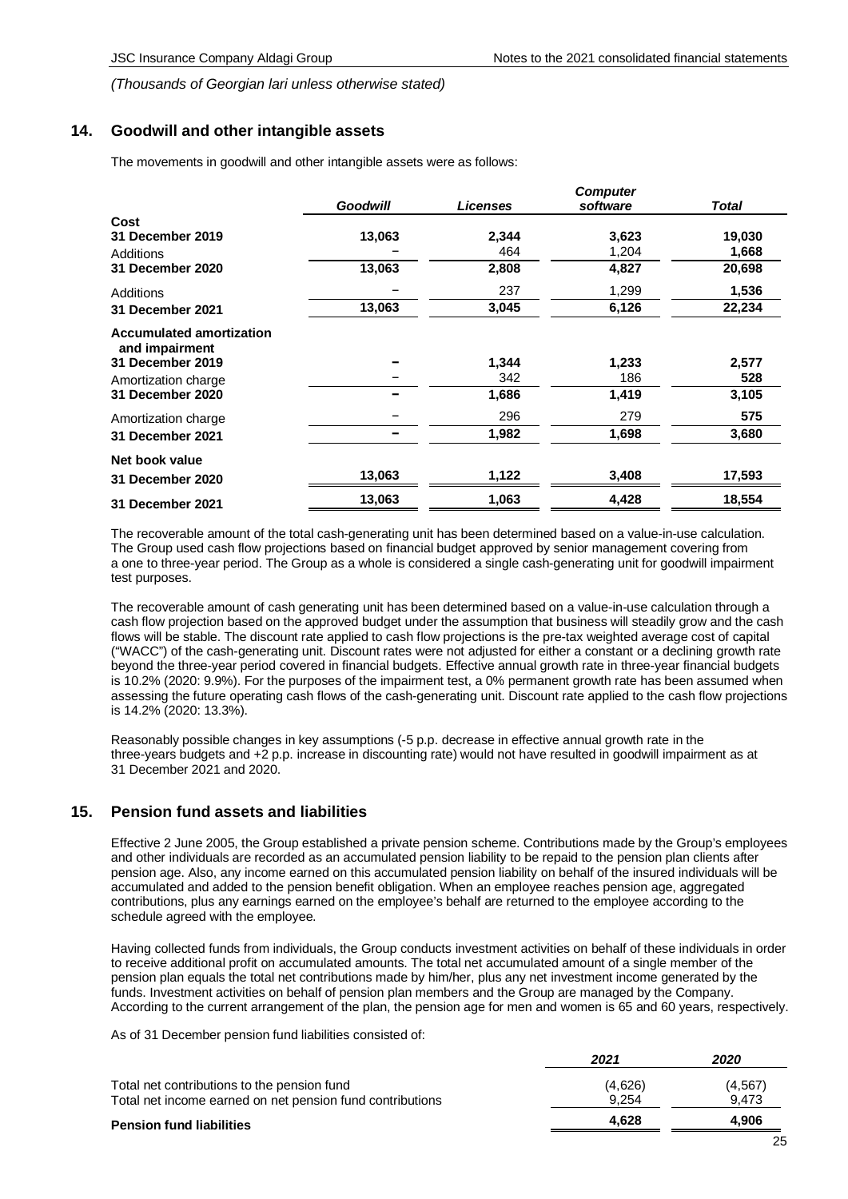*(Thousands of Georgian lari unless otherwise stated)*

## 14. Goodwill and other intangible assets

The movements in goodwill and other intangible assets were as follows:

| | *Goodwill* | *Licenses* | *Computer software* | *Total* |
|---|---|---|---|---|
| **Cost** | | | | |
| **31 December 2019** | **13,063** | **2,344** | **3,623** | **19,030** |
| Additions | – | 464 | 1,204 | **1,668** |
| **31 December 2020** | **13,063** | **2,808** | **4,827** | **20,698** |
| Additions | – | 237 | 1,299 | **1,536** |
| **31 December 2021** | **13,063** | **3,045** | **6,126** | **22,234** |
| **Accumulated amortization and impairment** | | | | |
| **31 December 2019** | **–** | **1,344** | **1,233** | **2,577** |
| Amortization charge | – | 342 | 186 | **528** |
| **31 December 2020** | **–** | **1,686** | **1,419** | **3,105** |
| Amortization charge | – | 296 | 279 | **575** |
| **31 December 2021** | **–** | **1,982** | **1,698** | **3,680** |
| **Net book value** | | | | |
| **31 December 2020** | **13,063** | **1,122** | **3,408** | **17,593** |
| **31 December 2021** | **13,063** | **1,063** | **4,428** | **18,554** |

The recoverable amount of the total cash-generating unit has been determined based on a value-in-use calculation. The Group used cash flow projections based on financial budget approved by senior management covering from a one to three-year period. The Group as a whole is considered a single cash-generating unit for goodwill impairment test purposes.

The recoverable amount of cash generating unit has been determined based on a value-in-use calculation through a cash flow projection based on the approved budget under the assumption that business will steadily grow and the cash flows will be stable. The discount rate applied to cash flow projections is the pre-tax weighted average cost of capital ("WACC") of the cash-generating unit. Discount rates were not adjusted for either a constant or a declining growth rate beyond the three-year period covered in financial budgets. Effective annual growth rate in three-year financial budgets is 10.2% (2020: 9.9%). For the purposes of the impairment test, a 0% permanent growth rate has been assumed when assessing the future operating cash flows of the cash-generating unit. Discount rate applied to the cash flow projections is 14.2% (2020: 13.3%).

Reasonably possible changes in key assumptions (-5 p.p. decrease in effective annual growth rate in the three-years budgets and +2 p.p. increase in discounting rate) would not have resulted in goodwill impairment as at 31 December 2021 and 2020.

## 15. Pension fund assets and liabilities

Effective 2 June 2005, the Group established a private pension scheme. Contributions made by the Group's employees and other individuals are recorded as an accumulated pension liability to be repaid to the pension plan clients after pension age. Also, any income earned on this accumulated pension liability on behalf of the insured individuals will be accumulated and added to the pension benefit obligation. When an employee reaches pension age, aggregated contributions, plus any earnings earned on the employee's behalf are returned to the employee according to the schedule agreed with the employee.

Having collected funds from individuals, the Group conducts investment activities on behalf of these individuals in order to receive additional profit on accumulated amounts. The total net accumulated amount of a single member of the pension plan equals the total net contributions made by him/her, plus any net investment income generated by the funds. Investment activities on behalf of pension plan members and the Group are managed by the Company. According to the current arrangement of the plan, the pension age for men and women is 65 and 60 years, respectively.

As of 31 December pension fund liabilities consisted of:

| | *2021* | *2020* |
|---|---|---|
| Total net contributions to the pension fund | (4,626) | (4,567) |
| Total net income earned on net pension fund contributions | 9,254 | 9,473 |
| **Pension fund liabilities** | **4,628** | **4,906** |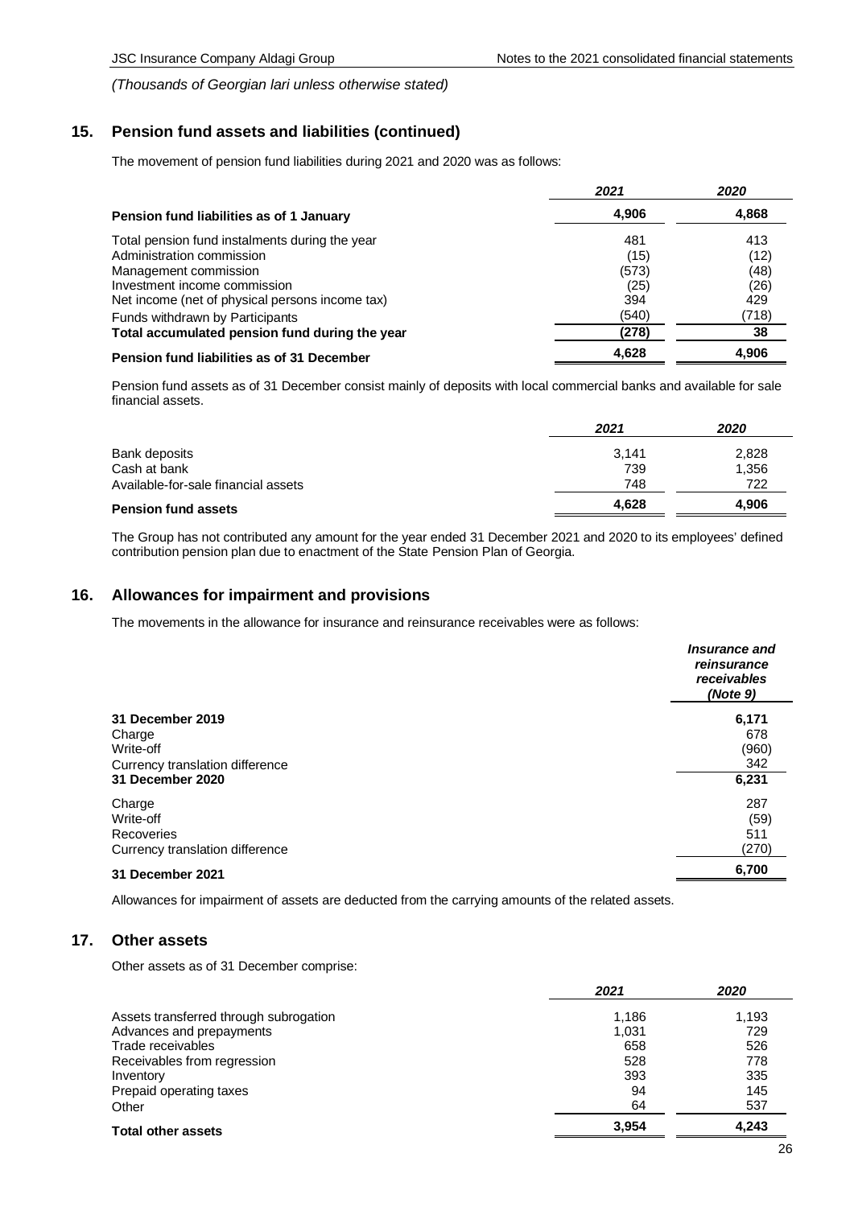*(Thousands of Georgian lari unless otherwise stated)*

## 15. Pension fund assets and liabilities (continued)

The movement of pension fund liabilities during 2021 and 2020 was as follows:

| | *2021* | *2020* |
|---|---|---|
| **Pension fund liabilities as of 1 January** | **4,906** | **4,868** |
| Total pension fund instalments during the year | 481 | 413 |
| Administration commission | (15) | (12) |
| Management commission | (573) | (48) |
| Investment income commission | (25) | (26) |
| Net income (net of physical persons income tax) | 394 | 429 |
| Funds withdrawn by Participants | (540) | (718) |
| **Total accumulated pension fund during the year** | **(278)** | **38** |
| **Pension fund liabilities as of 31 December** | **4,628** | **4,906** |

Pension fund assets as of 31 December consist mainly of deposits with local commercial banks and available for sale financial assets.

| | *2021* | *2020* |
|---|---|---|
| Bank deposits | 3,141 | 2,828 |
| Cash at bank | 739 | 1,356 |
| Available-for-sale financial assets | 748 | 722 |
| **Pension fund assets** | **4,628** | **4,906** |

The Group has not contributed any amount for the year ended 31 December 2021 and 2020 to its employees' defined contribution pension plan due to enactment of the State Pension Plan of Georgia.

## 16. Allowances for impairment and provisions

The movements in the allowance for insurance and reinsurance receivables were as follows:

| | ***Insurance and reinsurance receivables (Note 9)*** |
|---|---|
| **31 December 2019** | **6,171** |
| Charge | 678 |
| Write-off | (960) |
| Currency translation difference | 342 |
| **31 December 2020** | **6,231** |
| Charge | 287 |
| Write-off | (59) |
| Recoveries | 511 |
| Currency translation difference | (270) |
| **31 December 2021** | **6,700** |

Allowances for impairment of assets are deducted from the carrying amounts of the related assets.

## 17. Other assets

Other assets as of 31 December comprise:

| | *2021* | *2020* |
|---|---|---|
| Assets transferred through subrogation | 1,186 | 1,193 |
| Advances and prepayments | 1,031 | 729 |
| Trade receivables | 658 | 526 |
| Receivables from regression | 528 | 778 |
| Inventory | 393 | 335 |
| Prepaid operating taxes | 94 | 145 |
| Other | 64 | 537 |
| **Total other assets** | **3,954** | **4,243** |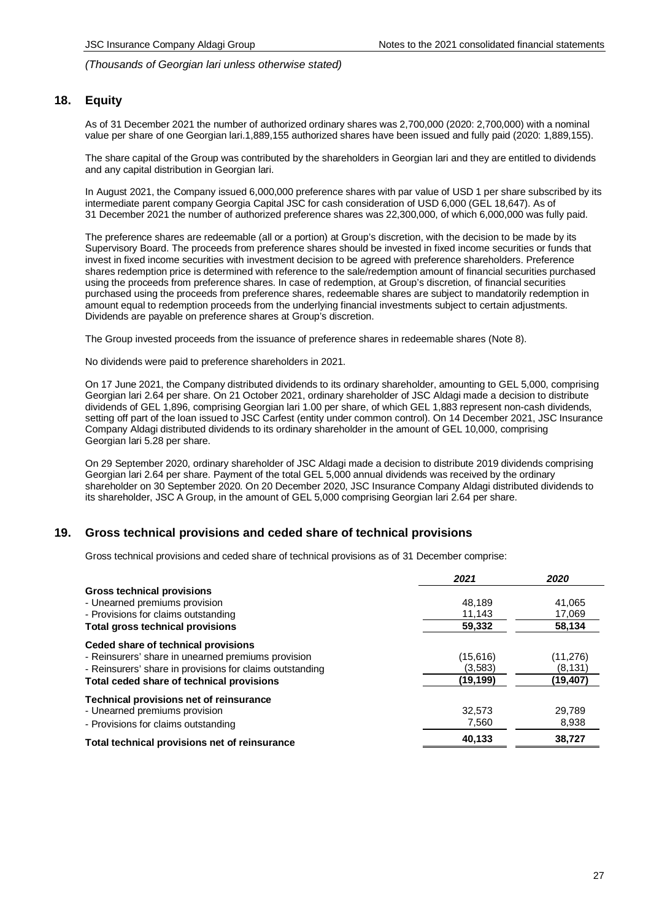*(Thousands of Georgian lari unless otherwise stated)*

## 18. Equity

As of 31 December 2021 the number of authorized ordinary shares was 2,700,000 (2020: 2,700,000) with a nominal value per share of one Georgian lari.1,889,155 authorized shares have been issued and fully paid (2020: 1,889,155).

The share capital of the Group was contributed by the shareholders in Georgian lari and they are entitled to dividends and any capital distribution in Georgian lari.

In August 2021, the Company issued 6,000,000 preference shares with par value of USD 1 per share subscribed by its intermediate parent company Georgia Capital JSC for cash consideration of USD 6,000 (GEL 18,647). As of 31 December 2021 the number of authorized preference shares was 22,300,000, of which 6,000,000 was fully paid.

The preference shares are redeemable (all or a portion) at Group's discretion, with the decision to be made by its Supervisory Board. The proceeds from preference shares should be invested in fixed income securities or funds that invest in fixed income securities with investment decision to be agreed with preference shareholders. Preference shares redemption price is determined with reference to the sale/redemption amount of financial securities purchased using the proceeds from preference shares. In case of redemption, at Group's discretion, of financial securities purchased using the proceeds from preference shares, redeemable shares are subject to mandatorily redemption in amount equal to redemption proceeds from the underlying financial investments subject to certain adjustments. Dividends are payable on preference shares at Group's discretion.

The Group invested proceeds from the issuance of preference shares in redeemable shares (Note 8).

No dividends were paid to preference shareholders in 2021.

On 17 June 2021, the Company distributed dividends to its ordinary shareholder, amounting to GEL 5,000, comprising Georgian lari 2.64 per share. On 21 October 2021, ordinary shareholder of JSC Aldagi made a decision to distribute dividends of GEL 1,896, comprising Georgian lari 1.00 per share, of which GEL 1,883 represent non-cash dividends, setting off part of the loan issued to JSC Carfest (entity under common control). On 14 December 2021, JSC Insurance Company Aldagi distributed dividends to its ordinary shareholder in the amount of GEL 10,000, comprising Georgian lari 5.28 per share.

On 29 September 2020, ordinary shareholder of JSC Aldagi made a decision to distribute 2019 dividends comprising Georgian lari 2.64 per share. Payment of the total GEL 5,000 annual dividends was received by the ordinary shareholder on 30 September 2020. On 20 December 2020, JSC Insurance Company Aldagi distributed dividends to its shareholder, JSC A Group, in the amount of GEL 5,000 comprising Georgian lari 2.64 per share.

## 19. Gross technical provisions and ceded share of technical provisions

Gross technical provisions and ceded share of technical provisions as of 31 December comprise:

| | *2021* | *2020* |
|---|---|---|
| **Gross technical provisions** | | |
| - Unearned premiums provision | 48,189 | 41,065 |
| - Provisions for claims outstanding | 11,143 | 17,069 |
| **Total gross technical provisions** | **59,332** | **58,134** |
| **Ceded share of technical provisions** | | |
| - Reinsurers' share in unearned premiums provision | (15,616) | (11,276) |
| - Reinsurers' share in provisions for claims outstanding | (3,583) | (8,131) |
| **Total ceded share of technical provisions** | **(19,199)** | **(19,407)** |
| **Technical provisions net of reinsurance** | | |
| - Unearned premiums provision | 32,573 | 29,789 |
| - Provisions for claims outstanding | 7,560 | 8,938 |
| **Total technical provisions net of reinsurance** | **40,133** | **38,727** |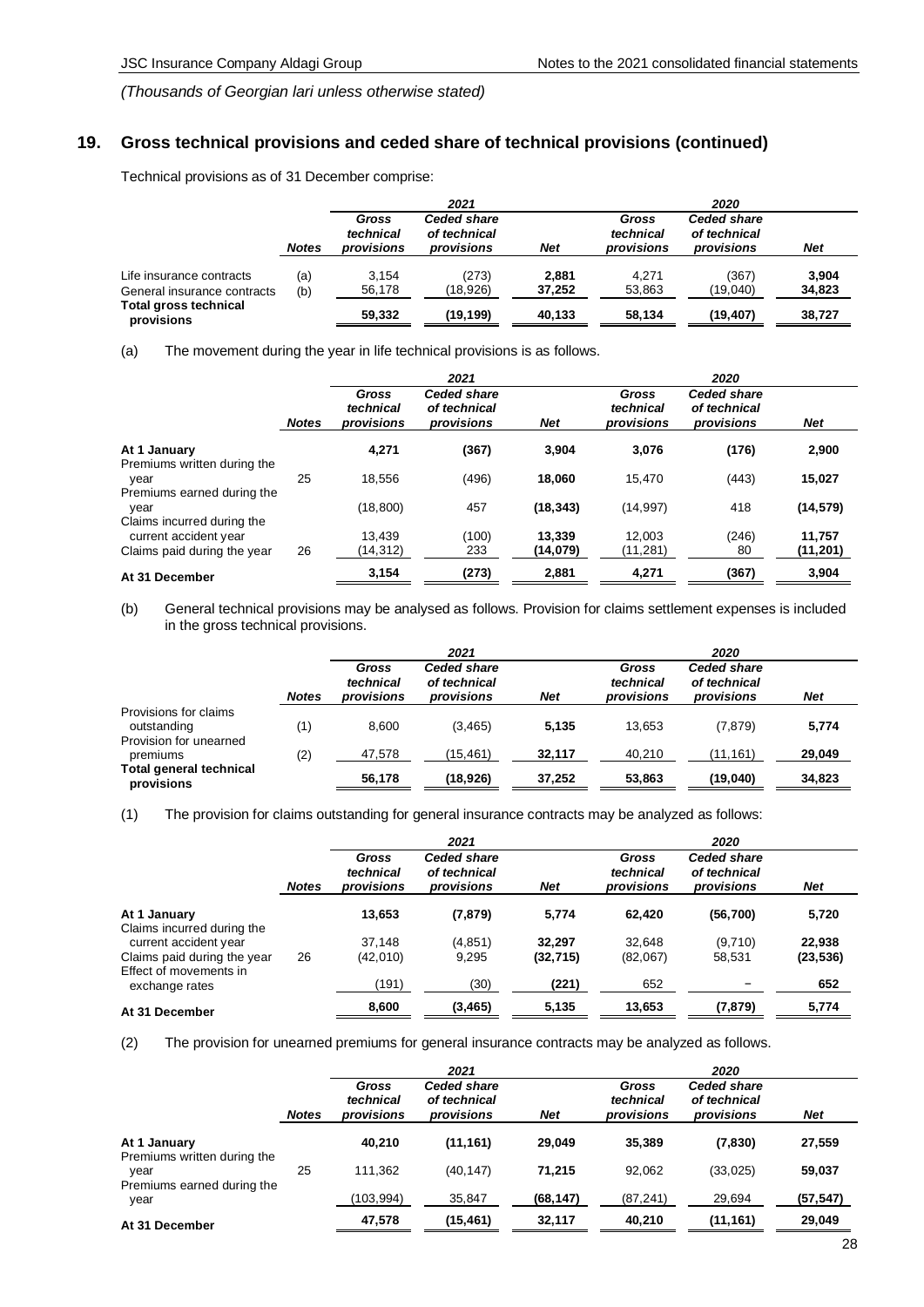*(Thousands of Georgian lari unless otherwise stated)*

## 19. Gross technical provisions and ceded share of technical provisions (continued)

Technical provisions as of 31 December comprise:

| | | 2021 | | | 2020 | | |
|---|---|---|---|---|---|---|---|
| | *Notes* | *Gross technical provisions* | *Ceded share of technical provisions* | *Net* | *Gross technical provisions* | *Ceded share of technical provisions* | *Net* |
| Life insurance contracts | (a) | 3,154 | (273) | **2,881** | 4,271 | (367) | **3,904** |
| General insurance contracts | (b) | 56,178 | (18,926) | **37,252** | 53,863 | (19,040) | **34,823** |
| **Total gross technical provisions** | | **59,332** | **(19,199)** | **40,133** | **58,134** | **(19,407)** | **38,727** |

(a) The movement during the year in life technical provisions is as follows.

| | | 2021 | | | 2020 | | |
|---|---|---|---|---|---|---|---|
| | *Notes* | *Gross technical provisions* | *Ceded share of technical provisions* | *Net* | *Gross technical provisions* | *Ceded share of technical provisions* | *Net* |
| **At 1 January** | | **4,271** | **(367)** | **3,904** | **3,076** | **(176)** | **2,900** |
| Premiums written during the year | 25 | 18,556 | (496) | **18,060** | 15,470 | (443) | **15,027** |
| Premiums earned during the year | | (18,800) | 457 | **(18,343)** | (14,997) | 418 | **(14,579)** |
| Claims incurred during the current accident year | | 13,439 | (100) | **13,339** | 12,003 | (246) | **11,757** |
| Claims paid during the year | 26 | (14,312) | 233 | **(14,079)** | (11,281) | 80 | **(11,201)** |
| **At 31 December** | | **3,154** | **(273)** | **2,881** | **4,271** | **(367)** | **3,904** |

(b) General technical provisions may be analysed as follows. Provision for claims settlement expenses is included in the gross technical provisions.

| | | 2021 | | | 2020 | | |
|---|---|---|---|---|---|---|---|
| | *Notes* | *Gross technical provisions* | *Ceded share of technical provisions* | *Net* | *Gross technical provisions* | *Ceded share of technical provisions* | *Net* |
| Provisions for claims outstanding | (1) | 8,600 | (3,465) | **5,135** | 13,653 | (7,879) | **5,774** |
| Provision for unearned premiums | (2) | 47,578 | (15,461) | **32,117** | 40,210 | (11,161) | **29,049** |
| **Total general technical provisions** | | **56,178** | **(18,926)** | **37,252** | **53,863** | **(19,040)** | **34,823** |

(1) The provision for claims outstanding for general insurance contracts may be analyzed as follows:

| | | 2021 | | | 2020 | | |
|---|---|---|---|---|---|---|---|
| | *Notes* | *Gross technical provisions* | *Ceded share of technical provisions* | *Net* | *Gross technical provisions* | *Ceded share of technical provisions* | *Net* |
| **At 1 January** | | **13,653** | **(7,879)** | **5,774** | **62,420** | **(56,700)** | **5,720** |
| Claims incurred during the current accident year | | 37,148 | (4,851) | **32,297** | 32,648 | (9,710) | **22,938** |
| Claims paid during the year | 26 | (42,010) | 9,295 | **(32,715)** | (82,067) | 58,531 | **(23,536)** |
| Effect of movements in exchange rates | | (191) | (30) | **(221)** | 652 | – | **652** |
| **At 31 December** | | **8,600** | **(3,465)** | **5,135** | **13,653** | **(7,879)** | **5,774** |

(2) The provision for unearned premiums for general insurance contracts may be analyzed as follows.

| | | 2021 | | | 2020 | | |
|---|---|---|---|---|---|---|---|
| | *Notes* | *Gross technical provisions* | *Ceded share of technical provisions* | *Net* | *Gross technical provisions* | *Ceded share of technical provisions* | *Net* |
| **At 1 January** | | **40,210** | **(11,161)** | **29,049** | **35,389** | **(7,830)** | **27,559** |
| Premiums written during the year | 25 | 111,362 | (40,147) | **71,215** | 92,062 | (33,025) | **59,037** |
| Premiums earned during the year | | (103,994) | 35,847 | **(68,147)** | (87,241) | 29,694 | **(57,547)** |
| **At 31 December** | | **47,578** | **(15,461)** | **32,117** | **40,210** | **(11,161)** | **29,049** |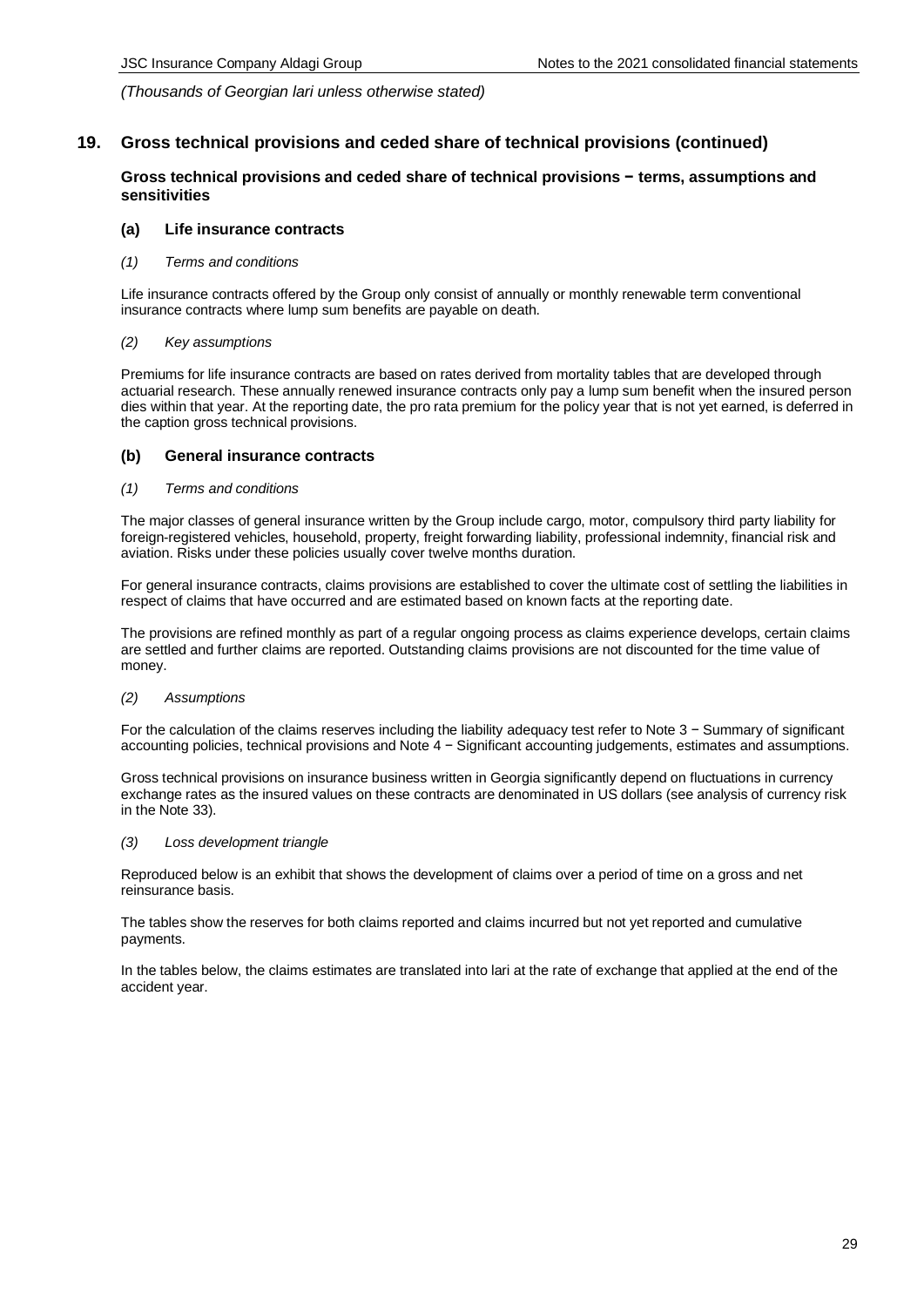*(Thousands of Georgian lari unless otherwise stated)*

## 19. Gross technical provisions and ceded share of technical provisions (continued)

### Gross technical provisions and ceded share of technical provisions − terms, assumptions and sensitivities

### (a) Life insurance contracts

*(1) Terms and conditions*

Life insurance contracts offered by the Group only consist of annually or monthly renewable term conventional insurance contracts where lump sum benefits are payable on death.

*(2) Key assumptions*

Premiums for life insurance contracts are based on rates derived from mortality tables that are developed through actuarial research. These annually renewed insurance contracts only pay a lump sum benefit when the insured person dies within that year. At the reporting date, the pro rata premium for the policy year that is not yet earned, is deferred in the caption gross technical provisions.

### (b) General insurance contracts

*(1) Terms and conditions*

The major classes of general insurance written by the Group include cargo, motor, compulsory third party liability for foreign-registered vehicles, household, property, freight forwarding liability, professional indemnity, financial risk and aviation. Risks under these policies usually cover twelve months duration.

For general insurance contracts, claims provisions are established to cover the ultimate cost of settling the liabilities in respect of claims that have occurred and are estimated based on known facts at the reporting date.

The provisions are refined monthly as part of a regular ongoing process as claims experience develops, certain claims are settled and further claims are reported. Outstanding claims provisions are not discounted for the time value of money.

*(2) Assumptions*

For the calculation of the claims reserves including the liability adequacy test refer to Note 3 − Summary of significant accounting policies, technical provisions and Note 4 − Significant accounting judgements, estimates and assumptions.

Gross technical provisions on insurance business written in Georgia significantly depend on fluctuations in currency exchange rates as the insured values on these contracts are denominated in US dollars (see analysis of currency risk in the Note 33).

*(3) Loss development triangle*

Reproduced below is an exhibit that shows the development of claims over a period of time on a gross and net reinsurance basis.

The tables show the reserves for both claims reported and claims incurred but not yet reported and cumulative payments.

In the tables below, the claims estimates are translated into lari at the rate of exchange that applied at the end of the accident year.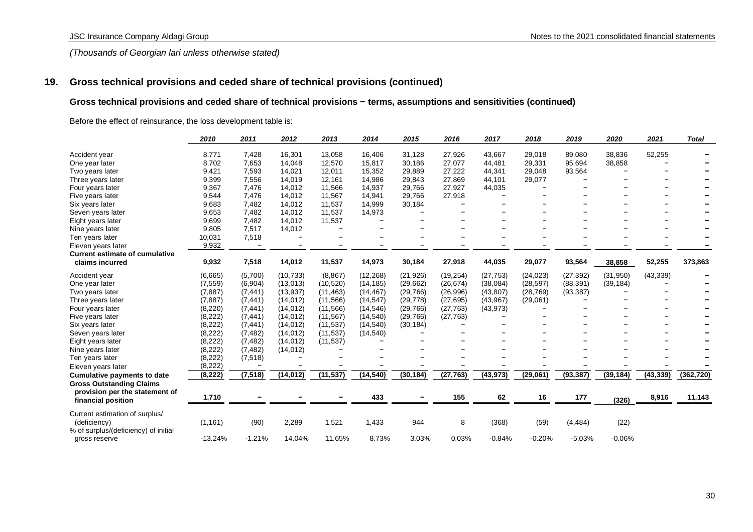*(Thousands of Georgian lari unless otherwise stated)*

## 19. Gross technical provisions and ceded share of technical provisions (continued)

### Gross technical provisions and ceded share of technical provisions − terms, assumptions and sensitivities (continued)

Before the effect of reinsurance, the loss development table is:

| | *2010* | *2011* | *2012* | *2013* | *2014* | *2015* | *2016* | *2017* | *2018* | *2019* | *2020* | *2021* | *Total* |
|---|---|---|---|---|---|---|---|---|---|---|---|---|---|
| Accident year | 8,771 | 7,428 | 16,301 | 13,058 | 16,406 | 31,128 | 27,926 | 43,667 | 29,018 | 89,080 | 38,836 | 52,255 | − |
| One year later | 8,702 | 7,653 | 14,048 | 12,570 | 15,817 | 30,186 | 27,077 | 44,481 | 29,331 | 95,694 | 38,858 | − | − |
| Two years later | 9,421 | 7,593 | 14,021 | 12,011 | 15,352 | 29,889 | 27,222 | 44,341 | 29,048 | 93,564 | − | − | − |
| Three years later | 9,399 | 7,556 | 14,019 | 12,161 | 14,986 | 29,843 | 27,869 | 44,101 | 29,077 | − | − | − | − |
| Four years later | 9,367 | 7,476 | 14,012 | 11,566 | 14,937 | 29,766 | 27,927 | 44,035 | − | − | − | − | − |
| Five years later | 9,544 | 7,476 | 14,012 | 11,567 | 14,941 | 29,766 | 27,918 | − | − | − | − | − | − |
| Six years later | 9,683 | 7,482 | 14,012 | 11,537 | 14,999 | 30,184 | − | − | − | − | − | − | − |
| Seven years later | 9,653 | 7,482 | 14,012 | 11,537 | 14,973 | − | − | − | − | − | − | − | − |
| Eight years later | 9,699 | 7,482 | 14,012 | 11,537 | − | − | − | − | − | − | − | − | − |
| Nine years later | 9,805 | 7,517 | 14,012 | − | − | − | − | − | − | − | − | − | − |
| Ten years later | 10,031 | 7,518 | − | − | − | − | − | − | − | − | − | − | − |
| Eleven years later | 9,932 | − | − | − | − | − | − | − | − | − | − | − | − |
| **Current estimate of cumulative claims incurred** | **9,932** | **7,518** | **14,012** | **11,537** | **14,973** | **30,184** | **27,918** | **44,035** | **29,077** | **93,564** | **38,858** | **52,255** | **373,863** |
| Accident year | (6,665) | (5,700) | (10,733) | (8,867) | (12,268) | (21,926) | (19,254) | (27,753) | (24,023) | (27,392) | (31,950) | (43,339) | − |
| One year later | (7,559) | (6,904) | (13,013) | (10,520) | (14,185) | (29,662) | (26,674) | (38,084) | (28,597) | (88,391) | (39,184) | − | − |
| Two years later | (7,887) | (7,441) | (13,937) | (11,463) | (14,467) | (29,766) | (26,996) | (43,807) | (28,769) | (93,387) | − | − | − |
| Three years later | (7,887) | (7,441) | (14,012) | (11,566) | (14,547) | (29,778) | (27,695) | (43,967) | (29,061) | − | − | − | − |
| Four years later | (8,220) | (7,441) | (14,012) | (11,566) | (14,546) | (29,766) | (27,763) | (43,973) | − | − | − | − | − |
| Five years later | (8,222) | (7,441) | (14,012) | (11,567) | (14,540) | (29,766) | (27,763) | − | − | − | − | − | − |
| Six years later | (8,222) | (7,441) | (14,012) | (11,537) | (14,540) | (30,184) | − | − | − | − | − | − | − |
| Seven years later | (8,222) | (7,482) | (14,012) | (11,537) | (14,540) | − | − | − | − | − | − | − | − |
| Eight years later | (8,222) | (7,482) | (14,012) | (11,537) | − | − | − | − | − | − | − | − | − |
| Nine years later | (8,222) | (7,482) | (14,012) | − | − | − | − | − | − | − | − | − | − |
| Ten years later | (8,222) | (7,518) | − | − | − | − | − | − | − | − | − | − | − |
| Eleven years later | (8,222) | − | − | − | − | − | − | − | − | − | − | − | − |
| **Cumulative payments to date** | **(8,222)** | **(7,518)** | **(14,012)** | **(11,537)** | **(14,540)** | **(30,184)** | **(27,763)** | **(43,973)** | **(29,061)** | **(93,387)** | **(39,184)** | **(43,339)** | **(362,720)** |
| **Gross Outstanding Claims provision per the statement of financial position** | **1,710** | **−** | **−** | **−** | **433** | **−** | **155** | **62** | **16** | **177** | **(326)** | **8,916** | **11,143** |
| Current estimation of surplus/ (deficiency) | (1,161) | (90) | 2,289 | 1,521 | 1,433 | 944 | 8 | (368) | (59) | (4,484) | (22) | | |
| % of surplus/(deficiency) of initial gross reserve | -13.24% | -1.21% | 14.04% | 11.65% | 8.73% | 3.03% | 0.03% | -0.84% | -0.20% | -5.03% | -0.06% | | |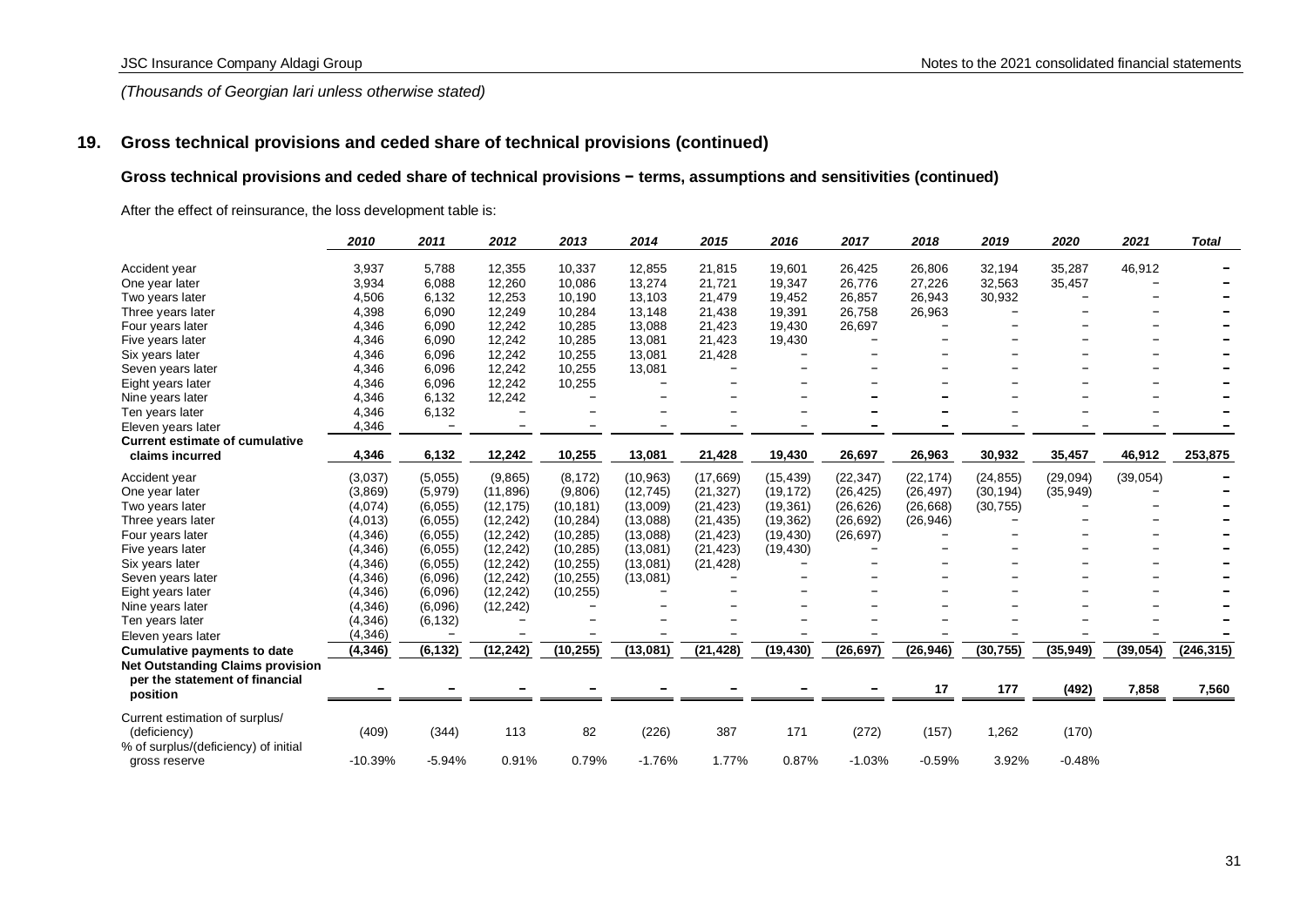*(Thousands of Georgian lari unless otherwise stated)*

## 19. Gross technical provisions and ceded share of technical provisions (continued)

### Gross technical provisions and ceded share of technical provisions − terms, assumptions and sensitivities (continued)

After the effect of reinsurance, the loss development table is:

| | *2010* | *2011* | *2012* | *2013* | *2014* | *2015* | *2016* | *2017* | *2018* | *2019* | *2020* | *2021* | *Total* |
|---|---|---|---|---|---|---|---|---|---|---|---|---|---|
| Accident year | 3,937 | 5,788 | 12,355 | 10,337 | 12,855 | 21,815 | 19,601 | 26,425 | 26,806 | 32,194 | 35,287 | 46,912 | – |
| One year later | 3,934 | 6,088 | 12,260 | 10,086 | 13,274 | 21,721 | 19,347 | 26,776 | 27,226 | 32,563 | 35,457 | – | – |
| Two years later | 4,506 | 6,132 | 12,253 | 10,190 | 13,103 | 21,479 | 19,452 | 26,857 | 26,943 | 30,932 | – | – | – |
| Three years later | 4,398 | 6,090 | 12,249 | 10,284 | 13,148 | 21,438 | 19,391 | 26,758 | 26,963 | – | – | – | – |
| Four years later | 4,346 | 6,090 | 12,242 | 10,285 | 13,088 | 21,423 | 19,430 | 26,697 | – | – | – | – | – |
| Five years later | 4,346 | 6,090 | 12,242 | 10,285 | 13,081 | 21,423 | 19,430 | – | – | – | – | – | – |
| Six years later | 4,346 | 6,096 | 12,242 | 10,255 | 13,081 | 21,428 | – | – | – | – | – | – | – |
| Seven years later | 4,346 | 6,096 | 12,242 | 10,255 | 13,081 | – | – | – | – | – | – | – | – |
| Eight years later | 4,346 | 6,096 | 12,242 | 10,255 | – | – | – | – | – | – | – | – | – |
| Nine years later | 4,346 | 6,132 | 12,242 | – | – | – | – | – | – | – | – | – | – |
| Ten years later | 4,346 | 6,132 | – | – | – | – | – | – | – | – | – | – | – |
| Eleven years later | 4,346 | – | – | – | – | – | – | – | – | – | – | – | – |
| **Current estimate of cumulative claims incurred** | **4,346** | **6,132** | **12,242** | **10,255** | **13,081** | **21,428** | **19,430** | **26,697** | **26,963** | **30,932** | **35,457** | **46,912** | **253,875** |
| Accident year | (3,037) | (5,055) | (9,865) | (8,172) | (10,963) | (17,669) | (15,439) | (22,347) | (22,174) | (24,855) | (29,094) | (39,054) | – |
| One year later | (3,869) | (5,979) | (11,896) | (9,806) | (12,745) | (21,327) | (19,172) | (26,425) | (26,497) | (30,194) | (35,949) | – | – |
| Two years later | (4,074) | (6,055) | (12,175) | (10,181) | (13,009) | (21,423) | (19,361) | (26,626) | (26,668) | (30,755) | – | – | – |
| Three years later | (4,013) | (6,055) | (12,242) | (10,284) | (13,088) | (21,435) | (19,362) | (26,692) | (26,946) | – | – | – | – |
| Four years later | (4,346) | (6,055) | (12,242) | (10,285) | (13,088) | (21,423) | (19,430) | (26,697) | – | – | – | – | – |
| Five years later | (4,346) | (6,055) | (12,242) | (10,285) | (13,081) | (21,423) | (19,430) | – | – | – | – | – | – |
| Six years later | (4,346) | (6,055) | (12,242) | (10,255) | (13,081) | (21,428) | – | – | – | – | – | – | – |
| Seven years later | (4,346) | (6,096) | (12,242) | (10,255) | (13,081) | – | – | – | – | – | – | – | – |
| Eight years later | (4,346) | (6,096) | (12,242) | (10,255) | – | – | – | – | – | – | – | – | – |
| Nine years later | (4,346) | (6,096) | (12,242) | – | – | – | – | – | – | – | – | – | – |
| Ten years later | (4,346) | (6,132) | – | – | – | – | – | – | – | – | – | – | – |
| Eleven years later | (4,346) | – | – | – | – | – | – | – | – | – | – | – | – |
| **Cumulative payments to date** | **(4,346)** | **(6,132)** | **(12,242)** | **(10,255)** | **(13,081)** | **(21,428)** | **(19,430)** | **(26,697)** | **(26,946)** | **(30,755)** | **(35,949)** | **(39,054)** | **(246,315)** |
| **Net Outstanding Claims provision per the statement of financial position** | **–** | **–** | **–** | **–** | **–** | **–** | **–** | **–** | **17** | **177** | **(492)** | **7,858** | **7,560** |
| Current estimation of surplus/ (deficiency) | (409) | (344) | 113 | 82 | (226) | 387 | 171 | (272) | (157) | 1,262 | (170) | | |
| % of surplus/(deficiency) of initial gross reserve | -10.39% | -5.94% | 0.91% | 0.79% | -1.76% | 1.77% | 0.87% | -1.03% | -0.59% | 3.92% | -0.48% | | |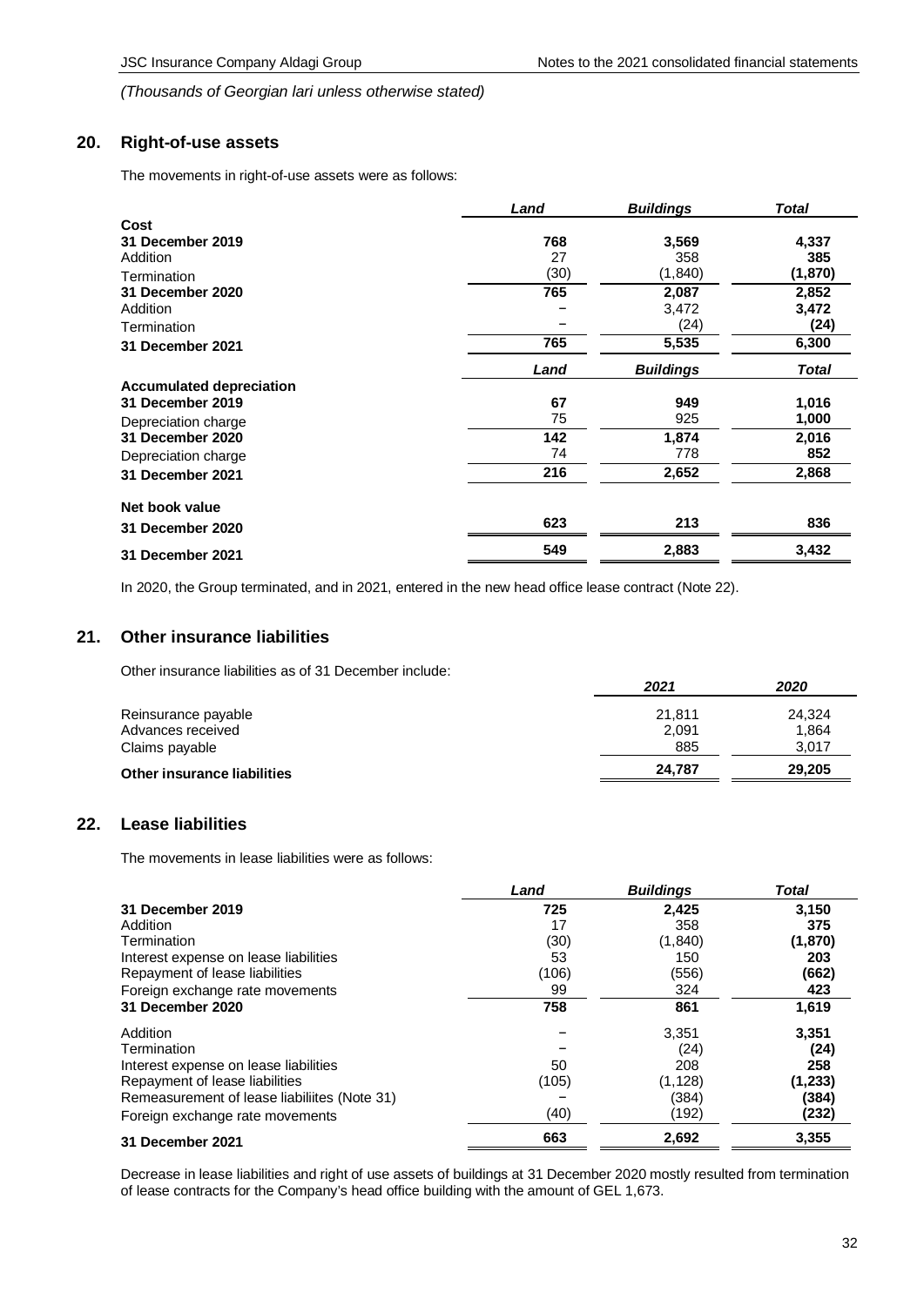*(Thousands of Georgian lari unless otherwise stated)*

## 20. Right-of-use assets

The movements in right-of-use assets were as follows:

| | *Land* | *Buildings* | *Total* |
|---|---|---|---|
| **Cost** | | | |
| **31 December 2019** | **768** | **3,569** | **4,337** |
| Addition | 27 | 358 | **385** |
| Termination | (30) | (1,840) | **(1,870)** |
| **31 December 2020** | **765** | **2,087** | **2,852** |
| Addition | – | 3,472 | **3,472** |
| Termination | – | (24) | **(24)** |
| **31 December 2021** | **765** | **5,535** | **6,300** |
| | *Land* | *Buildings* | *Total* |
| **Accumulated depreciation** | | | |
| **31 December 2019** | **67** | **949** | **1,016** |
| Depreciation charge | 75 | 925 | **1,000** |
| **31 December 2020** | **142** | **1,874** | **2,016** |
| Depreciation charge | 74 | 778 | **852** |
| **31 December 2021** | **216** | **2,652** | **2,868** |
| **Net book value** | | | |
| **31 December 2020** | **623** | **213** | **836** |
| **31 December 2021** | **549** | **2,883** | **3,432** |

In 2020, the Group terminated, and in 2021, entered in the new head office lease contract (Note 22).

## 21. Other insurance liabilities

Other insurance liabilities as of 31 December include:

| | *2021* | *2020* |
|---|---|---|
| Reinsurance payable | 21,811 | 24,324 |
| Advances received | 2,091 | 1,864 |
| Claims payable | 885 | 3,017 |
| **Other insurance liabilities** | **24,787** | **29,205** |

## 22. Lease liabilities

The movements in lease liabilities were as follows:

| | *Land* | *Buildings* | *Total* |
|---|---|---|---|
| **31 December 2019** | **725** | **2,425** | **3,150** |
| Addition | 17 | 358 | **375** |
| Termination | (30) | (1,840) | **(1,870)** |
| Interest expense on lease liabilities | 53 | 150 | **203** |
| Repayment of lease liabilities | (106) | (556) | **(662)** |
| Foreign exchange rate movements | 99 | 324 | **423** |
| **31 December 2020** | **758** | **861** | **1,619** |
| Addition | – | 3,351 | **3,351** |
| Termination | – | (24) | **(24)** |
| Interest expense on lease liabilities | 50 | 208 | **258** |
| Repayment of lease liabilities | (105) | (1,128) | **(1,233)** |
| Remeasurement of lease liabiliites (Note 31) | – | (384) | **(384)** |
| Foreign exchange rate movements | (40) | (192) | **(232)** |
| **31 December 2021** | **663** | **2,692** | **3,355** |

Decrease in lease liabilities and right of use assets of buildings at 31 December 2020 mostly resulted from termination of lease contracts for the Company's head office building with the amount of GEL 1,673.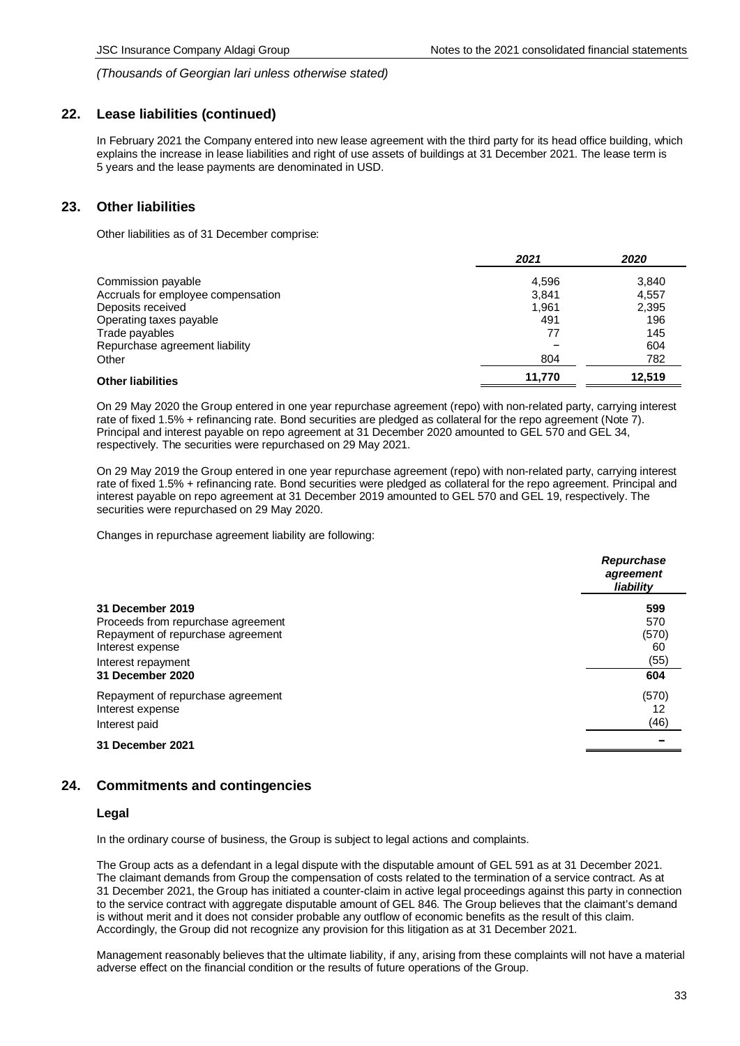*(Thousands of Georgian lari unless otherwise stated)*

## 22. Lease liabilities (continued)

In February 2021 the Company entered into new lease agreement with the third party for its head office building, which explains the increase in lease liabilities and right of use assets of buildings at 31 December 2021. The lease term is 5 years and the lease payments are denominated in USD.

## 23. Other liabilities

Other liabilities as of 31 December comprise:

| | *2021* | *2020* |
|---|---|---|
| Commission payable | 4,596 | 3,840 |
| Accruals for employee compensation | 3,841 | 4,557 |
| Deposits received | 1,961 | 2,395 |
| Operating taxes payable | 491 | 196 |
| Trade payables | 77 | 145 |
| Repurchase agreement liability | – | 604 |
| Other | 804 | 782 |
| **Other liabilities** | **11,770** | **12,519** |

On 29 May 2020 the Group entered in one year repurchase agreement (repo) with non-related party, carrying interest rate of fixed 1.5% + refinancing rate. Bond securities are pledged as collateral for the repo agreement (Note 7). Principal and interest payable on repo agreement at 31 December 2020 amounted to GEL 570 and GEL 34, respectively. The securities were repurchased on 29 May 2021.

On 29 May 2019 the Group entered in one year repurchase agreement (repo) with non-related party, carrying interest rate of fixed 1.5% + refinancing rate. Bond securities were pledged as collateral for the repo agreement. Principal and interest payable on repo agreement at 31 December 2019 amounted to GEL 570 and GEL 19, respectively. The securities were repurchased on 29 May 2020.

Changes in repurchase agreement liability are following:

| | *Repurchase agreement liability* |
|---|---|
| **31 December 2019** | **599** |
| Proceeds from repurchase agreement | 570 |
| Repayment of repurchase agreement | (570) |
| Interest expense | 60 |
| Interest repayment | (55) |
| **31 December 2020** | **604** |
| Repayment of repurchase agreement | (570) |
| Interest expense | 12 |
| Interest paid | (46) |
| **31 December 2021** | **–** |

## 24. Commitments and contingencies

### Legal

In the ordinary course of business, the Group is subject to legal actions and complaints.

The Group acts as a defendant in a legal dispute with the disputable amount of GEL 591 as at 31 December 2021. The claimant demands from Group the compensation of costs related to the termination of a service contract. As at 31 December 2021, the Group has initiated a counter-claim in active legal proceedings against this party in connection to the service contract with aggregate disputable amount of GEL 846. The Group believes that the claimant's demand is without merit and it does not consider probable any outflow of economic benefits as the result of this claim. Accordingly, the Group did not recognize any provision for this litigation as at 31 December 2021.

Management reasonably believes that the ultimate liability, if any, arising from these complaints will not have a material adverse effect on the financial condition or the results of future operations of the Group.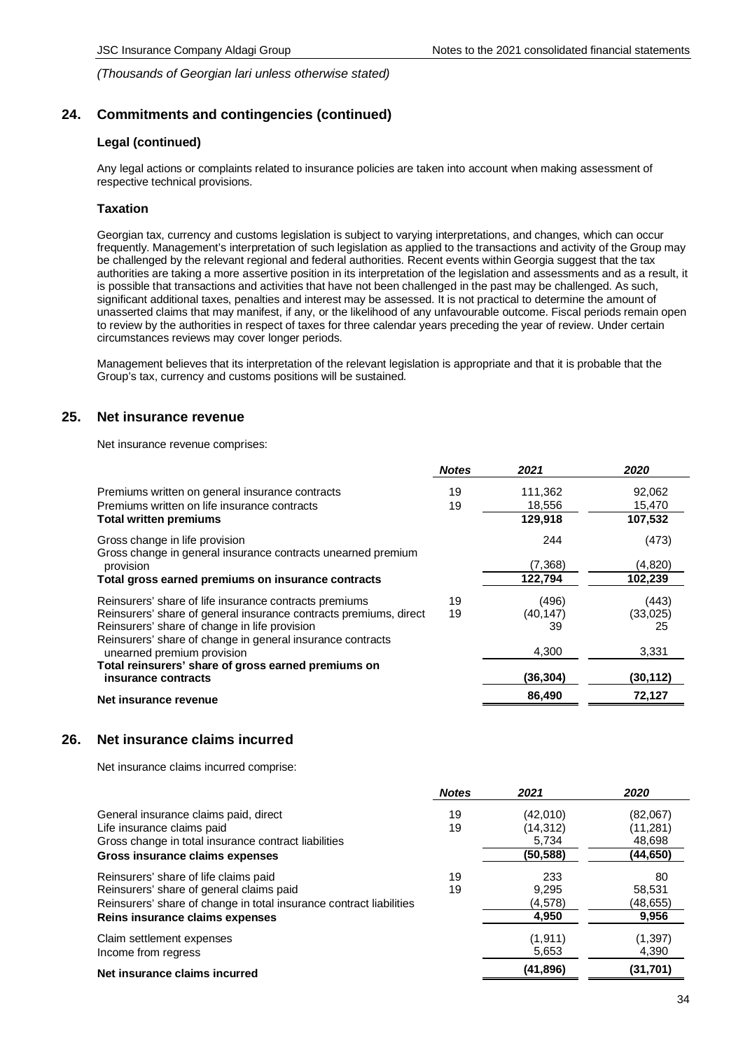*(Thousands of Georgian lari unless otherwise stated)*

## 24. Commitments and contingencies (continued)

### Legal (continued)

Any legal actions or complaints related to insurance policies are taken into account when making assessment of respective technical provisions.

### Taxation

Georgian tax, currency and customs legislation is subject to varying interpretations, and changes, which can occur frequently. Management's interpretation of such legislation as applied to the transactions and activity of the Group may be challenged by the relevant regional and federal authorities. Recent events within Georgia suggest that the tax authorities are taking a more assertive position in its interpretation of the legislation and assessments and as a result, it is possible that transactions and activities that have not been challenged in the past may be challenged. As such, significant additional taxes, penalties and interest may be assessed. It is not practical to determine the amount of unasserted claims that may manifest, if any, or the likelihood of any unfavourable outcome. Fiscal periods remain open to review by the authorities in respect of taxes for three calendar years preceding the year of review. Under certain circumstances reviews may cover longer periods.

Management believes that its interpretation of the relevant legislation is appropriate and that it is probable that the Group's tax, currency and customs positions will be sustained.

## 25. Net insurance revenue

Net insurance revenue comprises:

| | *Notes* | *2021* | *2020* |
|---|---|---|---|
| Premiums written on general insurance contracts | 19 | 111,362 | 92,062 |
| Premiums written on life insurance contracts | 19 | 18,556 | 15,470 |
| **Total written premiums** | | **129,918** | **107,532** |
| Gross change in life provision | | 244 | (473) |
| Gross change in general insurance contracts unearned premium provision | | (7,368) | (4,820) |
| **Total gross earned premiums on insurance contracts** | | **122,794** | **102,239** |
| Reinsurers' share of life insurance contracts premiums | 19 | (496) | (443) |
| Reinsurers' share of general insurance contracts premiums, direct | 19 | (40,147) | (33,025) |
| Reinsurers' share of change in life provision | | 39 | 25 |
| Reinsurers' share of change in general insurance contracts unearned premium provision | | 4,300 | 3,331 |
| **Total reinsurers' share of gross earned premiums on insurance contracts** | | **(36,304)** | **(30,112)** |
| **Net insurance revenue** | | **86,490** | **72,127** |

## 26. Net insurance claims incurred

Net insurance claims incurred comprise:

| | *Notes* | *2021* | *2020* |
|---|---|---|---|
| General insurance claims paid, direct | 19 | (42,010) | (82,067) |
| Life insurance claims paid | 19 | (14,312) | (11,281) |
| Gross change in total insurance contract liabilities | | 5,734 | 48,698 |
| **Gross insurance claims expenses** | | **(50,588)** | **(44,650)** |
| Reinsurers' share of life claims paid | 19 | 233 | 80 |
| Reinsurers' share of general claims paid | 19 | 9,295 | 58,531 |
| Reinsurers' share of change in total insurance contract liabilities | | (4,578) | (48,655) |
| **Reins insurance claims expenses** | | **4,950** | **9,956** |
| Claim settlement expenses | | (1,911) | (1,397) |
| Income from regress | | 5,653 | 4,390 |
| **Net insurance claims incurred** | | **(41,896)** | **(31,701)** |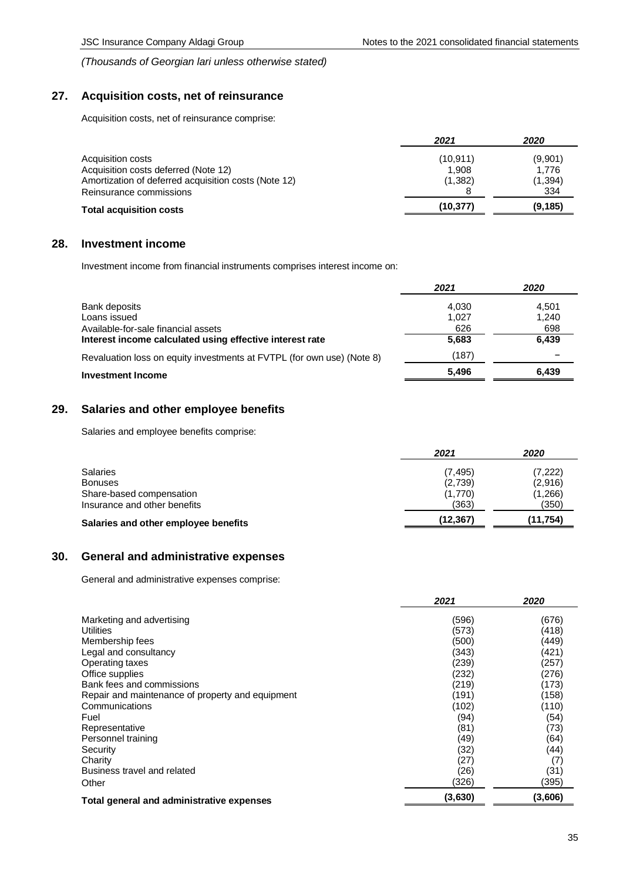*(Thousands of Georgian lari unless otherwise stated)*

## 27. Acquisition costs, net of reinsurance

Acquisition costs, net of reinsurance comprise:

| | *2021* | *2020* |
|---|---|---|
| Acquisition costs | (10,911) | (9,901) |
| Acquisition costs deferred (Note 12) | 1,908 | 1,776 |
| Amortization of deferred acquisition costs (Note 12) | (1,382) | (1,394) |
| Reinsurance commissions | 8 | 334 |
| **Total acquisition costs** | **(10,377)** | **(9,185)** |

## 28. Investment income

Investment income from financial instruments comprises interest income on:

| | *2021* | *2020* |
|---|---|---|
| Bank deposits | 4,030 | 4,501 |
| Loans issued | 1,027 | 1,240 |
| Available-for-sale financial assets | 626 | 698 |
| **Interest income calculated using effective interest rate** | **5,683** | **6,439** |
| Revaluation loss on equity investments at FVTPL (for own use) (Note 8) | (187) | – |
| **Investment Income** | **5,496** | **6,439** |

## 29. Salaries and other employee benefits

Salaries and employee benefits comprise:

| | *2021* | *2020* |
|---|---|---|
| Salaries | (7,495) | (7,222) |
| Bonuses | (2,739) | (2,916) |
| Share-based compensation | (1,770) | (1,266) |
| Insurance and other benefits | (363) | (350) |
| **Salaries and other employee benefits** | **(12,367)** | **(11,754)** |

## 30. General and administrative expenses

General and administrative expenses comprise:

| | *2021* | *2020* |
|---|---|---|
| Marketing and advertising | (596) | (676) |
| Utilities | (573) | (418) |
| Membership fees | (500) | (449) |
| Legal and consultancy | (343) | (421) |
| Operating taxes | (239) | (257) |
| Office supplies | (232) | (276) |
| Bank fees and commissions | (219) | (173) |
| Repair and maintenance of property and equipment | (191) | (158) |
| Communications | (102) | (110) |
| Fuel | (94) | (54) |
| Representative | (81) | (73) |
| Personnel training | (49) | (64) |
| Security | (32) | (44) |
| Charity | (27) | (7) |
| Business travel and related | (26) | (31) |
| Other | (326) | (395) |
| **Total general and administrative expenses** | **(3,630)** | **(3,606)** |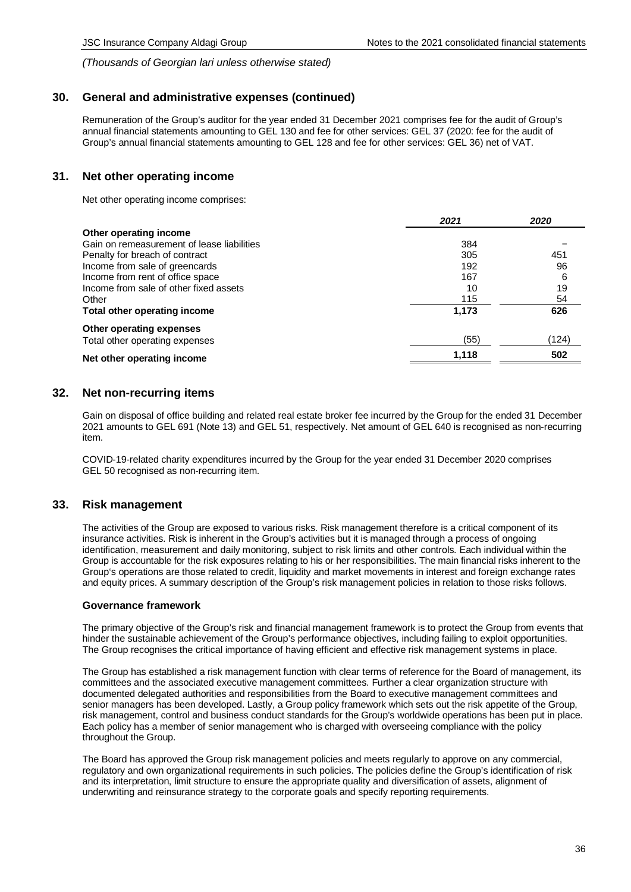*(Thousands of Georgian lari unless otherwise stated)*

## 30. General and administrative expenses (continued)

Remuneration of the Group's auditor for the year ended 31 December 2021 comprises fee for the audit of Group's annual financial statements amounting to GEL 130 and fee for other services: GEL 37 (2020: fee for the audit of Group's annual financial statements amounting to GEL 128 and fee for other services: GEL 36) net of VAT.

## 31. Net other operating income

Net other operating income comprises:

| | *2021* | *2020* |
|---|---|---|
| **Other operating income** | | |
| Gain on remeasurement of lease liabilities | 384 | – |
| Penalty for breach of contract | 305 | 451 |
| Income from sale of greencards | 192 | 96 |
| Income from rent of office space | 167 | 6 |
| Income from sale of other fixed assets | 10 | 19 |
| Other | 115 | 54 |
| **Total other operating income** | **1,173** | **626** |
| **Other operating expenses** | | |
| Total other operating expenses | (55) | (124) |
| **Net other operating income** | **1,118** | **502** |

## 32. Net non-recurring items

Gain on disposal of office building and related real estate broker fee incurred by the Group for the ended 31 December 2021 amounts to GEL 691 (Note 13) and GEL 51, respectively. Net amount of GEL 640 is recognised as non-recurring item.

COVID-19-related charity expenditures incurred by the Group for the year ended 31 December 2020 comprises GEL 50 recognised as non-recurring item.

## 33. Risk management

The activities of the Group are exposed to various risks. Risk management therefore is a critical component of its insurance activities. Risk is inherent in the Group's activities but it is managed through a process of ongoing identification, measurement and daily monitoring, subject to risk limits and other controls. Each individual within the Group is accountable for the risk exposures relating to his or her responsibilities. The main financial risks inherent to the Group's operations are those related to credit, liquidity and market movements in interest and foreign exchange rates and equity prices. A summary description of the Group's risk management policies in relation to those risks follows.

### Governance framework

The primary objective of the Group's risk and financial management framework is to protect the Group from events that hinder the sustainable achievement of the Group's performance objectives, including failing to exploit opportunities. The Group recognises the critical importance of having efficient and effective risk management systems in place.

The Group has established a risk management function with clear terms of reference for the Board of management, its committees and the associated executive management committees. Further a clear organization structure with documented delegated authorities and responsibilities from the Board to executive management committees and senior managers has been developed. Lastly, a Group policy framework which sets out the risk appetite of the Group, risk management, control and business conduct standards for the Group's worldwide operations has been put in place. Each policy has a member of senior management who is charged with overseeing compliance with the policy throughout the Group.

The Board has approved the Group risk management policies and meets regularly to approve on any commercial, regulatory and own organizational requirements in such policies. The policies define the Group's identification of risk and its interpretation, limit structure to ensure the appropriate quality and diversification of assets, alignment of underwriting and reinsurance strategy to the corporate goals and specify reporting requirements.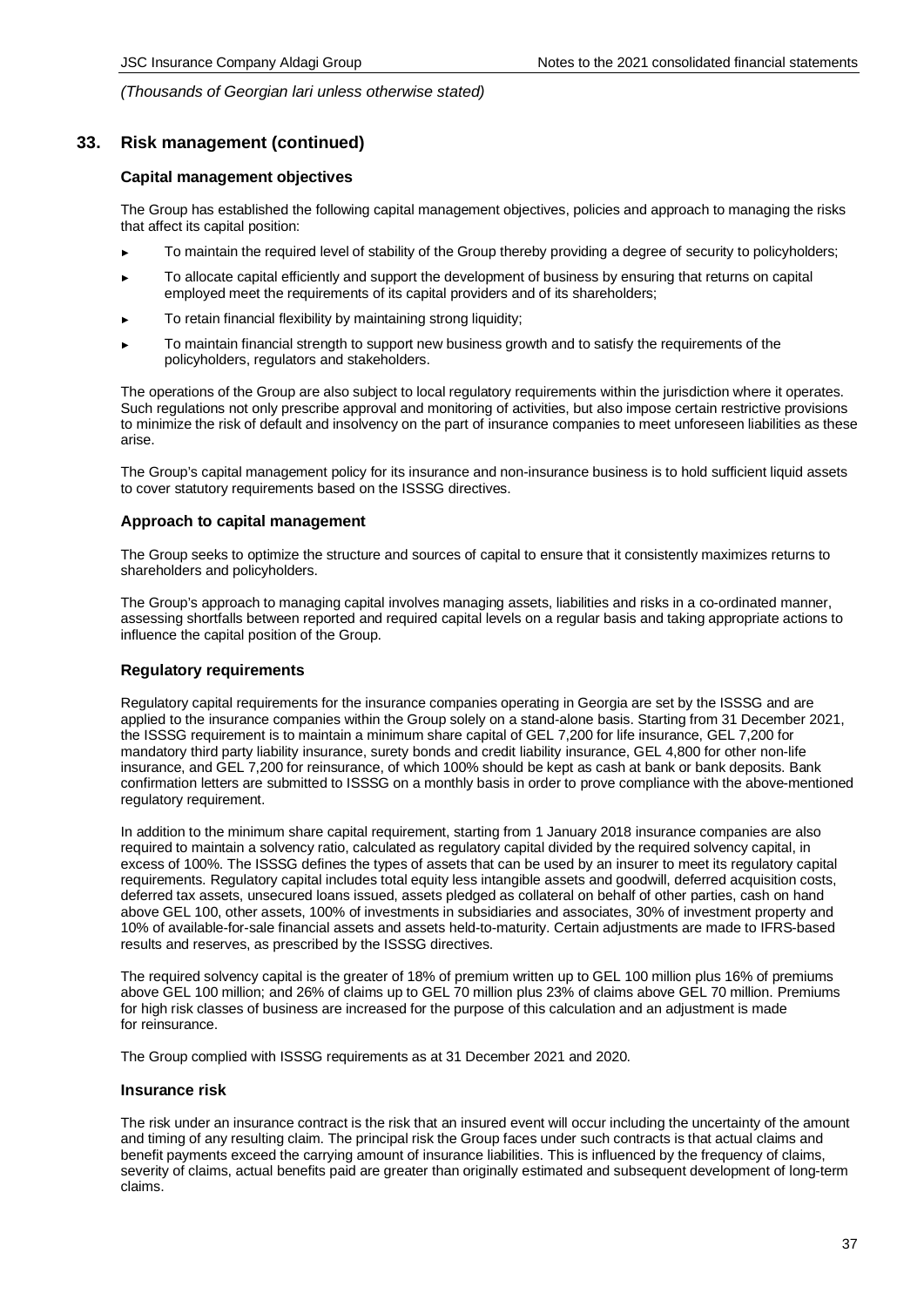*(Thousands of Georgian lari unless otherwise stated)*

## 33. Risk management (continued)

### Capital management objectives

The Group has established the following capital management objectives, policies and approach to managing the risks that affect its capital position:

- To maintain the required level of stability of the Group thereby providing a degree of security to policyholders;
- To allocate capital efficiently and support the development of business by ensuring that returns on capital employed meet the requirements of its capital providers and of its shareholders;
- To retain financial flexibility by maintaining strong liquidity;
- To maintain financial strength to support new business growth and to satisfy the requirements of the policyholders, regulators and stakeholders.

The operations of the Group are also subject to local regulatory requirements within the jurisdiction where it operates. Such regulations not only prescribe approval and monitoring of activities, but also impose certain restrictive provisions to minimize the risk of default and insolvency on the part of insurance companies to meet unforeseen liabilities as these arise.

The Group's capital management policy for its insurance and non-insurance business is to hold sufficient liquid assets to cover statutory requirements based on the ISSSG directives.

### Approach to capital management

The Group seeks to optimize the structure and sources of capital to ensure that it consistently maximizes returns to shareholders and policyholders.

The Group's approach to managing capital involves managing assets, liabilities and risks in a co-ordinated manner, assessing shortfalls between reported and required capital levels on a regular basis and taking appropriate actions to influence the capital position of the Group.

### Regulatory requirements

Regulatory capital requirements for the insurance companies operating in Georgia are set by the ISSSG and are applied to the insurance companies within the Group solely on a stand-alone basis. Starting from 31 December 2021, the ISSSG requirement is to maintain a minimum share capital of GEL 7,200 for life insurance, GEL 7,200 for mandatory third party liability insurance, surety bonds and credit liability insurance, GEL 4,800 for other non-life insurance, and GEL 7,200 for reinsurance, of which 100% should be kept as cash at bank or bank deposits. Bank confirmation letters are submitted to ISSSG on a monthly basis in order to prove compliance with the above-mentioned regulatory requirement.

In addition to the minimum share capital requirement, starting from 1 January 2018 insurance companies are also required to maintain a solvency ratio, calculated as regulatory capital divided by the required solvency capital, in excess of 100%. The ISSSG defines the types of assets that can be used by an insurer to meet its regulatory capital requirements. Regulatory capital includes total equity less intangible assets and goodwill, deferred acquisition costs, deferred tax assets, unsecured loans issued, assets pledged as collateral on behalf of other parties, cash on hand above GEL 100, other assets, 100% of investments in subsidiaries and associates, 30% of investment property and 10% of available-for-sale financial assets and assets held-to-maturity. Certain adjustments are made to IFRS-based results and reserves, as prescribed by the ISSSG directives.

The required solvency capital is the greater of 18% of premium written up to GEL 100 million plus 16% of premiums above GEL 100 million; and 26% of claims up to GEL 70 million plus 23% of claims above GEL 70 million. Premiums for high risk classes of business are increased for the purpose of this calculation and an adjustment is made for reinsurance.

The Group complied with ISSSG requirements as at 31 December 2021 and 2020.

### Insurance risk

The risk under an insurance contract is the risk that an insured event will occur including the uncertainty of the amount and timing of any resulting claim. The principal risk the Group faces under such contracts is that actual claims and benefit payments exceed the carrying amount of insurance liabilities. This is influenced by the frequency of claims, severity of claims, actual benefits paid are greater than originally estimated and subsequent development of long-term claims.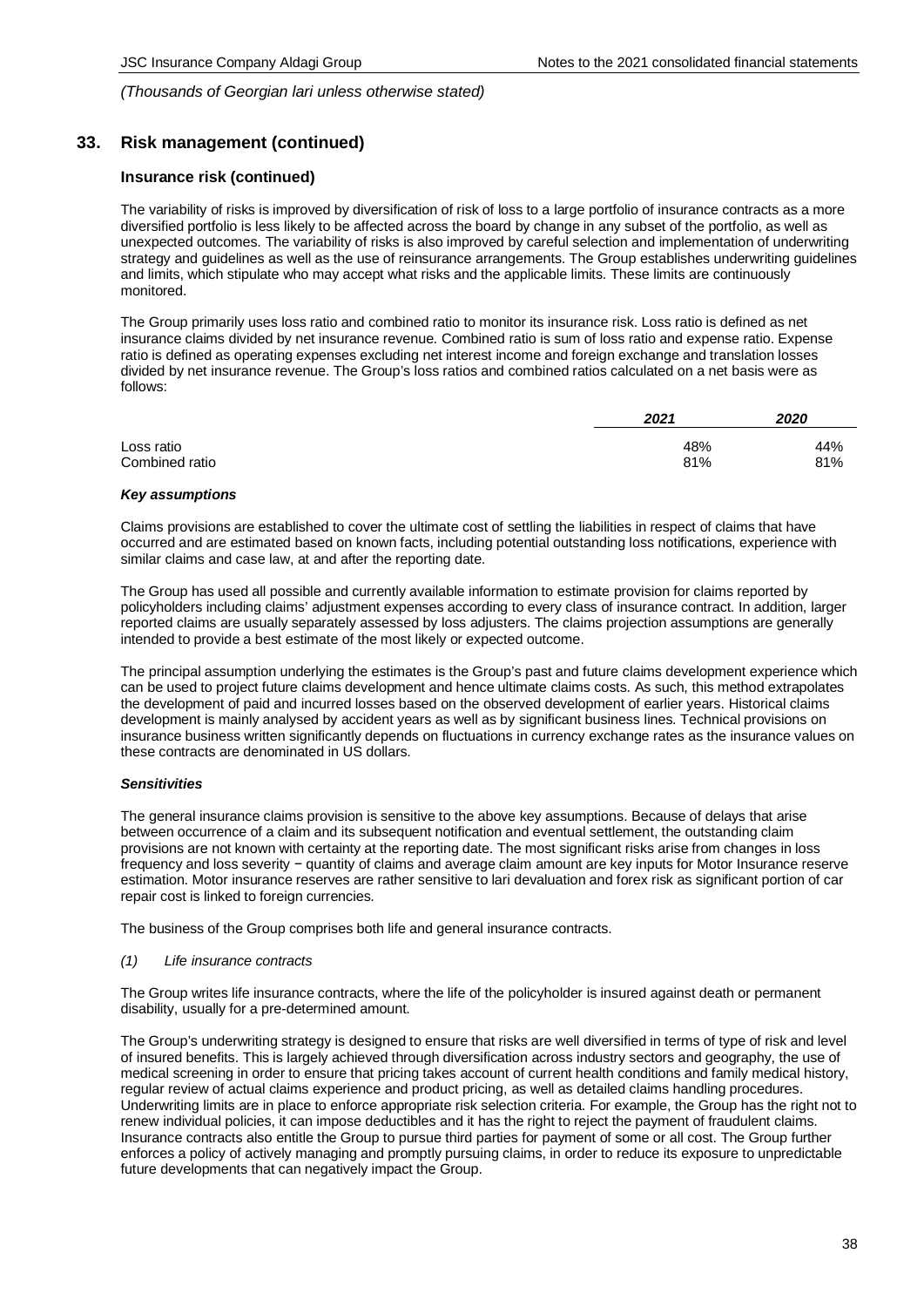## 33. Risk management (continued)

### Insurance risk (continued)

The variability of risks is improved by diversification of risk of loss to a large portfolio of insurance contracts as a more diversified portfolio is less likely to be affected across the board by change in any subset of the portfolio, as well as unexpected outcomes. The variability of risks is also improved by careful selection and implementation of underwriting strategy and guidelines as well as the use of reinsurance arrangements. The Group establishes underwriting guidelines and limits, which stipulate who may accept what risks and the applicable limits. These limits are continuously monitored.

The Group primarily uses loss ratio and combined ratio to monitor its insurance risk. Loss ratio is defined as net insurance claims divided by net insurance revenue. Combined ratio is sum of loss ratio and expense ratio. Expense ratio is defined as operating expenses excluding net interest income and foreign exchange and translation losses divided by net insurance revenue. The Group's loss ratios and combined ratios calculated on a net basis were as follows:

| | *2021* | *2020* |
|---|---|---|
| Loss ratio | 48% | 44% |
| Combined ratio | 81% | 81% |

#### *Key assumptions*

Claims provisions are established to cover the ultimate cost of settling the liabilities in respect of claims that have occurred and are estimated based on known facts, including potential outstanding loss notifications, experience with similar claims and case law, at and after the reporting date.

The Group has used all possible and currently available information to estimate provision for claims reported by policyholders including claims' adjustment expenses according to every class of insurance contract. In addition, larger reported claims are usually separately assessed by loss adjusters. The claims projection assumptions are generally intended to provide a best estimate of the most likely or expected outcome.

The principal assumption underlying the estimates is the Group's past and future claims development experience which can be used to project future claims development and hence ultimate claims costs. As such, this method extrapolates the development of paid and incurred losses based on the observed development of earlier years. Historical claims development is mainly analysed by accident years as well as by significant business lines. Technical provisions on insurance business written significantly depends on fluctuations in currency exchange rates as the insurance values on these contracts are denominated in US dollars.

#### *Sensitivities*

The general insurance claims provision is sensitive to the above key assumptions. Because of delays that arise between occurrence of a claim and its subsequent notification and eventual settlement, the outstanding claim provisions are not known with certainty at the reporting date. The most significant risks arise from changes in loss frequency and loss severity − quantity of claims and average claim amount are key inputs for Motor Insurance reserve estimation. Motor insurance reserves are rather sensitive to lari devaluation and forex risk as significant portion of car repair cost is linked to foreign currencies.

The business of the Group comprises both life and general insurance contracts.

*(1) Life insurance contracts*

The Group writes life insurance contracts, where the life of the policyholder is insured against death or permanent disability, usually for a pre-determined amount.

The Group's underwriting strategy is designed to ensure that risks are well diversified in terms of type of risk and level of insured benefits. This is largely achieved through diversification across industry sectors and geography, the use of medical screening in order to ensure that pricing takes account of current health conditions and family medical history, regular review of actual claims experience and product pricing, as well as detailed claims handling procedures. Underwriting limits are in place to enforce appropriate risk selection criteria. For example, the Group has the right not to renew individual policies, it can impose deductibles and it has the right to reject the payment of fraudulent claims. Insurance contracts also entitle the Group to pursue third parties for payment of some or all cost. The Group further enforces a policy of actively managing and promptly pursuing claims, in order to reduce its exposure to unpredictable future developments that can negatively impact the Group.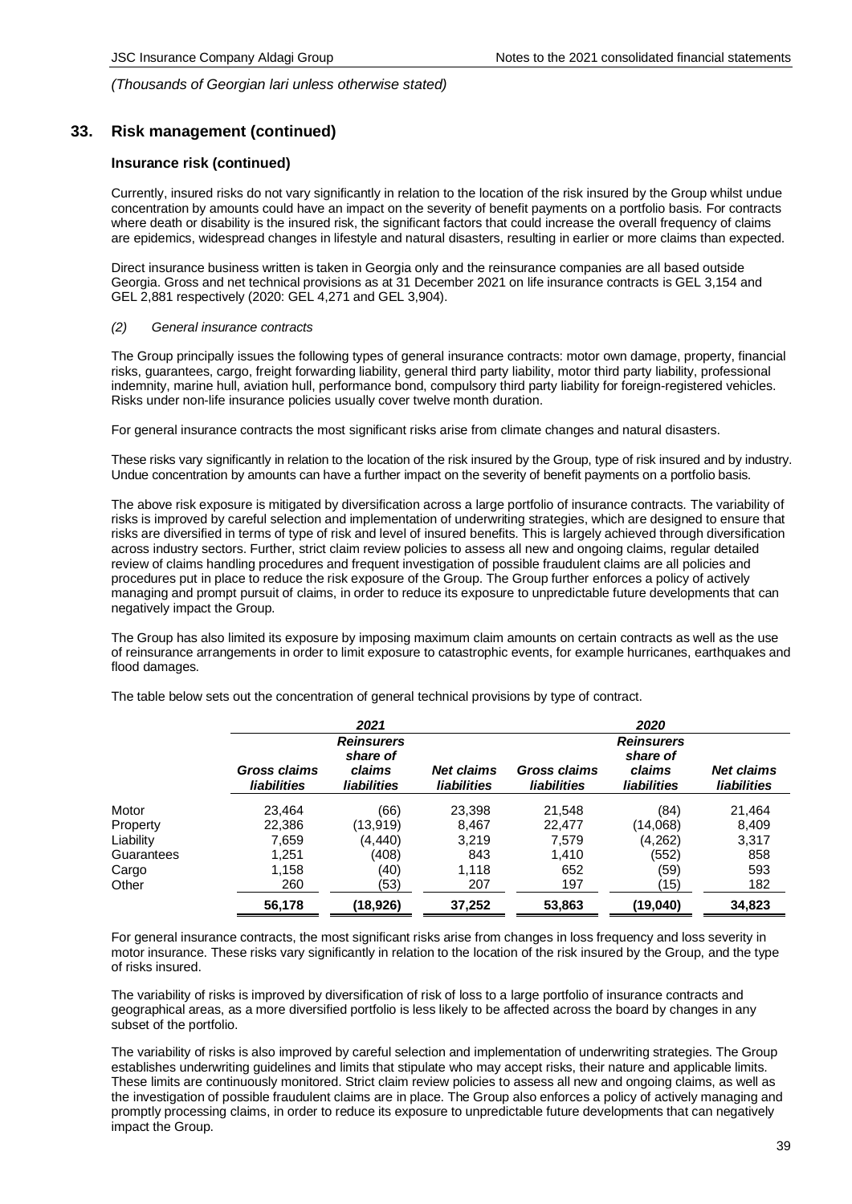*(Thousands of Georgian lari unless otherwise stated)*

## 33. Risk management (continued)

### Insurance risk (continued)

Currently, insured risks do not vary significantly in relation to the location of the risk insured by the Group whilst undue concentration by amounts could have an impact on the severity of benefit payments on a portfolio basis. For contracts where death or disability is the insured risk, the significant factors that could increase the overall frequency of claims are epidemics, widespread changes in lifestyle and natural disasters, resulting in earlier or more claims than expected.

Direct insurance business written is taken in Georgia only and the reinsurance companies are all based outside Georgia. Gross and net technical provisions as at 31 December 2021 on life insurance contracts is GEL 3,154 and GEL 2,881 respectively (2020: GEL 4,271 and GEL 3,904).

*(2) General insurance contracts*

The Group principally issues the following types of general insurance contracts: motor own damage, property, financial risks, guarantees, cargo, freight forwarding liability, general third party liability, motor third party liability, professional indemnity, marine hull, aviation hull, performance bond, compulsory third party liability for foreign-registered vehicles. Risks under non-life insurance policies usually cover twelve month duration.

For general insurance contracts the most significant risks arise from climate changes and natural disasters.

These risks vary significantly in relation to the location of the risk insured by the Group, type of risk insured and by industry. Undue concentration by amounts can have a further impact on the severity of benefit payments on a portfolio basis.

The above risk exposure is mitigated by diversification across a large portfolio of insurance contracts. The variability of risks is improved by careful selection and implementation of underwriting strategies, which are designed to ensure that risks are diversified in terms of type of risk and level of insured benefits. This is largely achieved through diversification across industry sectors. Further, strict claim review policies to assess all new and ongoing claims, regular detailed review of claims handling procedures and frequent investigation of possible fraudulent claims are all policies and procedures put in place to reduce the risk exposure of the Group. The Group further enforces a policy of actively managing and prompt pursuit of claims, in order to reduce its exposure to unpredictable future developments that can negatively impact the Group.

The Group has also limited its exposure by imposing maximum claim amounts on certain contracts as well as the use of reinsurance arrangements in order to limit exposure to catastrophic events, for example hurricanes, earthquakes and flood damages.

The table below sets out the concentration of general technical provisions by type of contract.

| | 2021 | | | 2020 | | |
|---|---|---|---|---|---|---|
| | *Gross claims liabilities* | *Reinsurers share of claims liabilities* | *Net claims liabilities* | *Gross claims liabilities* | *Reinsurers share of claims liabilities* | *Net claims liabilities* |
| Motor | 23,464 | (66) | 23,398 | 21,548 | (84) | 21,464 |
| Property | 22,386 | (13,919) | 8,467 | 22,477 | (14,068) | 8,409 |
| Liability | 7,659 | (4,440) | 3,219 | 7,579 | (4,262) | 3,317 |
| Guarantees | 1,251 | (408) | 843 | 1,410 | (552) | 858 |
| Cargo | 1,158 | (40) | 1,118 | 652 | (59) | 593 |
| Other | 260 | (53) | 207 | 197 | (15) | 182 |
| | **56,178** | **(18,926)** | **37,252** | **53,863** | **(19,040)** | **34,823** |

For general insurance contracts, the most significant risks arise from changes in loss frequency and loss severity in motor insurance. These risks vary significantly in relation to the location of the risk insured by the Group, and the type of risks insured.

The variability of risks is improved by diversification of risk of loss to a large portfolio of insurance contracts and geographical areas, as a more diversified portfolio is less likely to be affected across the board by changes in any subset of the portfolio.

The variability of risks is also improved by careful selection and implementation of underwriting strategies. The Group establishes underwriting guidelines and limits that stipulate who may accept risks, their nature and applicable limits. These limits are continuously monitored. Strict claim review policies to assess all new and ongoing claims, as well as the investigation of possible fraudulent claims are in place. The Group also enforces a policy of actively managing and promptly processing claims, in order to reduce its exposure to unpredictable future developments that can negatively impact the Group.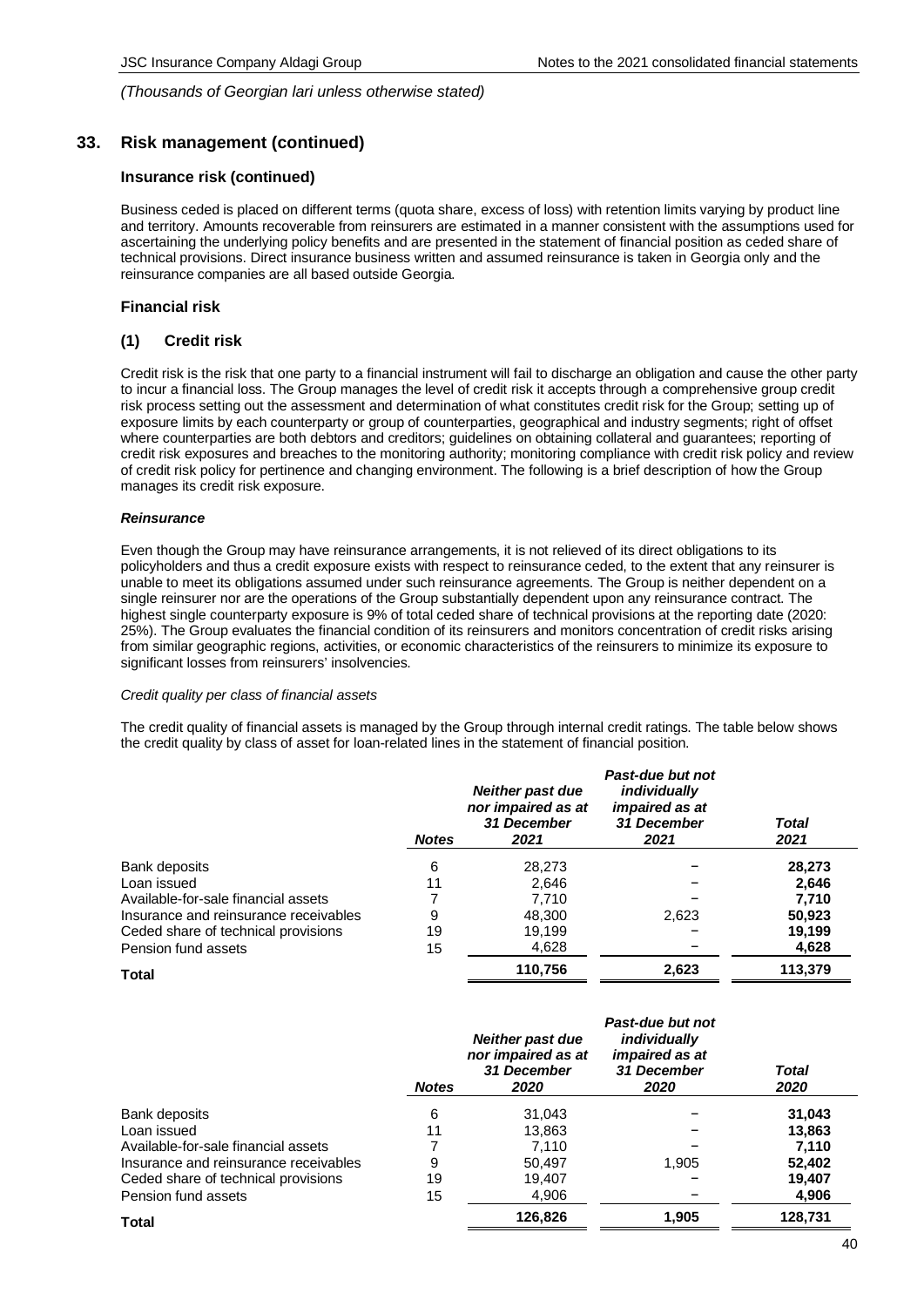*(Thousands of Georgian lari unless otherwise stated)*

## 33. Risk management (continued)

### Insurance risk (continued)

Business ceded is placed on different terms (quota share, excess of loss) with retention limits varying by product line and territory. Amounts recoverable from reinsurers are estimated in a manner consistent with the assumptions used for ascertaining the underlying policy benefits and are presented in the statement of financial position as ceded share of technical provisions. Direct insurance business written and assumed reinsurance is taken in Georgia only and the reinsurance companies are all based outside Georgia.

### Financial risk

### (1) Credit risk

Credit risk is the risk that one party to a financial instrument will fail to discharge an obligation and cause the other party to incur a financial loss. The Group manages the level of credit risk it accepts through a comprehensive group credit risk process setting out the assessment and determination of what constitutes credit risk for the Group; setting up of exposure limits by each counterparty or group of counterparties, geographical and industry segments; right of offset where counterparties are both debtors and creditors; guidelines on obtaining collateral and guarantees; reporting of credit risk exposures and breaches to the monitoring authority; monitoring compliance with credit risk policy and review of credit risk policy for pertinence and changing environment. The following is a brief description of how the Group manages its credit risk exposure.

***Reinsurance***

Even though the Group may have reinsurance arrangements, it is not relieved of its direct obligations to its policyholders and thus a credit exposure exists with respect to reinsurance ceded, to the extent that any reinsurer is unable to meet its obligations assumed under such reinsurance agreements. The Group is neither dependent on a single reinsurer nor are the operations of the Group substantially dependent upon any reinsurance contract. The highest single counterparty exposure is 9% of total ceded share of technical provisions at the reporting date (2020: 25%). The Group evaluates the financial condition of its reinsurers and monitors concentration of credit risks arising from similar geographic regions, activities, or economic characteristics of the reinsurers to minimize its exposure to significant losses from reinsurers' insolvencies.

*Credit quality per class of financial assets*

The credit quality of financial assets is managed by the Group through internal credit ratings. The table below shows the credit quality by class of asset for loan-related lines in the statement of financial position.

| | *Notes* | *Neither past due nor impaired as at 31 December 2021* | *Past-due but not individually impaired as at 31 December 2021* | *Total 2021* |
|---|---|---|---|---|
| Bank deposits | 6 | 28,273 | – | **28,273** |
| Loan issued | 11 | 2,646 | – | **2,646** |
| Available-for-sale financial assets | 7 | 7,710 | – | **7,710** |
| Insurance and reinsurance receivables | 9 | 48,300 | 2,623 | **50,923** |
| Ceded share of technical provisions | 19 | 19,199 | – | **19,199** |
| Pension fund assets | 15 | 4,628 | – | **4,628** |
| **Total** | | **110,756** | **2,623** | **113,379** |

| | *Notes* | *Neither past due nor impaired as at 31 December 2020* | *Past-due but not individually impaired as at 31 December 2020* | *Total 2020* |
|---|---|---|---|---|
| Bank deposits | 6 | 31,043 | – | **31,043** |
| Loan issued | 11 | 13,863 | – | **13,863** |
| Available-for-sale financial assets | 7 | 7,110 | – | **7,110** |
| Insurance and reinsurance receivables | 9 | 50,497 | 1,905 | **52,402** |
| Ceded share of technical provisions | 19 | 19,407 | – | **19,407** |
| Pension fund assets | 15 | 4,906 | – | **4,906** |
| **Total** | | **126,826** | **1,905** | **128,731** |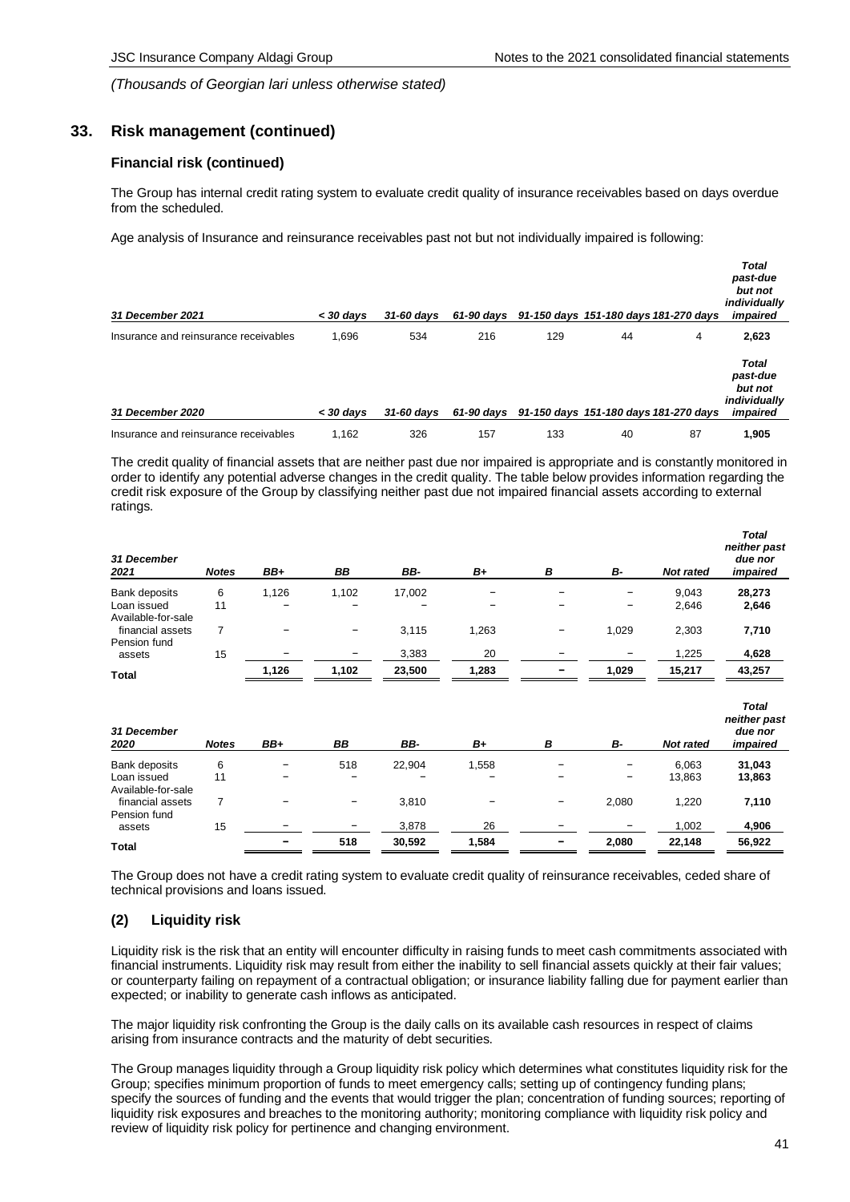*(Thousands of Georgian lari unless otherwise stated)*

## 33. Risk management (continued)

### Financial risk (continued)

The Group has internal credit rating system to evaluate credit quality of insurance receivables based on days overdue from the scheduled.

Age analysis of Insurance and reinsurance receivables past not but not individually impaired is following:

| *31 December 2021* | *< 30 days* | *31-60 days* | *61-90 days* | *91-150 days* | *151-180 days* | *181-270 days* | *Total past-due but not individually impaired* |
|---|---|---|---|---|---|---|---|
| Insurance and reinsurance receivables | 1,696 | 534 | 216 | 129 | 44 | 4 | **2,623** |

| *31 December 2020* | *< 30 days* | *31-60 days* | *61-90 days* | *91-150 days* | *151-180 days* | *181-270 days* | *Total past-due but not individually impaired* |
|---|---|---|---|---|---|---|---|
| Insurance and reinsurance receivables | 1,162 | 326 | 157 | 133 | 40 | 87 | **1,905** |

The credit quality of financial assets that are neither past due nor impaired is appropriate and is constantly monitored in order to identify any potential adverse changes in the credit quality. The table below provides information regarding the credit risk exposure of the Group by classifying neither past due not impaired financial assets according to external ratings.

| *31 December 2021* | *Notes* | *BB+* | *BB* | *BB-* | *B+* | *B* | *B-* | *Not rated* | *Total neither past due nor impaired* |
|---|---|---|---|---|---|---|---|---|---|
| Bank deposits | 6 | 1,126 | 1,102 | 17,002 | – | – | – | 9,043 | **28,273** |
| Loan issued | 11 | – | – | – | – | – | – | 2,646 | **2,646** |
| Available-for-sale financial assets | 7 | – | – | 3,115 | 1,263 | – | 1,029 | 2,303 | **7,710** |
| Pension fund assets | 15 | – | – | 3,383 | 20 | – | – | 1,225 | **4,628** |
| **Total** | | **1,126** | **1,102** | **23,500** | **1,283** | **–** | **1,029** | **15,217** | **43,257** |

| *31 December 2020* | *Notes* | *BB+* | *BB* | *BB-* | *B+* | *B* | *B-* | *Not rated* | *Total neither past due nor impaired* |
|---|---|---|---|---|---|---|---|---|---|
| Bank deposits | 6 | – | 518 | 22,904 | 1,558 | – | – | 6,063 | **31,043** |
| Loan issued | 11 | – | – | – | – | – | – | 13,863 | **13,863** |
| Available-for-sale financial assets | 7 | – | – | 3,810 | – | – | 2,080 | 1,220 | **7,110** |
| Pension fund assets | 15 | – | – | 3,878 | 26 | – | – | 1,002 | **4,906** |
| **Total** | | **–** | **518** | **30,592** | **1,584** | **–** | **2,080** | **22,148** | **56,922** |

The Group does not have a credit rating system to evaluate credit quality of reinsurance receivables, ceded share of technical provisions and loans issued.

### (2) Liquidity risk

Liquidity risk is the risk that an entity will encounter difficulty in raising funds to meet cash commitments associated with financial instruments. Liquidity risk may result from either the inability to sell financial assets quickly at their fair values; or counterparty failing on repayment of a contractual obligation; or insurance liability falling due for payment earlier than expected; or inability to generate cash inflows as anticipated.

The major liquidity risk confronting the Group is the daily calls on its available cash resources in respect of claims arising from insurance contracts and the maturity of debt securities.

The Group manages liquidity through a Group liquidity risk policy which determines what constitutes liquidity risk for the Group; specifies minimum proportion of funds to meet emergency calls; setting up of contingency funding plans; specify the sources of funding and the events that would trigger the plan; concentration of funding sources; reporting of liquidity risk exposures and breaches to the monitoring authority; monitoring compliance with liquidity risk policy and review of liquidity risk policy for pertinence and changing environment.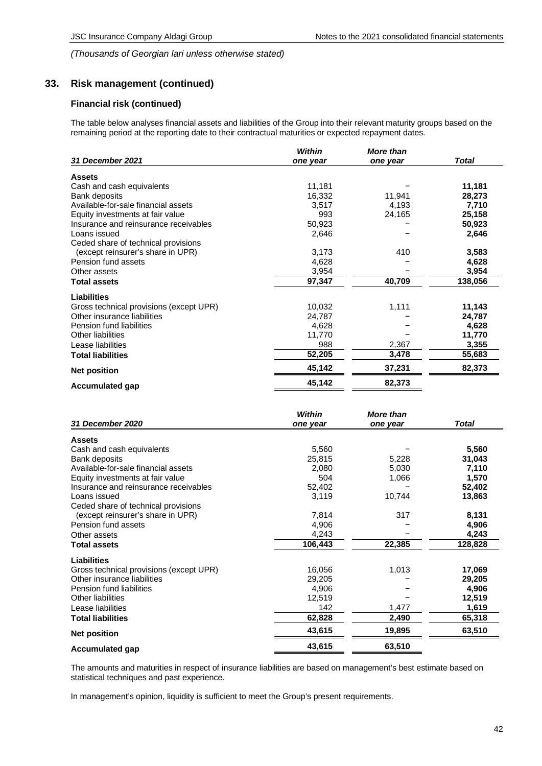*(Thousands of Georgian lari unless otherwise stated)*

## 33. Risk management (continued)

### Financial risk (continued)

The table below analyses financial assets and liabilities of the Group into their relevant maturity groups based on the remaining period at the reporting date to their contractual maturities or expected repayment dates.

| *31 December 2021* | *Within one year* | *More than one year* | *Total* |
|---|---|---|---|
| **Assets** | | | |
| Cash and cash equivalents | 11,181 | – | **11,181** |
| Bank deposits | 16,332 | 11,941 | **28,273** |
| Available-for-sale financial assets | 3,517 | 4,193 | **7,710** |
| Equity investments at fair value | 993 | 24,165 | **25,158** |
| Insurance and reinsurance receivables | 50,923 | – | **50,923** |
| Loans issued | 2,646 | – | **2,646** |
| Ceded share of technical provisions (except reinsurer's share in UPR) | 3,173 | 410 | **3,583** |
| Pension fund assets | 4,628 | – | **4,628** |
| Other assets | 3,954 | – | **3,954** |
| **Total assets** | **97,347** | **40,709** | **138,056** |
| **Liabilities** | | | |
| Gross technical provisions (except UPR) | 10,032 | 1,111 | **11,143** |
| Other insurance liabilities | 24,787 | – | **24,787** |
| Pension fund liabilities | 4,628 | – | **4,628** |
| Other liabilities | 11,770 | – | **11,770** |
| Lease liabilities | 988 | 2,367 | **3,355** |
| **Total liabilities** | **52,205** | **3,478** | **55,683** |
| **Net position** | **45,142** | **37,231** | **82,373** |
| **Accumulated gap** | **45,142** | **82,373** | |

| *31 December 2020* | *Within one year* | *More than one year* | *Total* |
|---|---|---|---|
| **Assets** | | | |
| Cash and cash equivalents | 5,560 | – | **5,560** |
| Bank deposits | 25,815 | 5,228 | **31,043** |
| Available-for-sale financial assets | 2,080 | 5,030 | **7,110** |
| Equity investments at fair value | 504 | 1,066 | **1,570** |
| Insurance and reinsurance receivables | 52,402 | – | **52,402** |
| Loans issued | 3,119 | 10,744 | **13,863** |
| Ceded share of technical provisions (except reinsurer's share in UPR) | 7,814 | 317 | **8,131** |
| Pension fund assets | 4,906 | – | **4,906** |
| Other assets | 4,243 | – | **4,243** |
| **Total assets** | **106,443** | **22,385** | **128,828** |
| **Liabilities** | | | |
| Gross technical provisions (except UPR) | 16,056 | 1,013 | **17,069** |
| Other insurance liabilities | 29,205 | – | **29,205** |
| Pension fund liabilities | 4,906 | – | **4,906** |
| Other liabilities | 12,519 | – | **12,519** |
| Lease liabilities | 142 | 1,477 | **1,619** |
| **Total liabilities** | **62,828** | **2,490** | **65,318** |
| **Net position** | **43,615** | **19,895** | **63,510** |
| **Accumulated gap** | **43,615** | **63,510** | |

The amounts and maturities in respect of insurance liabilities are based on management's best estimate based on statistical techniques and past experience.

In management's opinion, liquidity is sufficient to meet the Group's present requirements.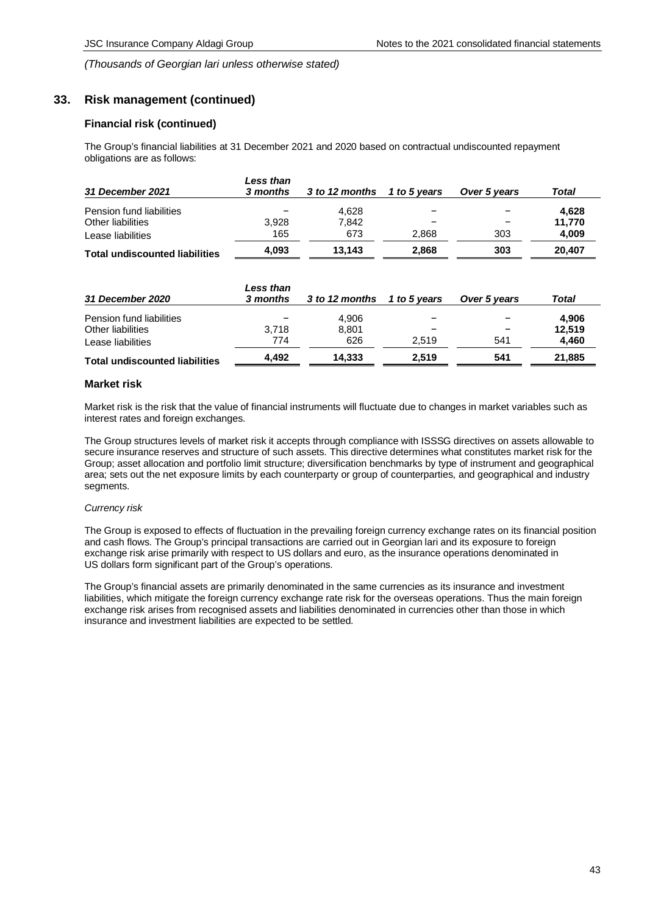*(Thousands of Georgian lari unless otherwise stated)*

## 33. Risk management (continued)

### Financial risk (continued)

The Group's financial liabilities at 31 December 2021 and 2020 based on contractual undiscounted repayment obligations are as follows:

| *31 December 2021* | *Less than 3 months* | *3 to 12 months* | *1 to 5 years* | *Over 5 years* | *Total* |
|---|---|---|---|---|---|
| Pension fund liabilities | – | 4,628 | – | – | **4,628** |
| Other liabilities | 3,928 | 7,842 | – | – | **11,770** |
| Lease liabilities | 165 | 673 | 2,868 | 303 | **4,009** |
| **Total undiscounted liabilities** | **4,093** | **13,143** | **2,868** | **303** | **20,407** |

| *31 December 2020* | *Less than 3 months* | *3 to 12 months* | *1 to 5 years* | *Over 5 years* | *Total* |
|---|---|---|---|---|---|
| Pension fund liabilities | – | 4,906 | – | – | **4,906** |
| Other liabilities | 3,718 | 8,801 | – | – | **12,519** |
| Lease liabilities | 774 | 626 | 2,519 | 541 | **4,460** |
| **Total undiscounted liabilities** | **4,492** | **14,333** | **2,519** | **541** | **21,885** |

### Market risk

Market risk is the risk that the value of financial instruments will fluctuate due to changes in market variables such as interest rates and foreign exchanges.

The Group structures levels of market risk it accepts through compliance with ISSSG directives on assets allowable to secure insurance reserves and structure of such assets. This directive determines what constitutes market risk for the Group; asset allocation and portfolio limit structure; diversification benchmarks by type of instrument and geographical area; sets out the net exposure limits by each counterparty or group of counterparties, and geographical and industry segments.

*Currency risk*

The Group is exposed to effects of fluctuation in the prevailing foreign currency exchange rates on its financial position and cash flows. The Group's principal transactions are carried out in Georgian lari and its exposure to foreign exchange risk arise primarily with respect to US dollars and euro, as the insurance operations denominated in US dollars form significant part of the Group's operations.

The Group's financial assets are primarily denominated in the same currencies as its insurance and investment liabilities, which mitigate the foreign currency exchange rate risk for the overseas operations. Thus the main foreign exchange risk arises from recognised assets and liabilities denominated in currencies other than those in which insurance and investment liabilities are expected to be settled.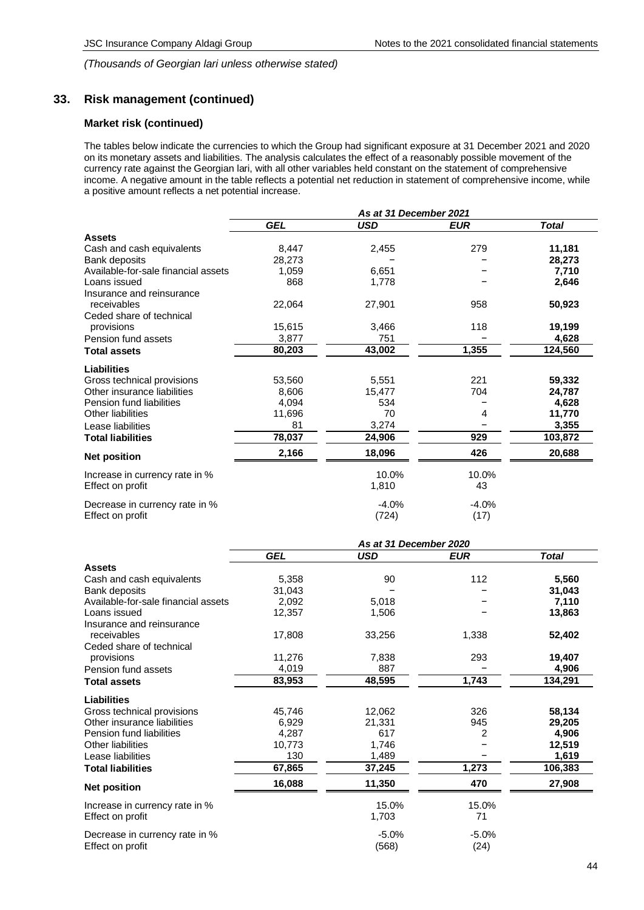*(Thousands of Georgian lari unless otherwise stated)*

## 33. Risk management (continued)

### Market risk (continued)

The tables below indicate the currencies to which the Group had significant exposure at 31 December 2021 and 2020 on its monetary assets and liabilities. The analysis calculates the effect of a reasonably possible movement of the currency rate against the Georgian lari, with all other variables held constant on the statement of comprehensive income. A negative amount in the table reflects a potential net reduction in statement of comprehensive income, while a positive amount reflects a net potential increase.

| | *As at 31 December 2021* | | | |
|---|---|---|---|---|
| | ***GEL*** | ***USD*** | ***EUR*** | ***Total*** |
| **Assets** | | | | |
| Cash and cash equivalents | 8,447 | 2,455 | 279 | **11,181** |
| Bank deposits | 28,273 | – | – | **28,273** |
| Available-for-sale financial assets | 1,059 | 6,651 | – | **7,710** |
| Loans issued | 868 | 1,778 | – | **2,646** |
| Insurance and reinsurance receivables | 22,064 | 27,901 | 958 | **50,923** |
| Ceded share of technical provisions | 15,615 | 3,466 | 118 | **19,199** |
| Pension fund assets | 3,877 | 751 | – | **4,628** |
| **Total assets** | **80,203** | **43,002** | **1,355** | **124,560** |
| **Liabilities** | | | | |
| Gross technical provisions | 53,560 | 5,551 | 221 | **59,332** |
| Other insurance liabilities | 8,606 | 15,477 | 704 | **24,787** |
| Pension fund liabilities | 4,094 | 534 | – | **4,628** |
| Other liabilities | 11,696 | 70 | 4 | **11,770** |
| Lease liabilities | 81 | 3,274 | – | **3,355** |
| **Total liabilities** | **78,037** | **24,906** | **929** | **103,872** |
| **Net position** | **2,166** | **18,096** | **426** | **20,688** |
| Increase in currency rate in % | | 10.0% | 10.0% | |
| Effect on profit | | 1,810 | 43 | |
| Decrease in currency rate in % | | -4.0% | -4.0% | |
| Effect on profit | | (724) | (17) | |

| | *As at 31 December 2020* | | | |
|---|---|---|---|---|
| | ***GEL*** | ***USD*** | ***EUR*** | ***Total*** |
| **Assets** | | | | |
| Cash and cash equivalents | 5,358 | 90 | 112 | **5,560** |
| Bank deposits | 31,043 | – | – | **31,043** |
| Available-for-sale financial assets | 2,092 | 5,018 | – | **7,110** |
| Loans issued | 12,357 | 1,506 | – | **13,863** |
| Insurance and reinsurance receivables | 17,808 | 33,256 | 1,338 | **52,402** |
| Ceded share of technical provisions | 11,276 | 7,838 | 293 | **19,407** |
| Pension fund assets | 4,019 | 887 | – | **4,906** |
| **Total assets** | **83,953** | **48,595** | **1,743** | **134,291** |
| **Liabilities** | | | | |
| Gross technical provisions | 45,746 | 12,062 | 326 | **58,134** |
| Other insurance liabilities | 6,929 | 21,331 | 945 | **29,205** |
| Pension fund liabilities | 4,287 | 617 | 2 | **4,906** |
| Other liabilities | 10,773 | 1,746 | – | **12,519** |
| Lease liabilities | 130 | 1,489 | – | **1,619** |
| **Total liabilities** | **67,865** | **37,245** | **1,273** | **106,383** |
| **Net position** | **16,088** | **11,350** | **470** | **27,908** |
| Increase in currency rate in % | | 15.0% | 15.0% | |
| Effect on profit | | 1,703 | 71 | |
| Decrease in currency rate in % | | -5.0% | -5.0% | |
| Effect on profit | | (568) | (24) | |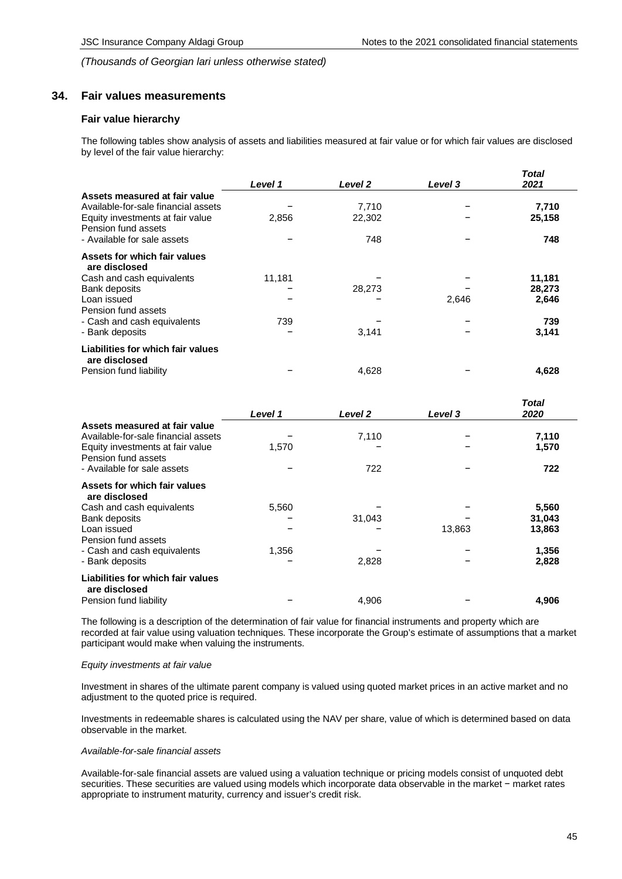*(Thousands of Georgian lari unless otherwise stated)*

## 34. Fair values measurements

### Fair value hierarchy

The following tables show analysis of assets and liabilities measured at fair value or for which fair values are disclosed by level of the fair value hierarchy:

| | *Level 1* | *Level 2* | *Level 3* | *Total 2021* |
|---|---|---|---|---|
| **Assets measured at fair value** | | | | |
| Available-for-sale financial assets | − | 7,710 | − | **7,710** |
| Equity investments at fair value | 2,856 | 22,302 | − | **25,158** |
| Pension fund assets | | | | |
| - Available for sale assets | − | 748 | − | **748** |
| **Assets for which fair values are disclosed** | | | | |
| Cash and cash equivalents | 11,181 | − | − | **11,181** |
| Bank deposits | − | 28,273 | − | **28,273** |
| Loan issued | − | − | 2,646 | **2,646** |
| Pension fund assets | | | | |
| - Cash and cash equivalents | 739 | − | − | **739** |
| - Bank deposits | − | 3,141 | − | **3,141** |
| **Liabilities for which fair values are disclosed** | | | | |
| Pension fund liability | − | 4,628 | − | **4,628** |

| | *Level 1* | *Level 2* | *Level 3* | *Total 2020* |
|---|---|---|---|---|
| **Assets measured at fair value** | | | | |
| Available-for-sale financial assets | − | 7,110 | − | **7,110** |
| Equity investments at fair value | 1,570 | − | − | **1,570** |
| Pension fund assets | | | | |
| - Available for sale assets | − | 722 | − | **722** |
| **Assets for which fair values are disclosed** | | | | |
| Cash and cash equivalents | 5,560 | − | − | **5,560** |
| Bank deposits | − | 31,043 | − | **31,043** |
| Loan issued | − | − | 13,863 | **13,863** |
| Pension fund assets | | | | |
| - Cash and cash equivalents | 1,356 | − | − | **1,356** |
| - Bank deposits | − | 2,828 | − | **2,828** |
| **Liabilities for which fair values are disclosed** | | | | |
| Pension fund liability | − | 4,906 | − | **4,906** |

The following is a description of the determination of fair value for financial instruments and property which are recorded at fair value using valuation techniques. These incorporate the Group's estimate of assumptions that a market participant would make when valuing the instruments.

*Equity investments at fair value*

Investment in shares of the ultimate parent company is valued using quoted market prices in an active market and no adjustment to the quoted price is required.

Investments in redeemable shares is calculated using the NAV per share, value of which is determined based on data observable in the market.

*Available-for-sale financial assets*

Available-for-sale financial assets are valued using a valuation technique or pricing models consist of unquoted debt securities. These securities are valued using models which incorporate data observable in the market − market rates appropriate to instrument maturity, currency and issuer's credit risk.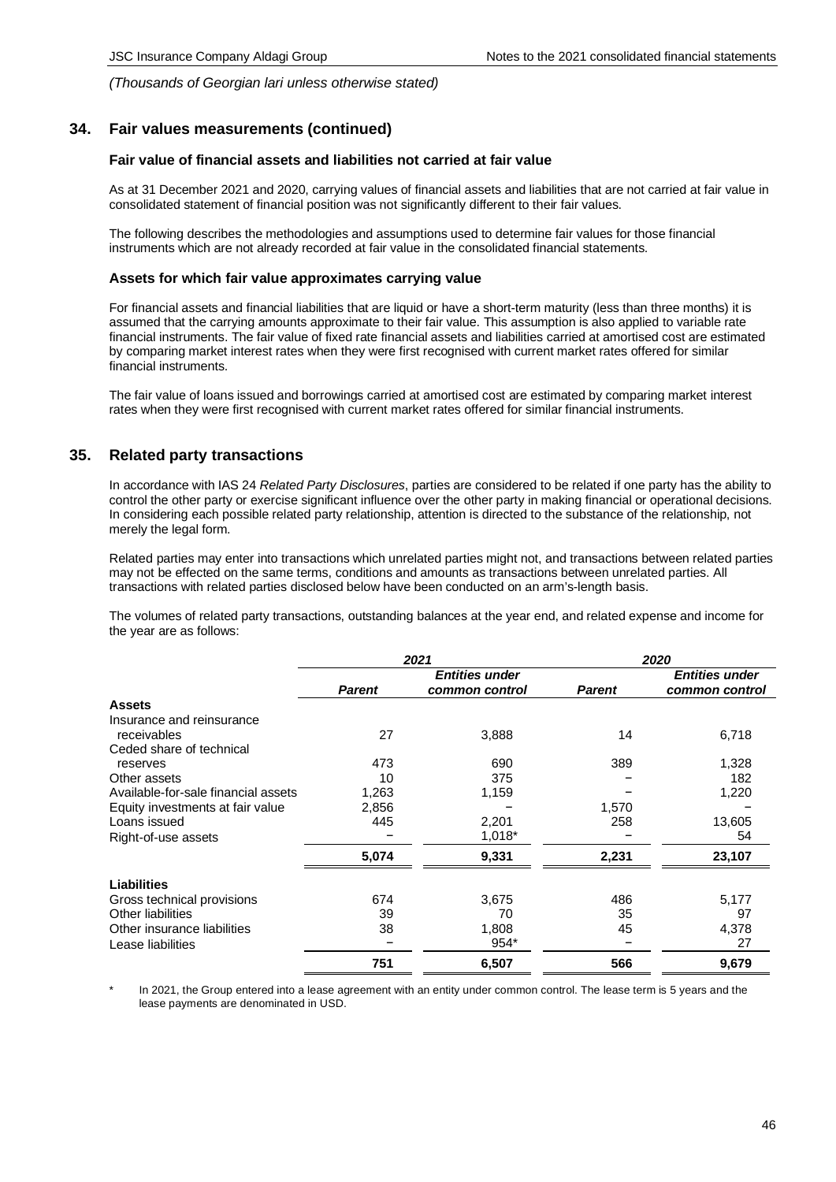*(Thousands of Georgian lari unless otherwise stated)*

## 34. Fair values measurements (continued)

### Fair value of financial assets and liabilities not carried at fair value

As at 31 December 2021 and 2020, carrying values of financial assets and liabilities that are not carried at fair value in consolidated statement of financial position was not significantly different to their fair values.

The following describes the methodologies and assumptions used to determine fair values for those financial instruments which are not already recorded at fair value in the consolidated financial statements.

### Assets for which fair value approximates carrying value

For financial assets and financial liabilities that are liquid or have a short-term maturity (less than three months) it is assumed that the carrying amounts approximate to their fair value. This assumption is also applied to variable rate financial instruments. The fair value of fixed rate financial assets and liabilities carried at amortised cost are estimated by comparing market interest rates when they were first recognised with current market rates offered for similar financial instruments.

The fair value of loans issued and borrowings carried at amortised cost are estimated by comparing market interest rates when they were first recognised with current market rates offered for similar financial instruments.

## 35. Related party transactions

In accordance with IAS 24 *Related Party Disclosures*, parties are considered to be related if one party has the ability to control the other party or exercise significant influence over the other party in making financial or operational decisions. In considering each possible related party relationship, attention is directed to the substance of the relationship, not merely the legal form.

Related parties may enter into transactions which unrelated parties might not, and transactions between related parties may not be effected on the same terms, conditions and amounts as transactions between unrelated parties. All transactions with related parties disclosed below have been conducted on an arm's-length basis.

The volumes of related party transactions, outstanding balances at the year end, and related expense and income for the year are as follows:

| | *2021* | | *2020* | |
|---|---|---|---|---|
| | ***Parent*** | ***Entities under common control*** | ***Parent*** | ***Entities under common control*** |
| **Assets** | | | | |
| Insurance and reinsurance receivables | 27 | 3,888 | 14 | 6,718 |
| Ceded share of technical reserves | 473 | 690 | 389 | 1,328 |
| Other assets | 10 | 375 | – | 182 |
| Available-for-sale financial assets | 1,263 | 1,159 | – | 1,220 |
| Equity investments at fair value | 2,856 | – | 1,570 | – |
| Loans issued | 445 | 2,201 | 258 | 13,605 |
| Right-of-use assets | – | 1,018* | – | 54 |
| | **5,074** | **9,331** | **2,231** | **23,107** |
| **Liabilities** | | | | |
| Gross technical provisions | 674 | 3,675 | 486 | 5,177 |
| Other liabilities | 39 | 70 | 35 | 97 |
| Other insurance liabilities | 38 | 1,808 | 45 | 4,378 |
| Lease liabilities | – | 954* | – | 27 |
| | **751** | **6,507** | **566** | **9,679** |

\* In 2021, the Group entered into a lease agreement with an entity under common control. The lease term is 5 years and the lease payments are denominated in USD.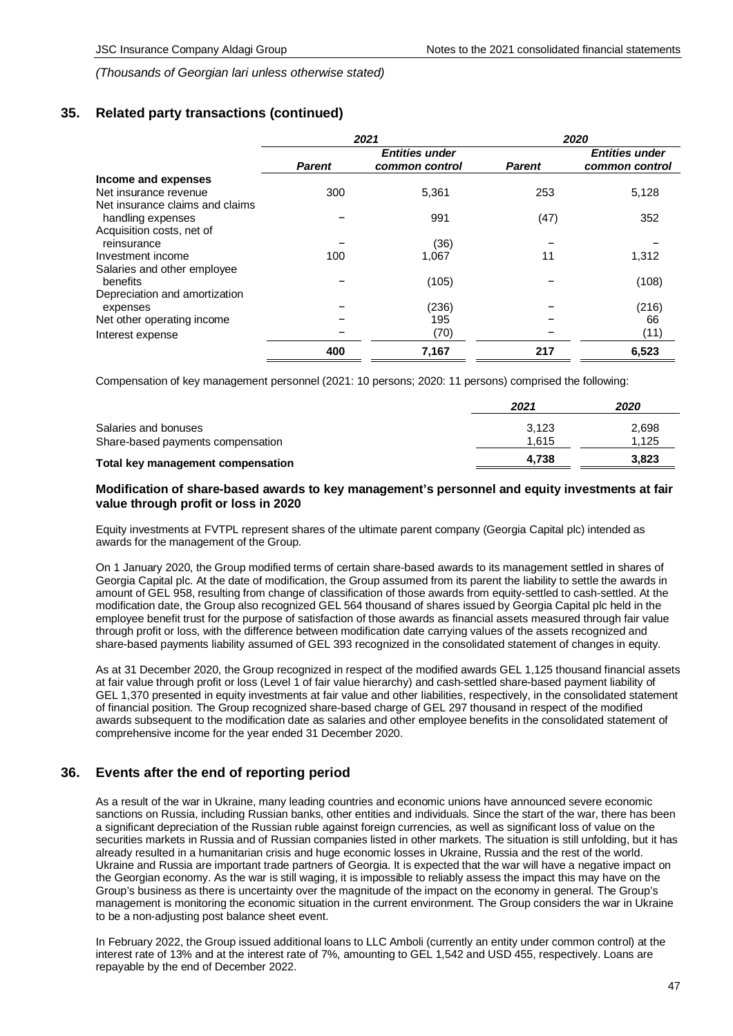*(Thousands of Georgian lari unless otherwise stated)*

## 35. Related party transactions (continued)

| | 2021 | | 2020 | |
|---|---|---|---|---|
| | *Parent* | *Entities under common control* | *Parent* | *Entities under common control* |
| **Income and expenses** | | | | |
| Net insurance revenue | 300 | 5,361 | 253 | 5,128 |
| Net insurance claims and claims handling expenses | – | 991 | (47) | 352 |
| Acquisition costs, net of reinsurance | – | (36) | – | – |
| Investment income | 100 | 1,067 | 11 | 1,312 |
| Salaries and other employee benefits | – | (105) | – | (108) |
| Depreciation and amortization expenses | – | (236) | – | (216) |
| Net other operating income | – | 195 | – | 66 |
| Interest expense | – | (70) | – | (11) |
| | **400** | **7,167** | **217** | **6,523** |

Compensation of key management personnel (2021: 10 persons; 2020: 11 persons) comprised the following:

| | *2021* | *2020* |
|---|---|---|
| Salaries and bonuses | 3,123 | 2,698 |
| Share-based payments compensation | 1,615 | 1,125 |
| **Total key management compensation** | **4,738** | **3,823** |

### Modification of share-based awards to key management's personnel and equity investments at fair value through profit or loss in 2020

Equity investments at FVTPL represent shares of the ultimate parent company (Georgia Capital plc) intended as awards for the management of the Group.

On 1 January 2020, the Group modified terms of certain share-based awards to its management settled in shares of Georgia Capital plc. At the date of modification, the Group assumed from its parent the liability to settle the awards in amount of GEL 958, resulting from change of classification of those awards from equity-settled to cash-settled. At the modification date, the Group also recognized GEL 564 thousand of shares issued by Georgia Capital plc held in the employee benefit trust for the purpose of satisfaction of those awards as financial assets measured through fair value through profit or loss, with the difference between modification date carrying values of the assets recognized and share-based payments liability assumed of GEL 393 recognized in the consolidated statement of changes in equity.

As at 31 December 2020, the Group recognized in respect of the modified awards GEL 1,125 thousand financial assets at fair value through profit or loss (Level 1 of fair value hierarchy) and cash-settled share-based payment liability of GEL 1,370 presented in equity investments at fair value and other liabilities, respectively, in the consolidated statement of financial position. The Group recognized share-based charge of GEL 297 thousand in respect of the modified awards subsequent to the modification date as salaries and other employee benefits in the consolidated statement of comprehensive income for the year ended 31 December 2020.

## 36. Events after the end of reporting period

As a result of the war in Ukraine, many leading countries and economic unions have announced severe economic sanctions on Russia, including Russian banks, other entities and individuals. Since the start of the war, there has been a significant depreciation of the Russian ruble against foreign currencies, as well as significant loss of value on the securities markets in Russia and of Russian companies listed in other markets. The situation is still unfolding, but it has already resulted in a humanitarian crisis and huge economic losses in Ukraine, Russia and the rest of the world. Ukraine and Russia are important trade partners of Georgia. It is expected that the war will have a negative impact on the Georgian economy. As the war is still waging, it is impossible to reliably assess the impact this may have on the Group's business as there is uncertainty over the magnitude of the impact on the economy in general. The Group's management is monitoring the economic situation in the current environment. The Group considers the war in Ukraine to be a non-adjusting post balance sheet event.

In February 2022, the Group issued additional loans to LLC Amboli (currently an entity under common control) at the interest rate of 13% and at the interest rate of 7%, amounting to GEL 1,542 and USD 455, respectively. Loans are repayable by the end of December 2022.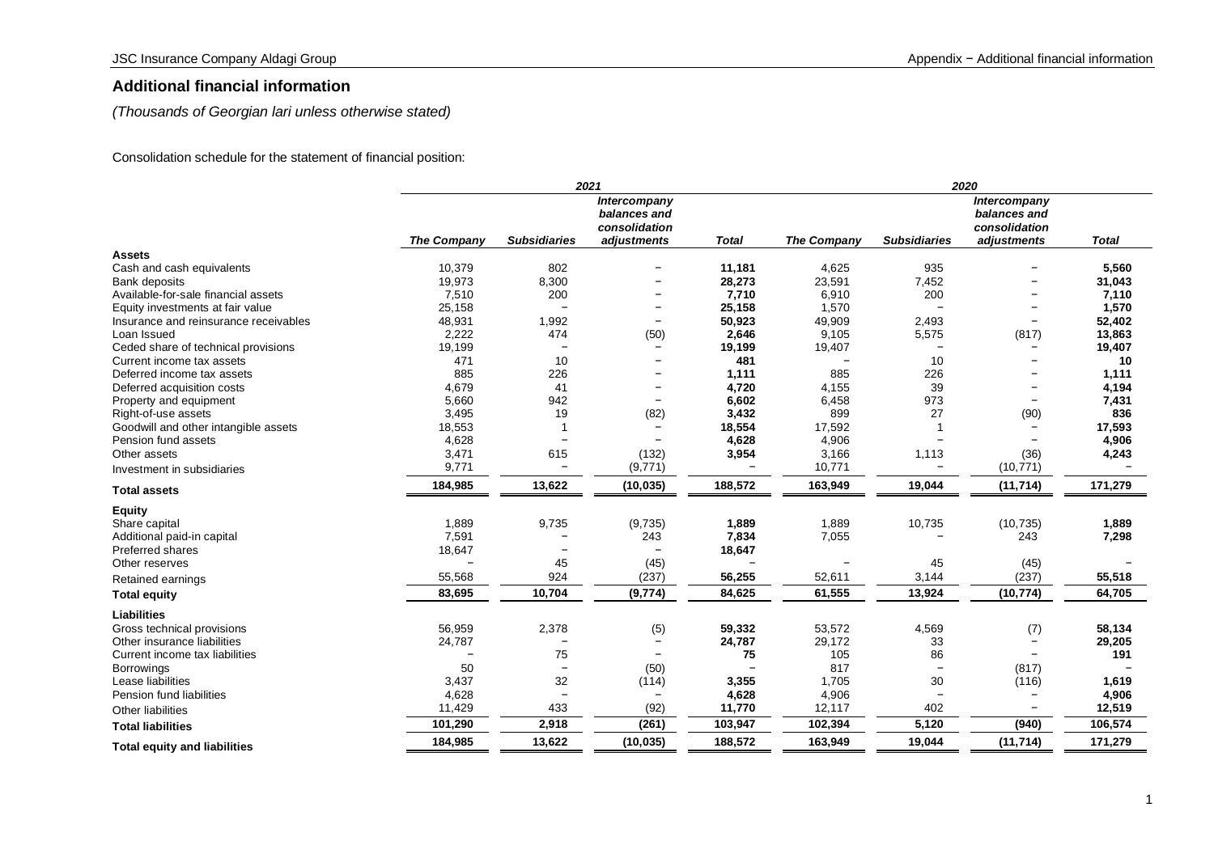## Additional financial information

*(Thousands of Georgian lari unless otherwise stated)*

Consolidation schedule for the statement of financial position:

| | 2021 | | | | 2020 | | | |
|---|---|---|---|---|---|---|---|---|
| | ***The Company*** | ***Subsidiaries*** | ***Intercompany balances and consolidation adjustments*** | ***Total*** | ***The Company*** | ***Subsidiaries*** | ***Intercompany balances and consolidation adjustments*** | ***Total*** |
| **Assets** | | | | | | | | |
| Cash and cash equivalents | 10,379 | 802 | − | **11,181** | 4,625 | 935 | − | **5,560** |
| Bank deposits | 19,973 | 8,300 | − | **28,273** | 23,591 | 7,452 | − | **31,043** |
| Available-for-sale financial assets | 7,510 | 200 | − | **7,710** | 6,910 | 200 | − | **7,110** |
| Equity investments at fair value | 25,158 | − | − | **25,158** | 1,570 | − | − | **1,570** |
| Insurance and reinsurance receivables | 48,931 | 1,992 | − | **50,923** | 49,909 | 2,493 | − | **52,402** |
| Loan Issued | 2,222 | 474 | (50) | **2,646** | 9,105 | 5,575 | (817) | **13,863** |
| Ceded share of technical provisions | 19,199 | − | − | **19,199** | 19,407 | − | − | **19,407** |
| Current income tax assets | 471 | 10 | − | **481** | − | 10 | − | **10** |
| Deferred income tax assets | 885 | 226 | − | **1,111** | 885 | 226 | − | **1,111** |
| Deferred acquisition costs | 4,679 | 41 | − | **4,720** | 4,155 | 39 | − | **4,194** |
| Property and equipment | 5,660 | 942 | − | **6,602** | 6,458 | 973 | − | **7,431** |
| Right-of-use assets | 3,495 | 19 | (82) | **3,432** | 899 | 27 | (90) | **836** |
| Goodwill and other intangible assets | 18,553 | 1 | − | **18,554** | 17,592 | 1 | − | **17,593** |
| Pension fund assets | 4,628 | − | − | **4,628** | 4,906 | − | − | **4,906** |
| Other assets | 3,471 | 615 | (132) | **3,954** | 3,166 | 1,113 | (36) | **4,243** |
| Investment in subsidiaries | 9,771 | − | (9,771) | − | 10,771 | − | (10,771) | − |
| **Total assets** | **184,985** | **13,622** | **(10,035)** | **188,572** | **163,949** | **19,044** | **(11,714)** | **171,279** |
| **Equity** | | | | | | | | |
| Share capital | 1,889 | 9,735 | (9,735) | **1,889** | 1,889 | 10,735 | (10,735) | **1,889** |
| Additional paid-in capital | 7,591 | − | 243 | **7,834** | 7,055 | − | 243 | **7,298** |
| Preferred shares | 18,647 | − | − | **18,647** | | | | |
| Other reserves | − | 45 | (45) | − | − | 45 | (45) | − |
| Retained earnings | 55,568 | 924 | (237) | **56,255** | 52,611 | 3,144 | (237) | **55,518** |
| **Total equity** | **83,695** | **10,704** | **(9,774)** | **84,625** | **61,555** | **13,924** | **(10,774)** | **64,705** |
| **Liabilities** | | | | | | | | |
| Gross technical provisions | 56,959 | 2,378 | (5) | **59,332** | 53,572 | 4,569 | (7) | **58,134** |
| Other insurance liabilities | 24,787 | − | − | **24,787** | 29,172 | 33 | − | **29,205** |
| Current income tax liabilities | − | 75 | − | **75** | 105 | 86 | − | **191** |
| Borrowings | 50 | − | (50) | − | 817 | − | (817) | − |
| Lease liabilities | 3,437 | 32 | (114) | **3,355** | 1,705 | 30 | (116) | **1,619** |
| Pension fund liabilities | 4,628 | − | − | **4,628** | 4,906 | − | − | **4,906** |
| Other liabilities | 11,429 | 433 | (92) | **11,770** | 12,117 | 402 | − | **12,519** |
| **Total liabilities** | **101,290** | **2,918** | **(261)** | **103,947** | **102,394** | **5,120** | **(940)** | **106,574** |
| **Total equity and liabilities** | **184,985** | **13,622** | **(10,035)** | **188,572** | **163,949** | **19,044** | **(11,714)** | **171,279** |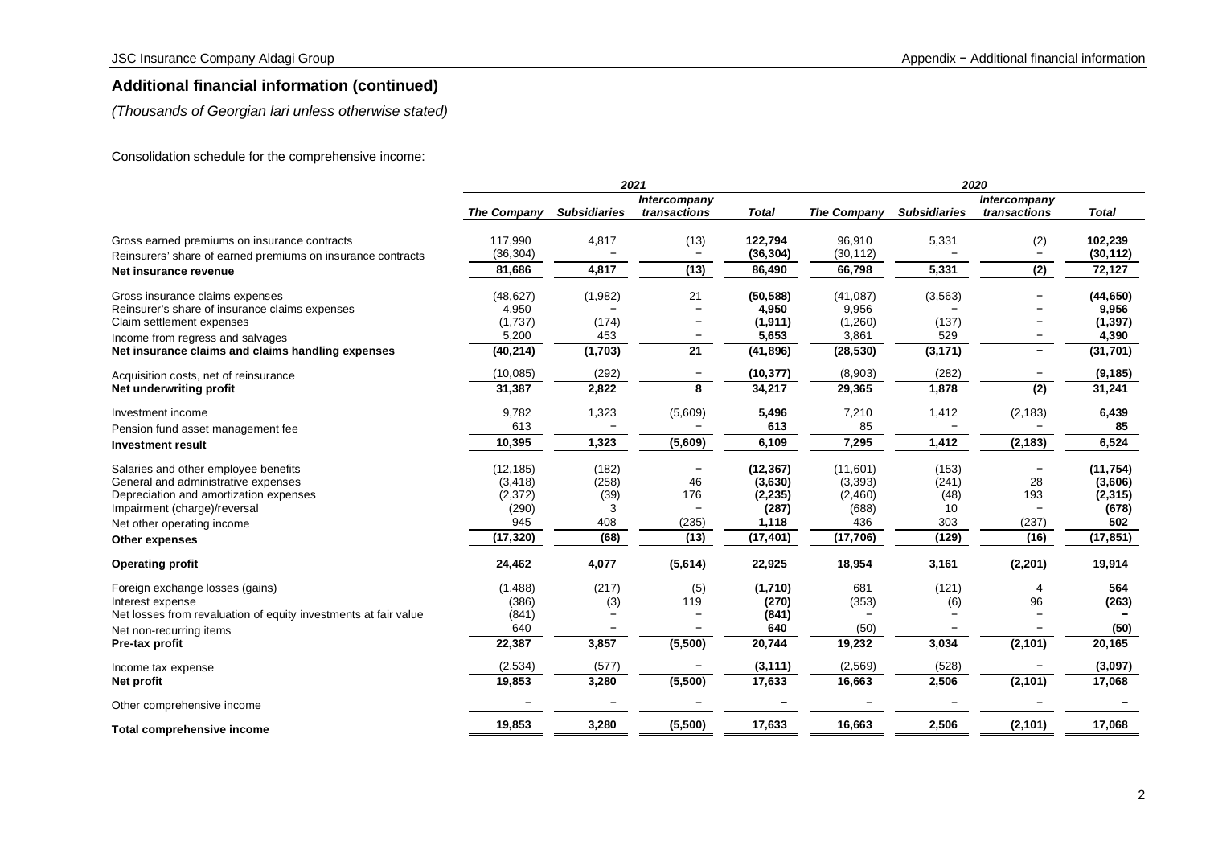## Additional financial information (continued)

*(Thousands of Georgian lari unless otherwise stated)*

Consolidation schedule for the comprehensive income:

| | *2021* | | | | *2020* | | | |
|---|---|---|---|---|---|---|---|---|
| | ***The Company*** | ***Subsidiaries*** | ***Intercompany transactions*** | ***Total*** | ***The Company*** | ***Subsidiaries*** | ***Intercompany transactions*** | ***Total*** |
| Gross earned premiums on insurance contracts | 117,990 | 4,817 | (13) | **122,794** | 96,910 | 5,331 | (2) | **102,239** |
| Reinsurers' share of earned premiums on insurance contracts | (36,304) | − | − | **(36,304)** | (30,112) | − | − | **(30,112)** |
| **Net insurance revenue** | **81,686** | **4,817** | **(13)** | **86,490** | **66,798** | **5,331** | **(2)** | **72,127** |
| Gross insurance claims expenses | (48,627) | (1,982) | 21 | **(50,588)** | (41,087) | (3,563) | − | **(44,650)** |
| Reinsurer's share of insurance claims expenses | 4,950 | − | − | **4,950** | 9,956 | − | − | **9,956** |
| Claim settlement expenses | (1,737) | (174) | − | **(1,911)** | (1,260) | (137) | − | **(1,397)** |
| Income from regress and salvages | 5,200 | 453 | − | **5,653** | 3,861 | 529 | − | **4,390** |
| **Net insurance claims and claims handling expenses** | **(40,214)** | **(1,703)** | **21** | **(41,896)** | **(28,530)** | **(3,171)** | **−** | **(31,701)** |
| Acquisition costs, net of reinsurance | (10,085) | (292) | − | **(10,377)** | (8,903) | (282) | − | **(9,185)** |
| **Net underwriting profit** | **31,387** | **2,822** | **8** | **34,217** | **29,365** | **1,878** | **(2)** | **31,241** |
| Investment income | 9,782 | 1,323 | (5,609) | **5,496** | 7,210 | 1,412 | (2,183) | **6,439** |
| Pension fund asset management fee | 613 | − | − | **613** | 85 | − | − | **85** |
| **Investment result** | **10,395** | **1,323** | **(5,609)** | **6,109** | **7,295** | **1,412** | **(2,183)** | **6,524** |
| Salaries and other employee benefits | (12,185) | (182) | − | **(12,367)** | (11,601) | (153) | − | **(11,754)** |
| General and administrative expenses | (3,418) | (258) | 46 | **(3,630)** | (3,393) | (241) | 28 | **(3,606)** |
| Depreciation and amortization expenses | (2,372) | (39) | 176 | **(2,235)** | (2,460) | (48) | 193 | **(2,315)** |
| Impairment (charge)/reversal | (290) | 3 | − | **(287)** | (688) | 10 | − | **(678)** |
| Net other operating income | 945 | 408 | (235) | **1,118** | 436 | 303 | (237) | **502** |
| **Other expenses** | **(17,320)** | **(68)** | **(13)** | **(17,401)** | **(17,706)** | **(129)** | **(16)** | **(17,851)** |
| **Operating profit** | **24,462** | **4,077** | **(5,614)** | **22,925** | **18,954** | **3,161** | **(2,201)** | **19,914** |
| Foreign exchange losses (gains) | (1,488) | (217) | (5) | **(1,710)** | 681 | (121) | 4 | **564** |
| Interest expense | (386) | (3) | 119 | **(270)** | (353) | (6) | 96 | **(263)** |
| Net losses from revaluation of equity investments at fair value | (841) | − | − | **(841)** | − | − | − | **−** |
| Net non-recurring items | 640 | − | − | **640** | (50) | − | − | **(50)** |
| **Pre-tax profit** | **22,387** | **3,857** | **(5,500)** | **20,744** | **19,232** | **3,034** | **(2,101)** | **20,165** |
| Income tax expense | (2,534) | (577) | − | **(3,111)** | (2,569) | (528) | − | **(3,097)** |
| **Net profit** | **19,853** | **3,280** | **(5,500)** | **17,633** | **16,663** | **2,506** | **(2,101)** | **17,068** |
| Other comprehensive income | − | − | − | **−** | − | − | − | **−** |
| **Total comprehensive income** | **19,853** | **3,280** | **(5,500)** | **17,633** | **16,663** | **2,506** | **(2,101)** | **17,068** |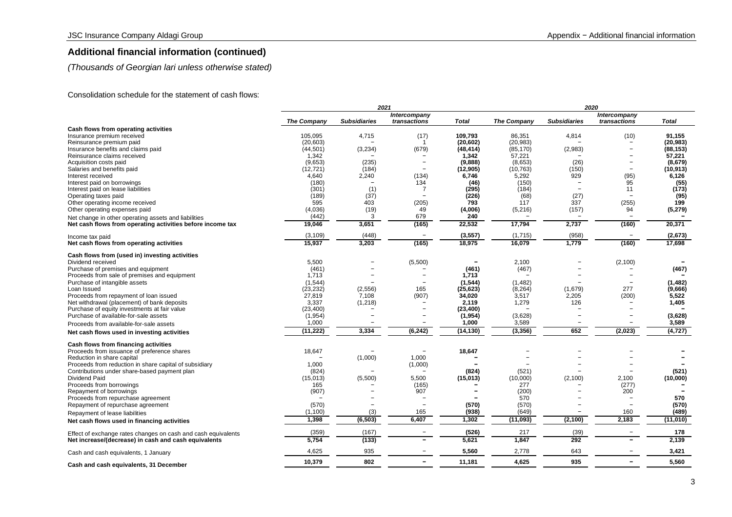## Additional financial information (continued)

*(Thousands of Georgian lari unless otherwise stated)*

Consolidation schedule for the statement of cash flows:

| | *2021* | | | | *2020* | | | |
|---|---|---|---|---|---|---|---|---|
| | ***The Company*** | ***Subsidiaries*** | ***Intercompany transactions*** | ***Total*** | ***The Company*** | ***Subsidiaries*** | ***Intercompany transactions*** | ***Total*** |
| **Cash flows from operating activities** | | | | | | | | |
| Insurance premium received | 105,095 | 4,715 | (17) | **109,793** | 86,351 | 4,814 | (10) | **91,155** |
| Reinsurance premium paid | (20,603) | – | 1 | **(20,602)** | (20,983) | – | – | **(20,983)** |
| Insurance benefits and claims paid | (44,501) | (3,234) | (679) | **(48,414)** | (85,170) | (2,983) | – | **(88,153)** |
| Reinsurance claims received | 1,342 | – | – | **1,342** | 57,221 | – | – | **57,221** |
| Acquisition costs paid | (9,653) | (235) | – | **(9,888)** | (8,653) | (26) | – | **(8,679)** |
| Salaries and benefits paid | (12,721) | (184) | – | **(12,905)** | (10,763) | (150) | – | **(10,913)** |
| Interest received | 4,640 | 2,240 | (134) | **6,746** | 5,292 | 929 | (95) | **6,126** |
| Interest paid on borrowings | (180) | – | 134 | **(46)** | (150) | – | 95 | **(55)** |
| Interest paid on lease liabilities | (301) | (1) | 7 | **(295)** | (184) | – | 11 | **(173)** |
| Operating taxes paid | (189) | (37) | – | **(226)** | (68) | (27) | – | **(95)** |
| Other operating income received | 595 | 403 | (205) | **793** | 117 | 337 | (255) | **199** |
| Other operating expenses paid | (4,036) | (19) | 49 | **(4,006)** | (5,216) | (157) | 94 | **(5,279)** |
| Net change in other operating assets and liabilities | (442) | 3 | 679 | **240** | – | – | – | **–** |
| **Net cash flows from operating activities before income tax** | **19,046** | **3,651** | **(165)** | **22,532** | **17,794** | **2,737** | **(160)** | **20,371** |
| Income tax paid | (3,109) | (448) | – | **(3,557)** | (1,715) | (958) | – | **(2,673)** |
| **Net cash flows from operating activities** | **15,937** | **3,203** | **(165)** | **18,975** | **16,079** | **1,779** | **(160)** | **17,698** |
| **Cash flows from (used in) investing activities** | | | | | | | | |
| Dividend received | 5,500 | – | (5,500) | **–** | 2,100 | – | (2,100) | **–** |
| Purchase of premises and equipment | (461) | – | – | **(461)** | (467) | – | – | **(467)** |
| Proceeds from sale of premises and equipment | 1,713 | – | – | **1,713** | – | – | – | **–** |
| Purchase of intangible assets | (1,544) | – | – | **(1,544)** | (1,482) | – | – | **(1,482)** |
| Loan Issued | (23,232) | (2,556) | 165 | **(25,623)** | (8,264) | (1,679) | 277 | **(9,666)** |
| Proceeds from repayment of loan issued | 27,819 | 7,108 | (907) | **34,020** | 3,517 | 2,205 | (200) | **5,522** |
| Net withdrawal (placement) of bank deposits | 3,337 | (1,218) | – | **2,119** | 1,279 | 126 | – | **1,405** |
| Purchase of equity investments at fair value | (23,400) | – | – | **(23,400)** | – | – | – | **–** |
| Purchase of available-for-sale assets | (1,954) | – | – | **(1,954)** | (3,628) | – | – | **(3,628)** |
| Proceeds from available-for-sale assets | 1,000 | – | – | **1,000** | 3,589 | – | – | **3,589** |
| **Net cash flows used in investing activities** | **(11,222)** | **3,334** | **(6,242)** | **(14,130)** | **(3,356)** | **652** | **(2,023)** | **(4,727)** |
| **Cash flows from financing activities** | | | | | | | | |
| Proceeds from issuance of preference shares | 18,647 | – | – | **18,647** | – | – | – | **–** |
| Reduction in share capital | – | (1,000) | 1,000 | **–** | – | – | – | **–** |
| Proceeds from reduction in share capital of subsidiary | 1,000 | | (1,000) | **–** | – | – | – | **–** |
| Contributions under share-based payment plan | (824) | – | – | **(824)** | (521) | – | – | **(521)** |
| Dividend Paid | (15,013) | (5,500) | 5,500 | **(15,013)** | (10,000) | (2,100) | 2,100 | **(10,000)** |
| Proceeds from borrowings | 165 | – | (165) | **–** | 277 | – | (277) | **–** |
| Repayment of borrowings | (907) | – | 907 | **–** | (200) | – | 200 | **–** |
| Proceeds from repurchase agreement | – | – | – | **–** | 570 | – | – | **570** |
| Repayment of repurchase agreement | (570) | – | – | **(570)** | (570) | – | – | **(570)** |
| Repayment of lease liabilities | (1,100) | (3) | 165 | **(938)** | (649) | – | 160 | **(489)** |
| **Net cash flows used in financing activities** | **1,398** | **(6,503)** | **6,407** | **1,302** | **(11,093)** | **(2,100)** | **2,183** | **(11,010)** |
| Effect of exchange rates changes on cash and cash equivalents | (359) | (167) | – | **(526)** | 217 | (39) | – | **178** |
| **Net increase/(decrease) in cash and cash equivalents** | **5,754** | **(133)** | **–** | **5,621** | **1,847** | **292** | **–** | **2,139** |
| Cash and cash equivalents, 1 January | 4,625 | 935 | – | **5,560** | 2,778 | 643 | – | **3,421** |
| **Cash and cash equivalents, 31 December** | **10,379** | **802** | **–** | **11,181** | **4,625** | **935** | **–** | **5,560** |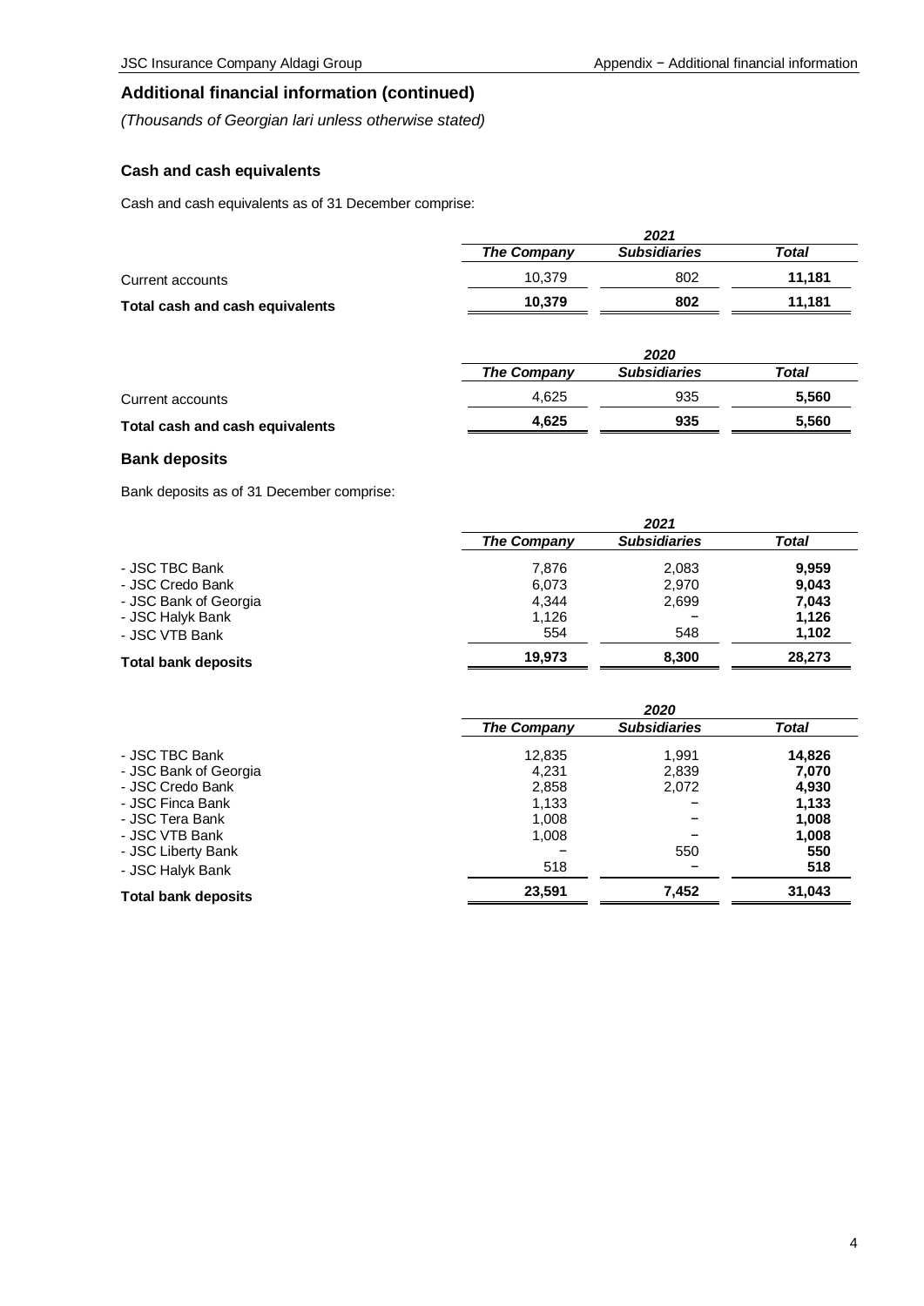## Additional financial information (continued)

*(Thousands of Georgian lari unless otherwise stated)*

### Cash and cash equivalents

Cash and cash equivalents as of 31 December comprise:

| | *2021* | | |
|---|---|---|---|
| | ***The Company*** | ***Subsidiaries*** | ***Total*** |
| Current accounts | 10,379 | 802 | **11,181** |
| **Total cash and cash equivalents** | **10,379** | **802** | **11,181** |

| | *2020* | | |
|---|---|---|---|
| | ***The Company*** | ***Subsidiaries*** | ***Total*** |
| Current accounts | 4,625 | 935 | **5,560** |
| **Total cash and cash equivalents** | **4,625** | **935** | **5,560** |

### Bank deposits

Bank deposits as of 31 December comprise:

| | *2021* | | |
|---|---|---|---|
| | ***The Company*** | ***Subsidiaries*** | ***Total*** |
| - JSC TBC Bank | 7,876 | 2,083 | **9,959** |
| - JSC Credo Bank | 6,073 | 2,970 | **9,043** |
| - JSC Bank of Georgia | 4,344 | 2,699 | **7,043** |
| - JSC Halyk Bank | 1,126 | − | **1,126** |
| - JSC VTB Bank | 554 | 548 | **1,102** |
| **Total bank deposits** | **19,973** | **8,300** | **28,273** |

| | *2020* | | |
|---|---|---|---|
| | ***The Company*** | ***Subsidiaries*** | ***Total*** |
| - JSC TBC Bank | 12,835 | 1,991 | **14,826** |
| - JSC Bank of Georgia | 4,231 | 2,839 | **7,070** |
| - JSC Credo Bank | 2,858 | 2,072 | **4,930** |
| - JSC Finca Bank | 1,133 | − | **1,133** |
| - JSC Tera Bank | 1,008 | − | **1,008** |
| - JSC VTB Bank | 1,008 | − | **1,008** |
| - JSC Liberty Bank | − | 550 | **550** |
| - JSC Halyk Bank | 518 | − | **518** |
| **Total bank deposits** | **23,591** | **7,452** | **31,043** |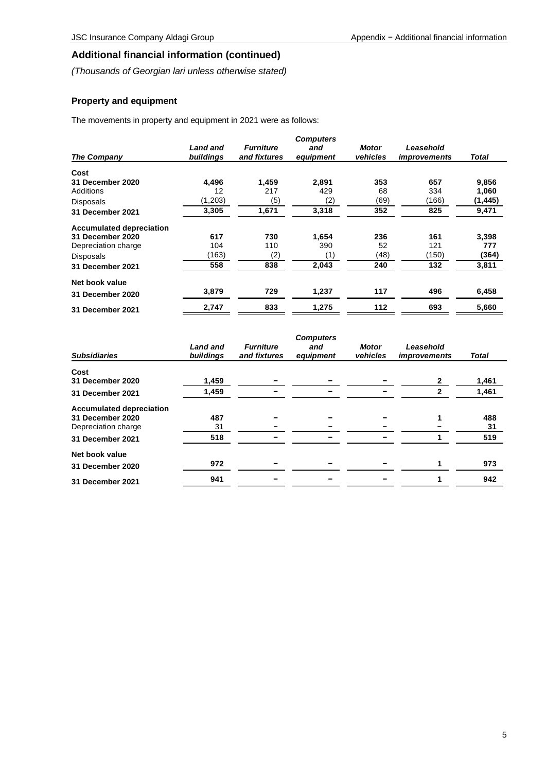## Additional financial information (continued)

*(Thousands of Georgian lari unless otherwise stated)*

### Property and equipment

The movements in property and equipment in 2021 were as follows:

| *The Company* | *Land and buildings* | *Furniture and fixtures* | *Computers and equipment* | *Motor vehicles* | *Leasehold improvements* | *Total* |
|---|---|---|---|---|---|---|
| **Cost** | | | | | | |
| **31 December 2020** | **4,496** | **1,459** | **2,891** | **353** | **657** | **9,856** |
| Additions | 12 | 217 | 429 | 68 | 334 | **1,060** |
| Disposals | (1,203) | (5) | (2) | (69) | (166) | **(1,445)** |
| **31 December 2021** | **3,305** | **1,671** | **3,318** | **352** | **825** | **9,471** |
| **Accumulated depreciation** | | | | | | |
| **31 December 2020** | **617** | **730** | **1,654** | **236** | **161** | **3,398** |
| Depreciation charge | 104 | 110 | 390 | 52 | 121 | **777** |
| Disposals | (163) | (2) | (1) | (48) | (150) | **(364)** |
| **31 December 2021** | **558** | **838** | **2,043** | **240** | **132** | **3,811** |
| **Net book value** | | | | | | |
| **31 December 2020** | **3,879** | **729** | **1,237** | **117** | **496** | **6,458** |
| **31 December 2021** | **2,747** | **833** | **1,275** | **112** | **693** | **5,660** |

| *Subsidiaries* | *Land and buildings* | *Furniture and fixtures* | *Computers and equipment* | *Motor vehicles* | *Leasehold improvements* | *Total* |
|---|---|---|---|---|---|---|
| **Cost** | | | | | | |
| **31 December 2020** | **1,459** | **–** | **–** | **–** | **2** | **1,461** |
| **31 December 2021** | **1,459** | **–** | **–** | **–** | **2** | **1,461** |
| **Accumulated depreciation** | | | | | | |
| **31 December 2020** | **487** | **–** | **–** | **–** | **1** | **488** |
| Depreciation charge | 31 | – | – | – | – | **31** |
| **31 December 2021** | **518** | **–** | **–** | **–** | **1** | **519** |
| **Net book value** | | | | | | |
| **31 December 2020** | **972** | **–** | **–** | **–** | **1** | **973** |
| **31 December 2021** | **941** | **–** | **–** | **–** | **1** | **942** |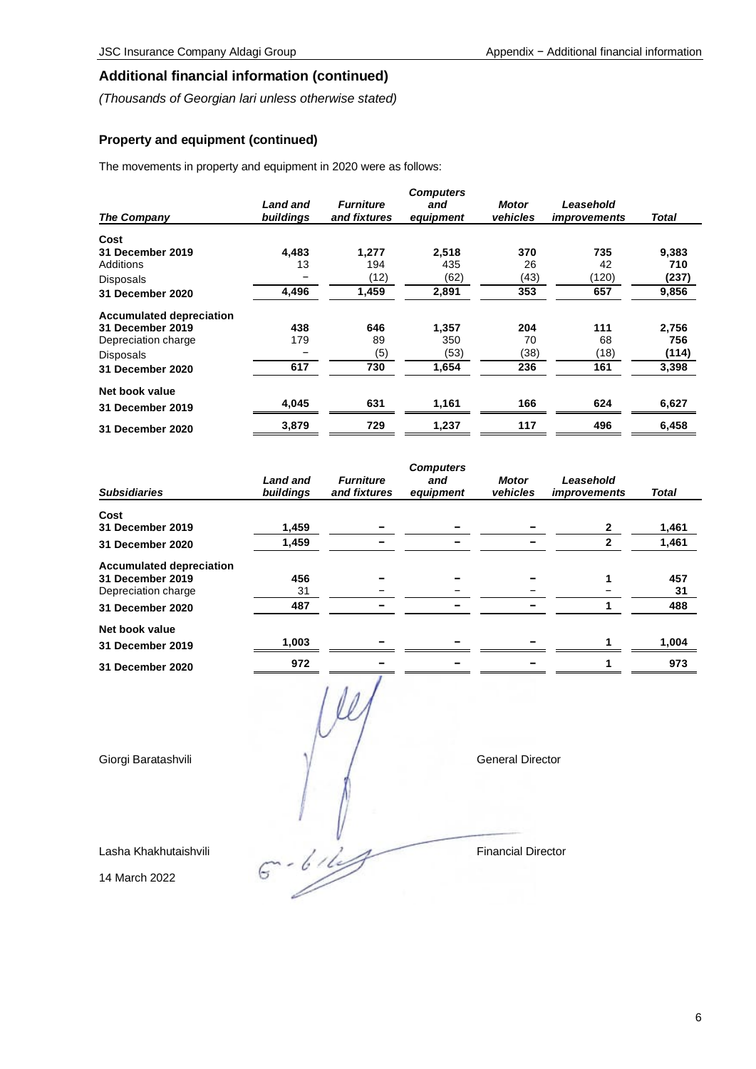## Additional financial information (continued)

*(Thousands of Georgian lari unless otherwise stated)*

### Property and equipment (continued)

The movements in property and equipment in 2020 were as follows:

| ***The Company*** | ***Land and buildings*** | ***Furniture and fixtures*** | ***Computers and equipment*** | ***Motor vehicles*** | ***Leasehold improvements*** | ***Total*** |
|---|---|---|---|---|---|---|
| **Cost** | | | | | | |
| **31 December 2019** | **4,483** | **1,277** | **2,518** | **370** | **735** | **9,383** |
| Additions | 13 | 194 | 435 | 26 | 42 | **710** |
| Disposals | – | (12) | (62) | (43) | (120) | **(237)** |
| **31 December 2020** | **4,496** | **1,459** | **2,891** | **353** | **657** | **9,856** |
| **Accumulated depreciation** | | | | | | |
| **31 December 2019** | **438** | **646** | **1,357** | **204** | **111** | **2,756** |
| Depreciation charge | 179 | 89 | 350 | 70 | 68 | **756** |
| Disposals | – | (5) | (53) | (38) | (18) | **(114)** |
| **31 December 2020** | **617** | **730** | **1,654** | **236** | **161** | **3,398** |
| **Net book value** | | | | | | |
| **31 December 2019** | **4,045** | **631** | **1,161** | **166** | **624** | **6,627** |
| **31 December 2020** | **3,879** | **729** | **1,237** | **117** | **496** | **6,458** |

| ***Subsidiaries*** | ***Land and buildings*** | ***Furniture and fixtures*** | ***Computers and equipment*** | ***Motor vehicles*** | ***Leasehold improvements*** | ***Total*** |
|---|---|---|---|---|---|---|
| **Cost** | | | | | | |
| **31 December 2019** | **1,459** | **–** | **–** | **–** | **2** | **1,461** |
| **31 December 2020** | **1,459** | **–** | **–** | **–** | **2** | **1,461** |
| **Accumulated depreciation** | | | | | | |
| **31 December 2019** | **456** | **–** | **–** | **–** | **1** | **457** |
| Depreciation charge | 31 | – | – | – | – | **31** |
| **31 December 2020** | **487** | **–** | **–** | **–** | **1** | **488** |
| **Net book value** | | | | | | |
| **31 December 2019** | **1,003** | **–** | **–** | **–** | **1** | **1,004** |
| **31 December 2020** | **972** | **–** | **–** | **–** | **1** | **973** |

Giorgi Baratashvili — General Director

Lasha Khakhutaishvili — Financial Director

14 March 2022